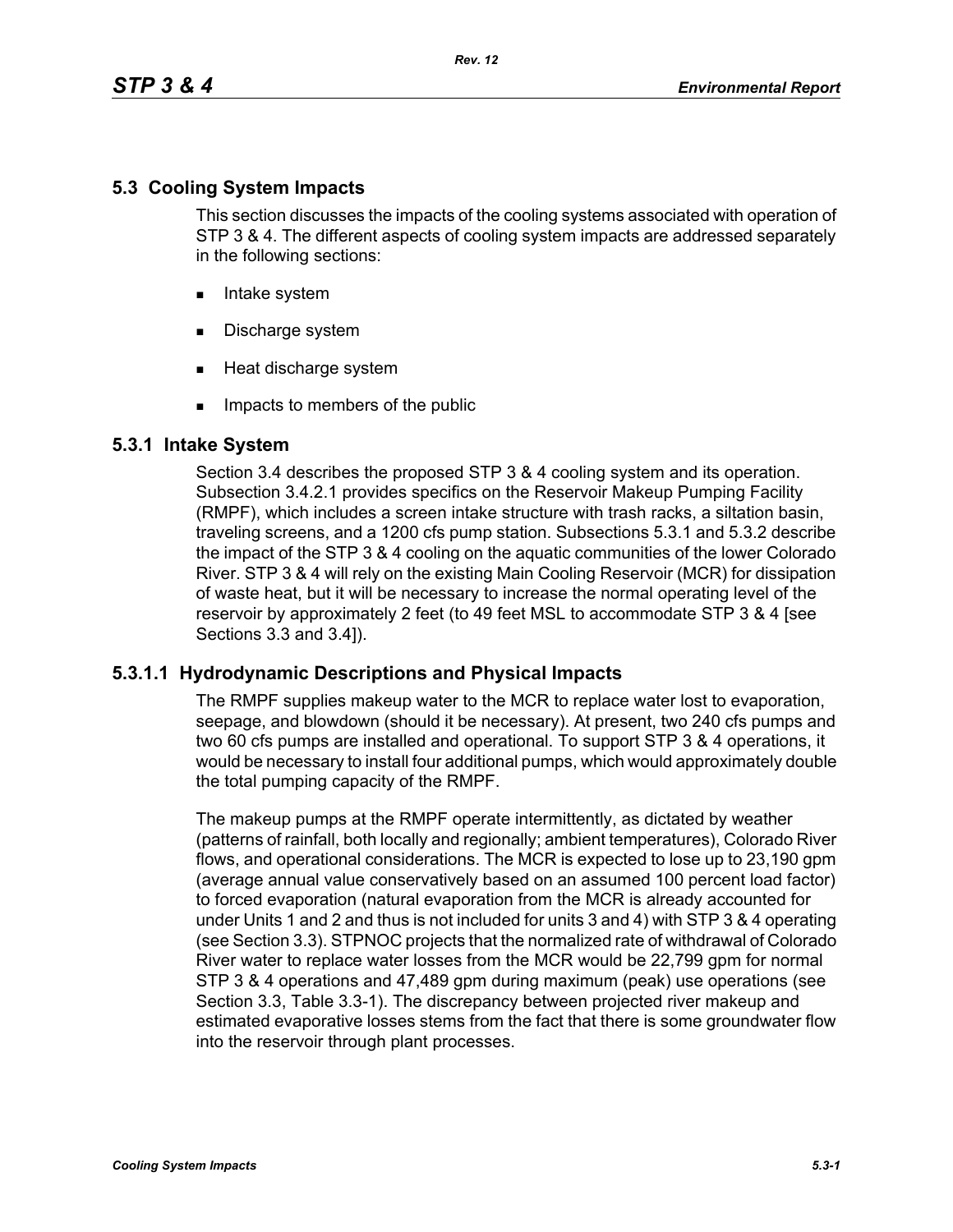## 5.3 Cooling System Impacts

This section discusses the impacts of the cooling systems associated with operation of STP 3 & 4. The different aspects of cooling system impacts are addressed separately in the following sections:

- Intake system
- Discharge system
- Heat discharge system
- Impacts to members of the public

### 5.3.1 Intake System

Section 3.4 describes the proposed STP 3 & 4 cooling system and its operation. Subsection 3.4.2.1 provides specifics on the Reservoir Makeup Pumping Facility (RMPF), which includes a screen intake structure with trash racks, a siltation basin, traveling screens, and a 1200 cfs pump station. Subsections 5.3.1 and 5.3.2 describe the impact of the STP 3 & 4 cooling on the aquatic communities of the lower Colorado River. STP 3 & 4 will rely on the existing Main Cooling Reservoir (MCR) for dissipation of waste heat, but it will be necessary to increase the normal operating level of the reservoir by approximately 2 feet (to 49 feet MSL to accommodate STP 3 & 4 [see Sections 3.3 and 3.4]).

#### 5.3.1.1 Hydrodynamic Descriptions and Physical Impacts

The RMPF supplies makeup water to the MCR to replace water lost to evaporation, seepage, and blowdown (should it be necessary). At present, two 240 cfs pumps and two 60 cfs pumps are installed and operational. To support STP 3 & 4 operations, it would be necessary to install four additional pumps, which would approximately double the total pumping capacity of the RMPF.

The makeup pumps at the RMPF operate intermittently, as dictated by weather (patterns of rainfall, both locally and regionally; ambient temperatures), Colorado River flows, and operational considerations. The MCR is expected to lose up to 23,190 gpm (average annual value conservatively based on an assumed 100 percent load factor) to forced evaporation (natural evaporation from the MCR is already accounted for under Units 1 and 2 and thus is not included for units 3 and 4) with STP 3 & 4 operating (see Section 3.3). STPNOC projects that the normalized rate of withdrawal of Colorado River water to replace water losses from the MCR would be 22,799 gpm for normal STP 3 & 4 operations and 47,489 gpm during maximum (peak) use operations (see Section 3.3, Table 3.3-1). The discrepancy between projected river makeup and estimated evaporative losses stems from the fact that there is some groundwater flow into the reservoir through plant processes.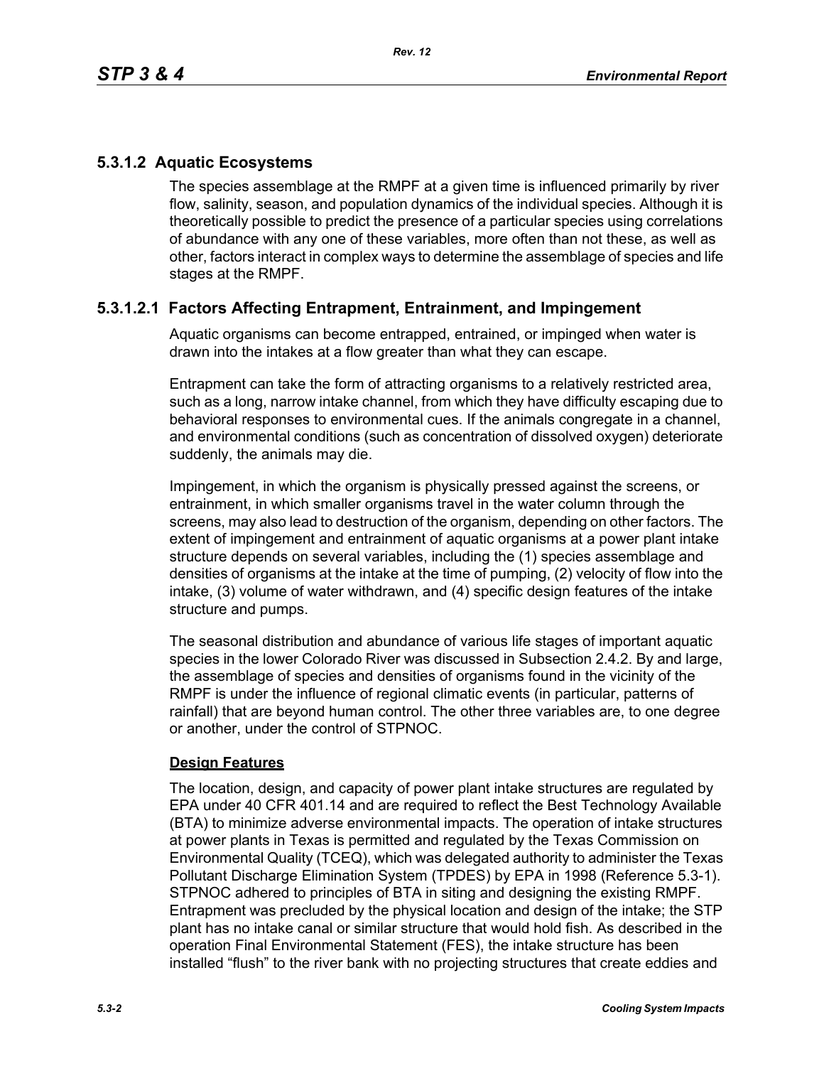## 5.3.1.2 Aquatic Ecosystems

The species assemblage at the RMPF at a given time is influenced primarily by river flow, salinity, season, and population dynamics of the individual species. Although it is theoretically possible to predict the presence of a particular species using correlations of abundance with any one of these variables, more often than not these, as well as other, factors interact in complex ways to determine the assemblage of species and life stages at the RMPF.

### 5.3.1.2.1 Factors Affecting Entrapment, Entrainment, and Impingement

Aquatic organisms can become entrapped, entrained, or impinged when water is drawn into the intakes at a flow greater than what they can escape.

Entrapment can take the form of attracting organisms to a relatively restricted area, such as a long, narrow intake channel, from which they have difficulty escaping due to behavioral responses to environmental cues. If the animals congregate in a channel, and environmental conditions (such as concentration of dissolved oxygen) deteriorate suddenly, the animals may die.

Impingement, in which the organism is physically pressed against the screens, or entrainment, in which smaller organisms travel in the water column through the screens, may also lead to destruction of the organism, depending on other factors. The extent of impingement and entrainment of aquatic organisms at a power plant intake structure depends on several variables, including the (1) species assemblage and densities of organisms at the intake at the time of pumping, (2) velocity of flow into the intake, (3) volume of water withdrawn, and (4) specific design features of the intake structure and pumps.

The seasonal distribution and abundance of various life stages of important aquatic species in the lower Colorado River was discussed in Subsection 2.4.2. By and large, the assemblage of species and densities of organisms found in the vicinity of the RMPF is under the influence of regional climatic events (in particular, patterns of rainfall) that are beyond human control. The other three variables are, to one degree or another, under the control of STPNOC.

**Design Features**

The location, design, and capacity of power plant intake structures are regulated by EPA under 40 CFR 401.14 and are required to reflect the Best Technology Available (BTA) to minimize adverse environmental impacts. The operation of intake structures at power plants in Texas is permitted and regulated by the Texas Commission on Environmental Quality (TCEQ), which was delegated authority to administer the Texas Pollutant Discharge Elimination System (TPDES) by EPA in 1998 (Reference 5.3-1). STPNOC adhered to principles of BTA in siting and designing the existing RMPF. Entrapment was precluded by the physical location and design of the intake; the STP plant has no intake canal or similar structure that would hold fish. As described in the operation Final Environmental Statement (FES), the intake structure has been installed "flush" to the river bank with no projecting structures that create eddies and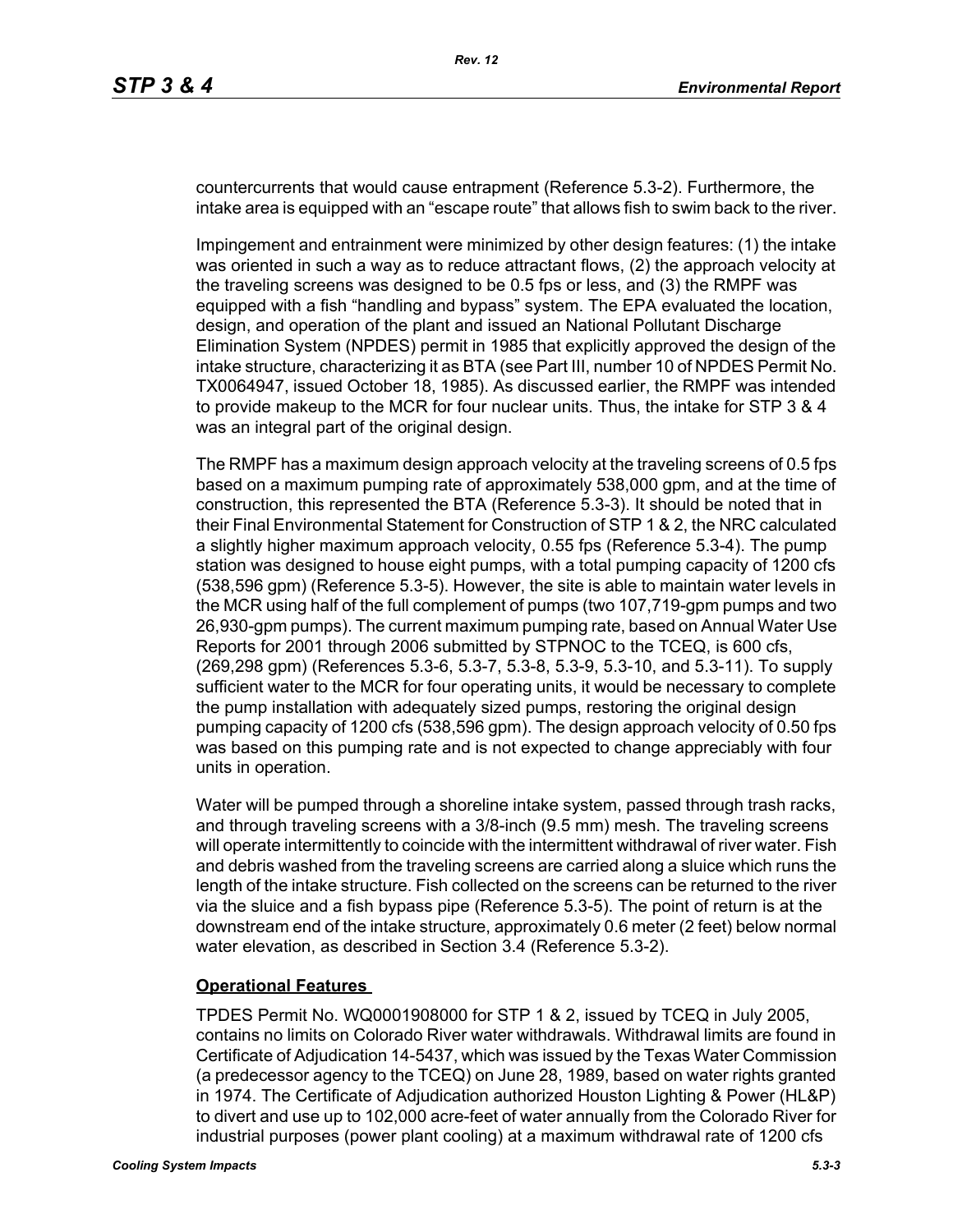countercurrents that would cause entrapment (Reference 5.3-2). Furthermore, the intake area is equipped with an "escape route" that allows fish to swim back to the river.

Impingement and entrainment were minimized by other design features: (1) the intake was oriented in such a way as to reduce attractant flows, (2) the approach velocity at the traveling screens was designed to be 0.5 fps or less, and (3) the RMPF was equipped with a fish "handling and bypass" system. The EPA evaluated the location, design, and operation of the plant and issued an National Pollutant Discharge Elimination System (NPDES) permit in 1985 that explicitly approved the design of the intake structure, characterizing it as BTA (see Part III, number 10 of NPDES Permit No. TX0064947, issued October 18, 1985). As discussed earlier, the RMPF was intended to provide makeup to the MCR for four nuclear units. Thus, the intake for STP 3 & 4 was an integral part of the original design.

The RMPF has a maximum design approach velocity at the traveling screens of 0.5 fps based on a maximum pumping rate of approximately 538,000 gpm, and at the time of construction, this represented the BTA (Reference 5.3-3). It should be noted that in their Final Environmental Statement for Construction of STP 1 & 2, the NRC calculated a slightly higher maximum approach velocity, 0.55 fps (Reference 5.3-4). The pump station was designed to house eight pumps, with a total pumping capacity of 1200 cfs (538,596 gpm) (Reference 5.3-5). However, the site is able to maintain water levels in the MCR using half of the full complement of pumps (two 107,719-gpm pumps and two 26,930-gpm pumps). The current maximum pumping rate, based on Annual Water Use Reports for 2001 through 2006 submitted by STPNOC to the TCEQ, is 600 cfs, (269,298 gpm) (References 5.3-6, 5.3-7, 5.3-8, 5.3-9, 5.3-10, and 5.3-11). To supply sufficient water to the MCR for four operating units, it would be necessary to complete the pump installation with adequately sized pumps, restoring the original design pumping capacity of 1200 cfs (538,596 gpm). The design approach velocity of 0.50 fps was based on this pumping rate and is not expected to change appreciably with four units in operation.

Water will be pumped through a shoreline intake system, passed through trash racks, and through traveling screens with a 3/8-inch (9.5 mm) mesh. The traveling screens will operate intermittently to coincide with the intermittent withdrawal of river water. Fish and debris washed from the traveling screens are carried along a sluice which runs the length of the intake structure. Fish collected on the screens can be returned to the river via the sluice and a fish bypass pipe (Reference 5.3-5). The point of return is at the downstream end of the intake structure, approximately 0.6 meter (2 feet) below normal water elevation, as described in Section 3.4 (Reference 5.3-2).

**Operational Features**

TPDES Permit No. WQ0001908000 for STP 1 & 2, issued by TCEQ in July 2005, contains no limits on Colorado River water withdrawals. Withdrawal limits are found in Certificate of Adjudication 14-5437, which was issued by the Texas Water Commission (a predecessor agency to the TCEQ) on June 28, 1989, based on water rights granted in 1974. The Certificate of Adjudication authorized Houston Lighting & Power (HL&P) to divert and use up to 102,000 acre-feet of water annually from the Colorado River for industrial purposes (power plant cooling) at a maximum withdrawal rate of 1200 cfs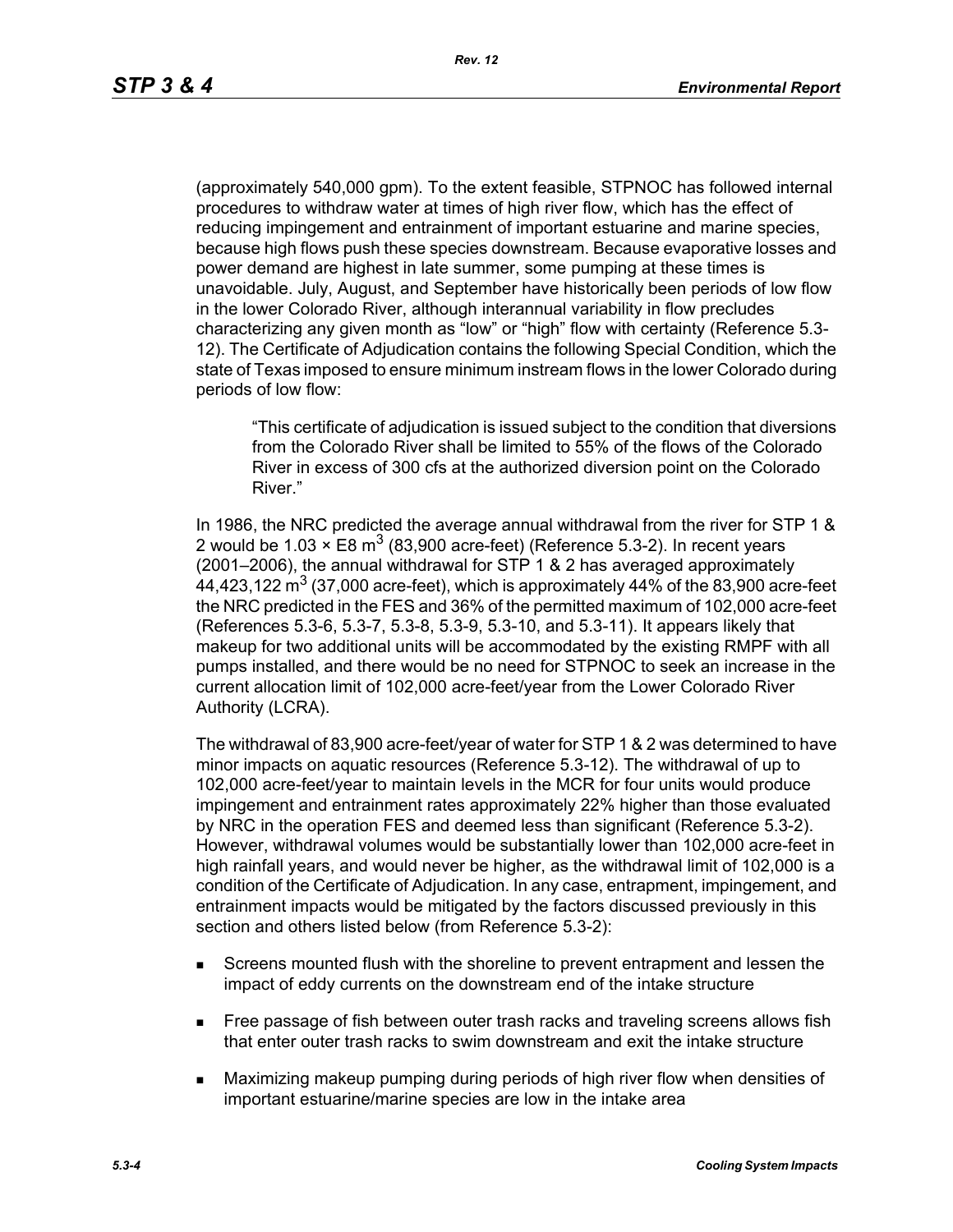(approximately 540,000 gpm). To the extent feasible, STPNOC has followed internal procedures to withdraw water at times of high river flow, which has the effect of reducing impingement and entrainment of important estuarine and marine species, because high flows push these species downstream. Because evaporative losses and power demand are highest in late summer, some pumping at these times is unavoidable. July, August, and September have historically been periods of low flow in the lower Colorado River, although interannual variability in flow precludes characterizing any given month as "low" or "high" flow with certainty (Reference 5.3-12). The Certificate of Adjudication contains the following Special Condition, which the state of Texas imposed to ensure minimum instream flows in the lower Colorado during periods of low flow:

> "This certificate of adjudication is issued subject to the condition that diversions from the Colorado River shall be limited to 55% of the flows of the Colorado River in excess of 300 cfs at the authorized diversion point on the Colorado River."

In 1986, the NRC predicted the average annual withdrawal from the river for STP 1 & 2 would be 1.03 × E8 $m^3$ (83,900 acre-feet) (Reference 5.3-2). In recent years (2001–2006), the annual withdrawal for STP 1 & 2 has averaged approximately 44,423,122 $m^3$ (37,000 acre-feet), which is approximately 44% of the 83,900 acre-feet the NRC predicted in the FES and 36% of the permitted maximum of 102,000 acre-feet (References 5.3-6, 5.3-7, 5.3-8, 5.3-9, 5.3-10, and 5.3-11). It appears likely that makeup for two additional units will be accommodated by the existing RMPF with all pumps installed, and there would be no need for STPNOC to seek an increase in the current allocation limit of 102,000 acre-feet/year from the Lower Colorado River Authority (LCRA).

The withdrawal of 83,900 acre-feet/year of water for STP 1 & 2 was determined to have minor impacts on aquatic resources (Reference 5.3-12). The withdrawal of up to 102,000 acre-feet/year to maintain levels in the MCR for four units would produce impingement and entrainment rates approximately 22% higher than those evaluated by NRC in the operation FES and deemed less than significant (Reference 5.3-2). However, withdrawal volumes would be substantially lower than 102,000 acre-feet in high rainfall years, and would never be higher, as the withdrawal limit of 102,000 is a condition of the Certificate of Adjudication. In any case, entrapment, impingement, and entrainment impacts would be mitigated by the factors discussed previously in this section and others listed below (from Reference 5.3-2):

- Screens mounted flush with the shoreline to prevent entrapment and lessen the impact of eddy currents on the downstream end of the intake structure
- Free passage of fish between outer trash racks and traveling screens allows fish that enter outer trash racks to swim downstream and exit the intake structure
- Maximizing makeup pumping during periods of high river flow when densities of important estuarine/marine species are low in the intake area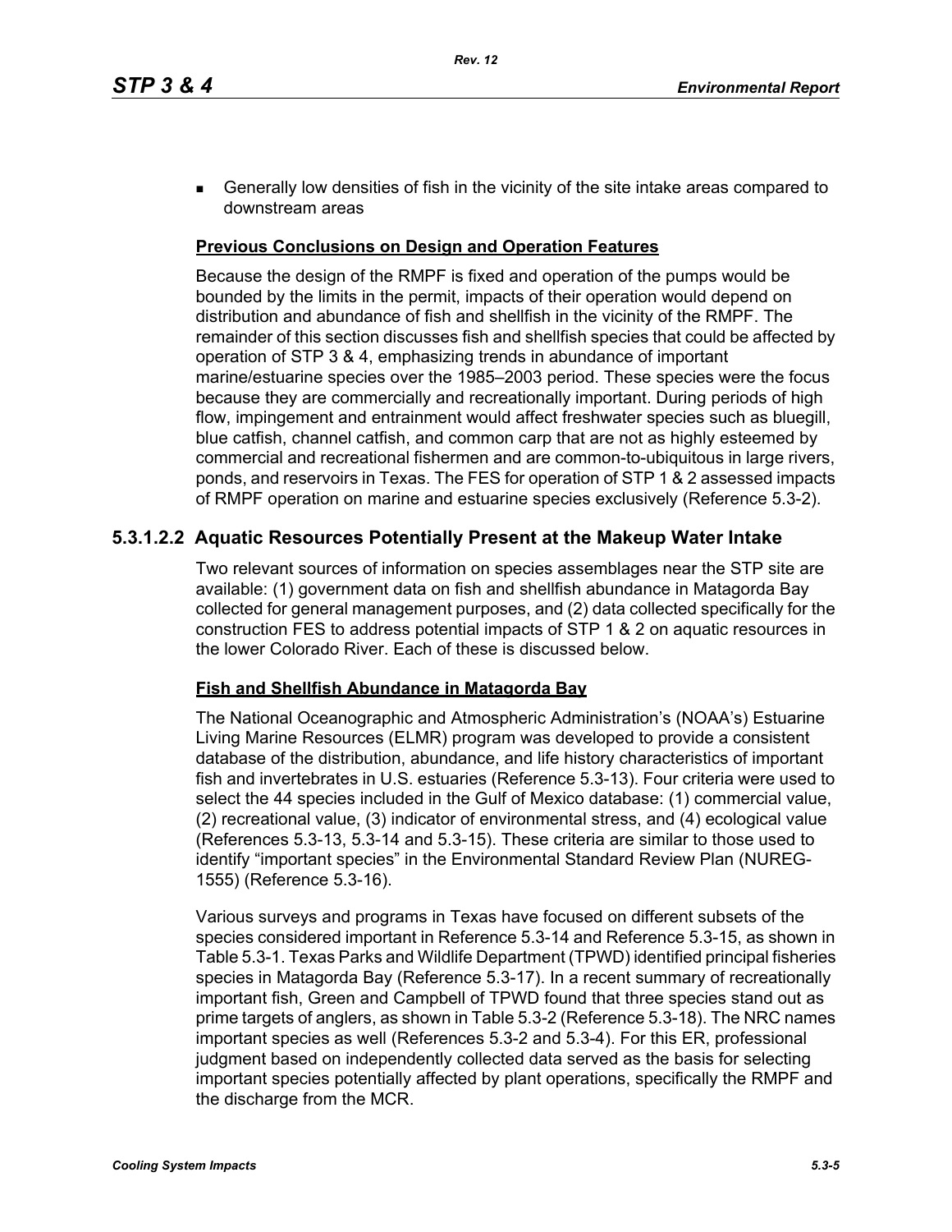- Generally low densities of fish in the vicinity of the site intake areas compared to downstream areas

**Previous Conclusions on Design and Operation Features**

Because the design of the RMPF is fixed and operation of the pumps would be bounded by the limits in the permit, impacts of their operation would depend on distribution and abundance of fish and shellfish in the vicinity of the RMPF. The remainder of this section discusses fish and shellfish species that could be affected by operation of STP 3 & 4, emphasizing trends in abundance of important marine/estuarine species over the 1985–2003 period. These species were the focus because they are commercially and recreationally important. During periods of high flow, impingement and entrainment would affect freshwater species such as bluegill, blue catfish, channel catfish, and common carp that are not as highly esteemed by commercial and recreational fishermen and are common-to-ubiquitous in large rivers, ponds, and reservoirs in Texas. The FES for operation of STP 1 & 2 assessed impacts of RMPF operation on marine and estuarine species exclusively (Reference 5.3-2).

### 5.3.1.2.2 Aquatic Resources Potentially Present at the Makeup Water Intake

Two relevant sources of information on species assemblages near the STP site are available: (1) government data on fish and shellfish abundance in Matagorda Bay collected for general management purposes, and (2) data collected specifically for the construction FES to address potential impacts of STP 1 & 2 on aquatic resources in the lower Colorado River. Each of these is discussed below.

**Fish and Shellfish Abundance in Matagorda Bay**

The National Oceanographic and Atmospheric Administration's (NOAA's) Estuarine Living Marine Resources (ELMR) program was developed to provide a consistent database of the distribution, abundance, and life history characteristics of important fish and invertebrates in U.S. estuaries (Reference 5.3-13). Four criteria were used to select the 44 species included in the Gulf of Mexico database: (1) commercial value, (2) recreational value, (3) indicator of environmental stress, and (4) ecological value (References 5.3-13, 5.3-14 and 5.3-15). These criteria are similar to those used to identify "important species" in the Environmental Standard Review Plan (NUREG-1555) (Reference 5.3-16).

Various surveys and programs in Texas have focused on different subsets of the species considered important in Reference 5.3-14 and Reference 5.3-15, as shown in Table 5.3-1. Texas Parks and Wildlife Department (TPWD) identified principal fisheries species in Matagorda Bay (Reference 5.3-17). In a recent summary of recreationally important fish, Green and Campbell of TPWD found that three species stand out as prime targets of anglers, as shown in Table 5.3-2 (Reference 5.3-18). The NRC names important species as well (References 5.3-2 and 5.3-4). For this ER, professional judgment based on independently collected data served as the basis for selecting important species potentially affected by plant operations, specifically the RMPF and the discharge from the MCR.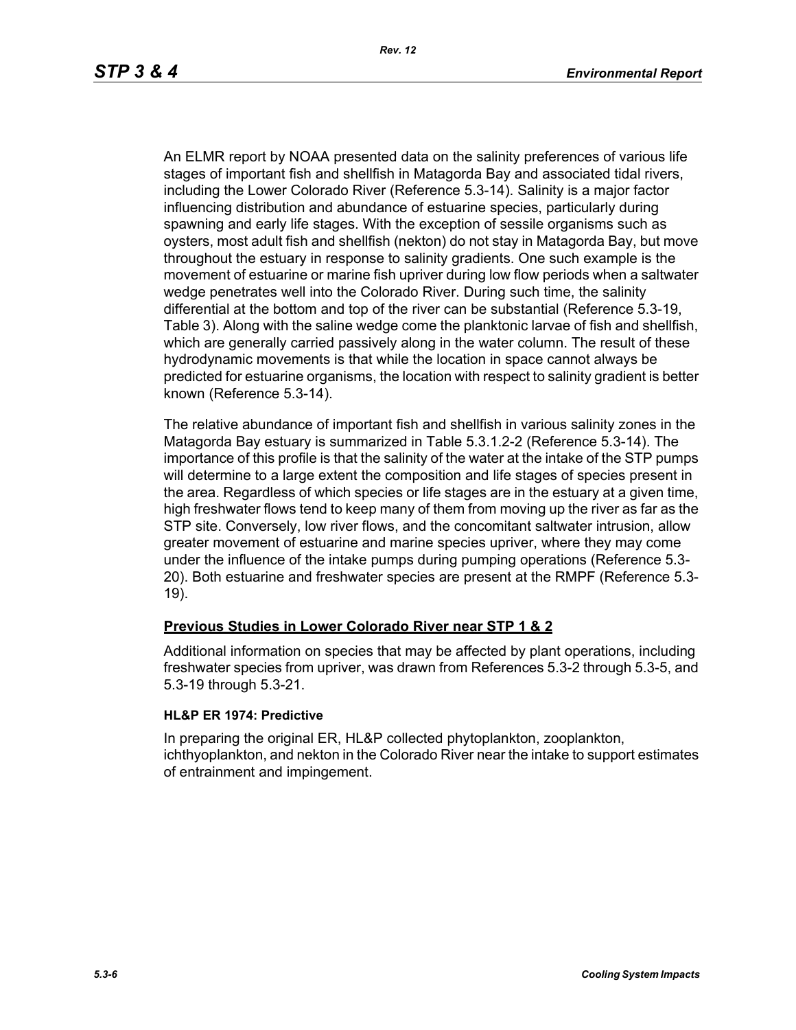An ELMR report by NOAA presented data on the salinity preferences of various life stages of important fish and shellfish in Matagorda Bay and associated tidal rivers, including the Lower Colorado River (Reference 5.3-14). Salinity is a major factor influencing distribution and abundance of estuarine species, particularly during spawning and early life stages. With the exception of sessile organisms such as oysters, most adult fish and shellfish (nekton) do not stay in Matagorda Bay, but move throughout the estuary in response to salinity gradients. One such example is the movement of estuarine or marine fish upriver during low flow periods when a saltwater wedge penetrates well into the Colorado River. During such time, the salinity differential at the bottom and top of the river can be substantial (Reference 5.3-19, Table 3). Along with the saline wedge come the planktonic larvae of fish and shellfish, which are generally carried passively along in the water column. The result of these hydrodynamic movements is that while the location in space cannot always be predicted for estuarine organisms, the location with respect to salinity gradient is better known (Reference 5.3-14).

The relative abundance of important fish and shellfish in various salinity zones in the Matagorda Bay estuary is summarized in Table 5.3.1.2-2 (Reference 5.3-14). The importance of this profile is that the salinity of the water at the intake of the STP pumps will determine to a large extent the composition and life stages of species present in the area. Regardless of which species or life stages are in the estuary at a given time, high freshwater flows tend to keep many of them from moving up the river as far as the STP site. Conversely, low river flows, and the concomitant saltwater intrusion, allow greater movement of estuarine and marine species upriver, where they may come under the influence of the intake pumps during pumping operations (Reference 5.3-20). Both estuarine and freshwater species are present at the RMPF (Reference 5.3-19).

## Previous Studies in Lower Colorado River near STP 1 & 2

Additional information on species that may be affected by plant operations, including freshwater species from upriver, was drawn from References 5.3-2 through 5.3-5, and 5.3-19 through 5.3-21.

### HL&P ER 1974: Predictive

In preparing the original ER, HL&P collected phytoplankton, zooplankton, ichthyoplankton, and nekton in the Colorado River near the intake to support estimates of entrainment and impingement.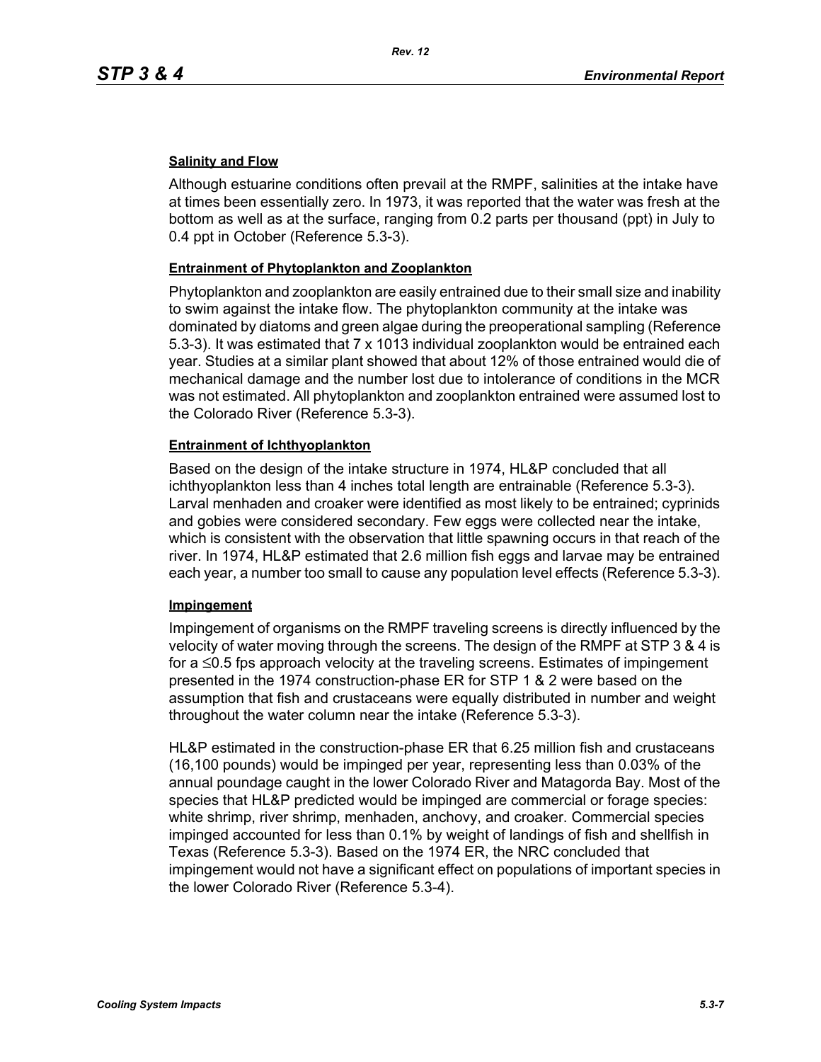**Salinity and Flow**

Although estuarine conditions often prevail at the RMPF, salinities at the intake have at times been essentially zero. In 1973, it was reported that the water was fresh at the bottom as well as at the surface, ranging from 0.2 parts per thousand (ppt) in July to 0.4 ppt in October (Reference 5.3-3).

**Entrainment of Phytoplankton and Zooplankton**

Phytoplankton and zooplankton are easily entrained due to their small size and inability to swim against the intake flow. The phytoplankton community at the intake was dominated by diatoms and green algae during the preoperational sampling (Reference 5.3-3). It was estimated that 7 x 1013 individual zooplankton would be entrained each year. Studies at a similar plant showed that about 12% of those entrained would die of mechanical damage and the number lost due to intolerance of conditions in the MCR was not estimated. All phytoplankton and zooplankton entrained were assumed lost to the Colorado River (Reference 5.3-3).

**Entrainment of Ichthyoplankton**

Based on the design of the intake structure in 1974, HL&P concluded that all ichthyoplankton less than 4 inches total length are entrainable (Reference 5.3-3). Larval menhaden and croaker were identified as most likely to be entrained; cyprinids and gobies were considered secondary. Few eggs were collected near the intake, which is consistent with the observation that little spawning occurs in that reach of the river. In 1974, HL&P estimated that 2.6 million fish eggs and larvae may be entrained each year, a number too small to cause any population level effects (Reference 5.3-3).

**Impingement**

Impingement of organisms on the RMPF traveling screens is directly influenced by the velocity of water moving through the screens. The design of the RMPF at STP 3 & 4 is for a ≤0.5 fps approach velocity at the traveling screens. Estimates of impingement presented in the 1974 construction-phase ER for STP 1 & 2 were based on the assumption that fish and crustaceans were equally distributed in number and weight throughout the water column near the intake (Reference 5.3-3).

HL&P estimated in the construction-phase ER that 6.25 million fish and crustaceans (16,100 pounds) would be impinged per year, representing less than 0.03% of the annual poundage caught in the lower Colorado River and Matagorda Bay. Most of the species that HL&P predicted would be impinged are commercial or forage species: white shrimp, river shrimp, menhaden, anchovy, and croaker. Commercial species impinged accounted for less than 0.1% by weight of landings of fish and shellfish in Texas (Reference 5.3-3). Based on the 1974 ER, the NRC concluded that impingement would not have a significant effect on populations of important species in the lower Colorado River (Reference 5.3-4).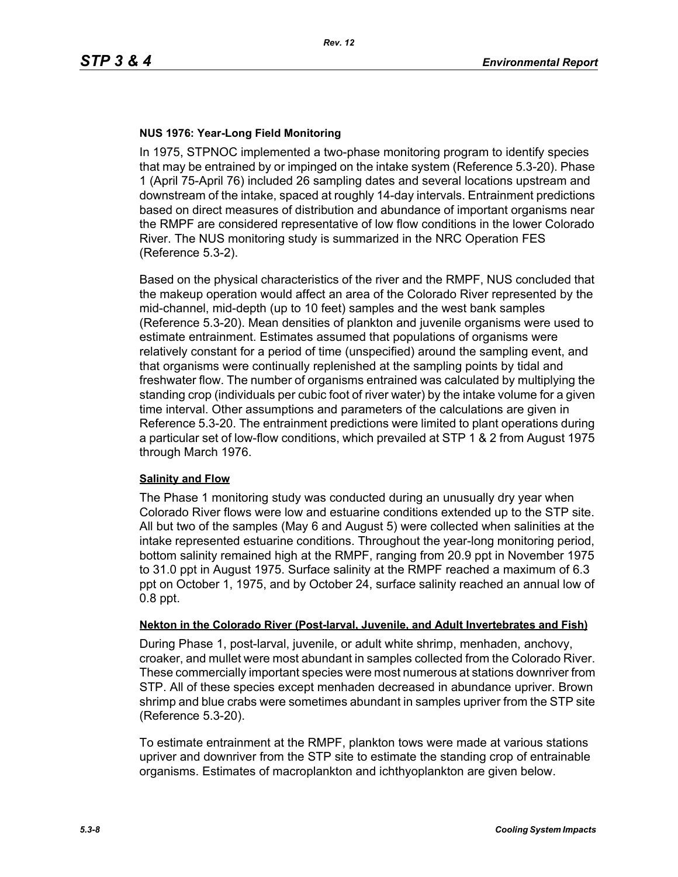### NUS 1976: Year-Long Field Monitoring

In 1975, STPNOC implemented a two-phase monitoring program to identify species that may be entrained by or impinged on the intake system (Reference 5.3-20). Phase 1 (April 75-April 76) included 26 sampling dates and several locations upstream and downstream of the intake, spaced at roughly 14-day intervals. Entrainment predictions based on direct measures of distribution and abundance of important organisms near the RMPF are considered representative of low flow conditions in the lower Colorado River. The NUS monitoring study is summarized in the NRC Operation FES (Reference 5.3-2).

Based on the physical characteristics of the river and the RMPF, NUS concluded that the makeup operation would affect an area of the Colorado River represented by the mid-channel, mid-depth (up to 10 feet) samples and the west bank samples (Reference 5.3-20). Mean densities of plankton and juvenile organisms were used to estimate entrainment. Estimates assumed that populations of organisms were relatively constant for a period of time (unspecified) around the sampling event, and that organisms were continually replenished at the sampling points by tidal and freshwater flow. The number of organisms entrained was calculated by multiplying the standing crop (individuals per cubic foot of river water) by the intake volume for a given time interval. Other assumptions and parameters of the calculations are given in Reference 5.3-20. The entrainment predictions were limited to plant operations during a particular set of low-flow conditions, which prevailed at STP 1 & 2 from August 1975 through March 1976.

#### Salinity and Flow

The Phase 1 monitoring study was conducted during an unusually dry year when Colorado River flows were low and estuarine conditions extended up to the STP site. All but two of the samples (May 6 and August 5) were collected when salinities at the intake represented estuarine conditions. Throughout the year-long monitoring period, bottom salinity remained high at the RMPF, ranging from 20.9 ppt in November 1975 to 31.0 ppt in August 1975. Surface salinity at the RMPF reached a maximum of 6.3 ppt on October 1, 1975, and by October 24, surface salinity reached an annual low of 0.8 ppt.

#### Nekton in the Colorado River (Post-larval, Juvenile, and Adult Invertebrates and Fish)

During Phase 1, post-larval, juvenile, or adult white shrimp, menhaden, anchovy, croaker, and mullet were most abundant in samples collected from the Colorado River. These commercially important species were most numerous at stations downriver from STP. All of these species except menhaden decreased in abundance upriver. Brown shrimp and blue crabs were sometimes abundant in samples upriver from the STP site (Reference 5.3-20).

To estimate entrainment at the RMPF, plankton tows were made at various stations upriver and downriver from the STP site to estimate the standing crop of entrainable organisms. Estimates of macroplankton and ichthyoplankton are given below.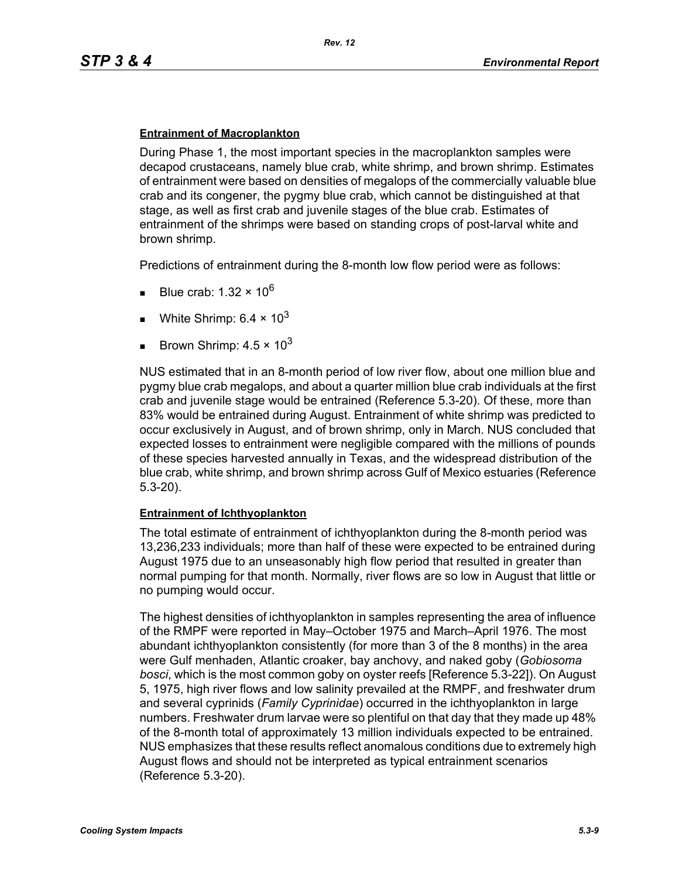#### Entrainment of Macroplankton

During Phase 1, the most important species in the macroplankton samples were decapod crustaceans, namely blue crab, white shrimp, and brown shrimp. Estimates of entrainment were based on densities of megalops of the commercially valuable blue crab and its congener, the pygmy blue crab, which cannot be distinguished at that stage, as well as first crab and juvenile stages of the blue crab. Estimates of entrainment of the shrimps were based on standing crops of post-larval white and brown shrimp.

Predictions of entrainment during the 8-month low flow period were as follows:

- Blue crab: $1.32 \times 10^6$
- White Shrimp: $6.4 \times 10^3$
- Brown Shrimp: $4.5 \times 10^3$

NUS estimated that in an 8-month period of low river flow, about one million blue and pygmy blue crab megalops, and about a quarter million blue crab individuals at the first crab and juvenile stage would be entrained (Reference 5.3-20). Of these, more than 83% would be entrained during August. Entrainment of white shrimp was predicted to occur exclusively in August, and of brown shrimp, only in March. NUS concluded that expected losses to entrainment were negligible compared with the millions of pounds of these species harvested annually in Texas, and the widespread distribution of the blue crab, white shrimp, and brown shrimp across Gulf of Mexico estuaries (Reference 5.3-20).

#### Entrainment of Ichthyoplankton

The total estimate of entrainment of ichthyoplankton during the 8-month period was 13,236,233 individuals; more than half of these were expected to be entrained during August 1975 due to an unseasonably high flow period that resulted in greater than normal pumping for that month. Normally, river flows are so low in August that little or no pumping would occur.

The highest densities of ichthyoplankton in samples representing the area of influence of the RMPF were reported in May–October 1975 and March–April 1976. The most abundant ichthyoplankton consistently (for more than 3 of the 8 months) in the area were Gulf menhaden, Atlantic croaker, bay anchovy, and naked goby (*Gobiosoma bosci*, which is the most common goby on oyster reefs [Reference 5.3-22]). On August 5, 1975, high river flows and low salinity prevailed at the RMPF, and freshwater drum and several cyprinids (*Family Cyprinidae*) occurred in the ichthyoplankton in large numbers. Freshwater drum larvae were so plentiful on that day that they made up 48% of the 8-month total of approximately 13 million individuals expected to be entrained. NUS emphasizes that these results reflect anomalous conditions due to extremely high August flows and should not be interpreted as typical entrainment scenarios (Reference 5.3-20).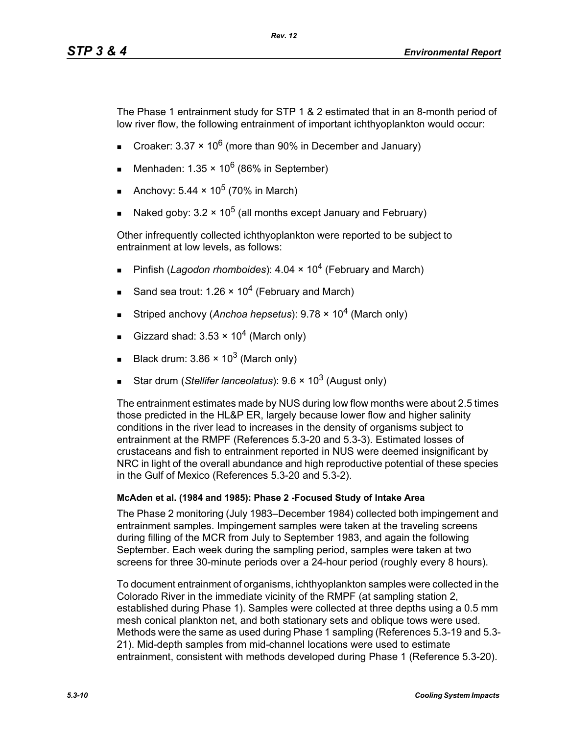The Phase 1 entrainment study for STP 1 & 2 estimated that in an 8-month period of low river flow, the following entrainment of important ichthyoplankton would occur:

- Croaker: $3.37 \times 10^6$ (more than 90% in December and January)
- Menhaden: $1.35 \times 10^6$ (86% in September)
- Anchovy: $5.44 \times 10^5$ (70% in March)
- Naked goby: $3.2 \times 10^5$ (all months except January and February)

Other infrequently collected ichthyoplankton were reported to be subject to entrainment at low levels, as follows:

- Pinfish (*Lagodon rhomboides*): $4.04 \times 10^4$ (February and March)
- Sand sea trout: $1.26 \times 10^4$ (February and March)
- Striped anchovy (*Anchoa hepsetus*): $9.78 \times 10^4$ (March only)
- Gizzard shad: $3.53 \times 10^4$ (March only)
- Black drum: $3.86 \times 10^3$ (March only)
- Star drum (*Stellifer lanceolatus*): $9.6 \times 10^3$ (August only)

The entrainment estimates made by NUS during low flow months were about 2.5 times those predicted in the HL&P ER, largely because lower flow and higher salinity conditions in the river lead to increases in the density of organisms subject to entrainment at the RMPF (References 5.3-20 and 5.3-3). Estimated losses of crustaceans and fish to entrainment reported in NUS were deemed insignificant by NRC in light of the overall abundance and high reproductive potential of these species in the Gulf of Mexico (References 5.3-20 and 5.3-2).

#### McAden et al. (1984 and 1985): Phase 2 -Focused Study of Intake Area

The Phase 2 monitoring (July 1983–December 1984) collected both impingement and entrainment samples. Impingement samples were taken at the traveling screens during filling of the MCR from July to September 1983, and again the following September. Each week during the sampling period, samples were taken at two screens for three 30-minute periods over a 24-hour period (roughly every 8 hours).

To document entrainment of organisms, ichthyoplankton samples were collected in the Colorado River in the immediate vicinity of the RMPF (at sampling station 2, established during Phase 1). Samples were collected at three depths using a 0.5 mm mesh conical plankton net, and both stationary sets and oblique tows were used. Methods were the same as used during Phase 1 sampling (References 5.3-19 and 5.3-21). Mid-depth samples from mid-channel locations were used to estimate entrainment, consistent with methods developed during Phase 1 (Reference 5.3-20).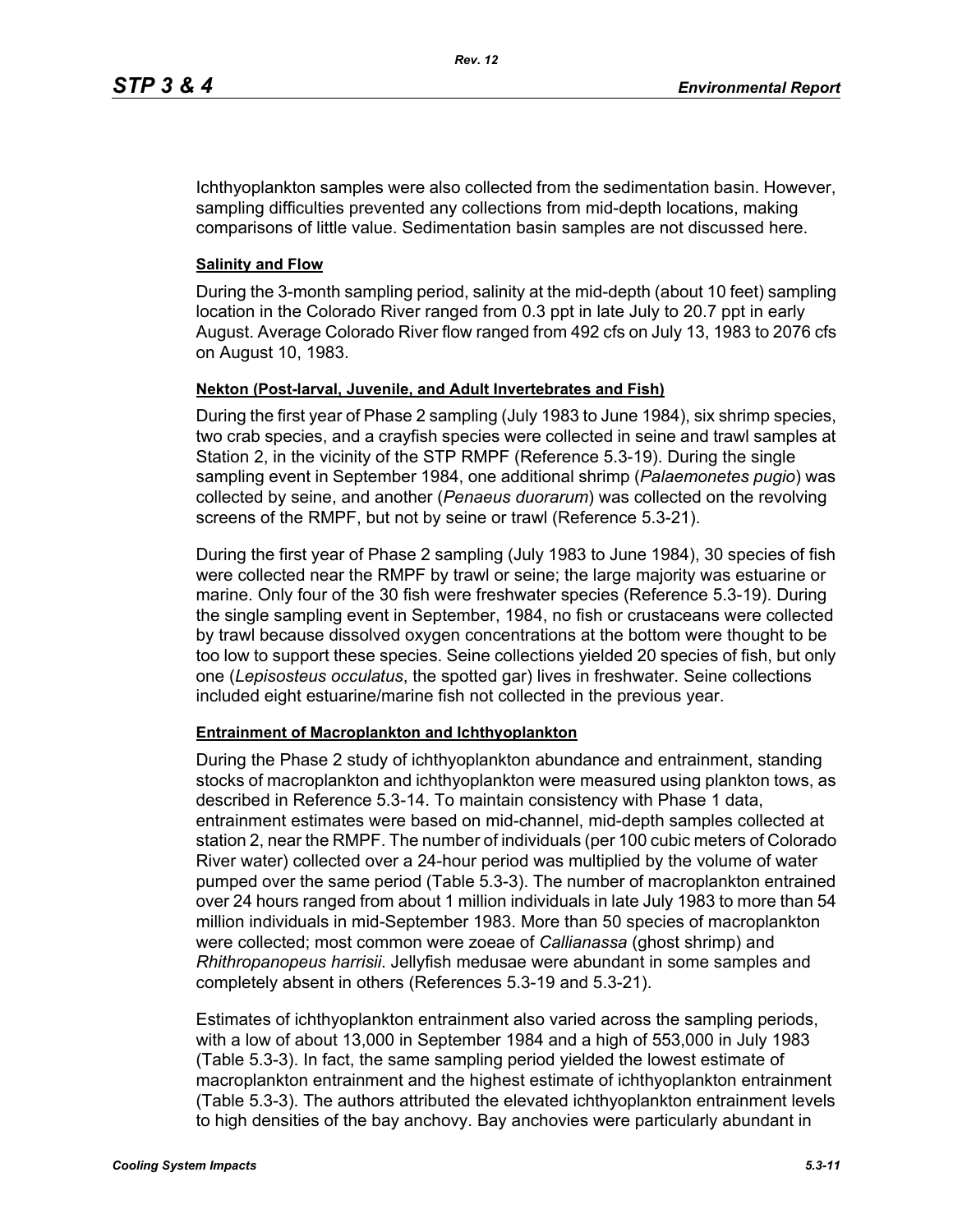Ichthyoplankton samples were also collected from the sedimentation basin. However, sampling difficulties prevented any collections from mid-depth locations, making comparisons of little value. Sedimentation basin samples are not discussed here.

**Salinity and Flow**

During the 3-month sampling period, salinity at the mid-depth (about 10 feet) sampling location in the Colorado River ranged from 0.3 ppt in late July to 20.7 ppt in early August. Average Colorado River flow ranged from 492 cfs on July 13, 1983 to 2076 cfs on August 10, 1983.

**Nekton (Post-larval, Juvenile, and Adult Invertebrates and Fish)**

During the first year of Phase 2 sampling (July 1983 to June 1984), six shrimp species, two crab species, and a crayfish species were collected in seine and trawl samples at Station 2, in the vicinity of the STP RMPF (Reference 5.3-19). During the single sampling event in September 1984, one additional shrimp (*Palaemonetes pugio*) was collected by seine, and another (*Penaeus duorarum*) was collected on the revolving screens of the RMPF, but not by seine or trawl (Reference 5.3-21).

During the first year of Phase 2 sampling (July 1983 to June 1984), 30 species of fish were collected near the RMPF by trawl or seine; the large majority was estuarine or marine. Only four of the 30 fish were freshwater species (Reference 5.3-19). During the single sampling event in September, 1984, no fish or crustaceans were collected by trawl because dissolved oxygen concentrations at the bottom were thought to be too low to support these species. Seine collections yielded 20 species of fish, but only one (*Lepisosteus occulatus*, the spotted gar) lives in freshwater. Seine collections included eight estuarine/marine fish not collected in the previous year.

**Entrainment of Macroplankton and Ichthyoplankton**

During the Phase 2 study of ichthyoplankton abundance and entrainment, standing stocks of macroplankton and ichthyoplankton were measured using plankton tows, as described in Reference 5.3-14. To maintain consistency with Phase 1 data, entrainment estimates were based on mid-channel, mid-depth samples collected at station 2, near the RMPF. The number of individuals (per 100 cubic meters of Colorado River water) collected over a 24-hour period was multiplied by the volume of water pumped over the same period (Table 5.3-3). The number of macroplankton entrained over 24 hours ranged from about 1 million individuals in late July 1983 to more than 54 million individuals in mid-September 1983. More than 50 species of macroplankton were collected; most common were zoeae of *Callianassa* (ghost shrimp) and *Rhithropanopeus harrisii*. Jellyfish medusae were abundant in some samples and completely absent in others (References 5.3-19 and 5.3-21).

Estimates of ichthyoplankton entrainment also varied across the sampling periods, with a low of about 13,000 in September 1984 and a high of 553,000 in July 1983 (Table 5.3-3). In fact, the same sampling period yielded the lowest estimate of macroplankton entrainment and the highest estimate of ichthyoplankton entrainment (Table 5.3-3). The authors attributed the elevated ichthyoplankton entrainment levels to high densities of the bay anchovy. Bay anchovies were particularly abundant in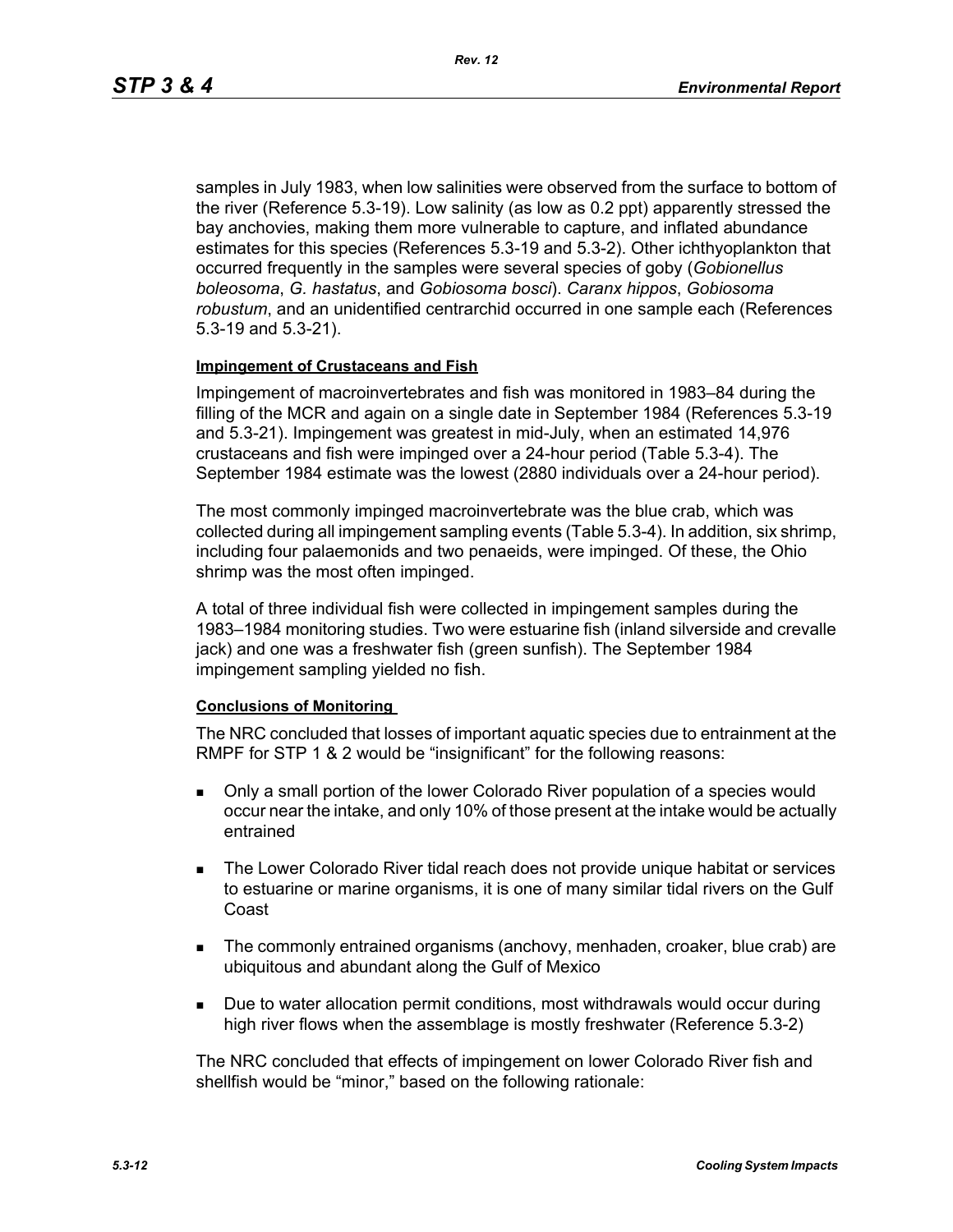samples in July 1983, when low salinities were observed from the surface to bottom of the river (Reference 5.3-19). Low salinity (as low as 0.2 ppt) apparently stressed the bay anchovies, making them more vulnerable to capture, and inflated abundance estimates for this species (References 5.3-19 and 5.3-2). Other ichthyoplankton that occurred frequently in the samples were several species of goby (*Gobionellus boleosoma*, *G. hastatus*, and *Gobiosoma bosci*). *Caranx hippos*, *Gobiosoma robustum*, and an unidentified centrarchid occurred in one sample each (References 5.3-19 and 5.3-21).

**Impingement of Crustaceans and Fish**

Impingement of macroinvertebrates and fish was monitored in 1983–84 during the filling of the MCR and again on a single date in September 1984 (References 5.3-19 and 5.3-21). Impingement was greatest in mid-July, when an estimated 14,976 crustaceans and fish were impinged over a 24-hour period (Table 5.3-4). The September 1984 estimate was the lowest (2880 individuals over a 24-hour period).

The most commonly impinged macroinvertebrate was the blue crab, which was collected during all impingement sampling events (Table 5.3-4). In addition, six shrimp, including four palaemonids and two penaeids, were impinged. Of these, the Ohio shrimp was the most often impinged.

A total of three individual fish were collected in impingement samples during the 1983–1984 monitoring studies. Two were estuarine fish (inland silverside and crevalle jack) and one was a freshwater fish (green sunfish). The September 1984 impingement sampling yielded no fish.

**Conclusions of Monitoring**

The NRC concluded that losses of important aquatic species due to entrainment at the RMPF for STP 1 & 2 would be “insignificant” for the following reasons:

- Only a small portion of the lower Colorado River population of a species would occur near the intake, and only 10% of those present at the intake would be actually entrained
- The Lower Colorado River tidal reach does not provide unique habitat or services to estuarine or marine organisms, it is one of many similar tidal rivers on the Gulf Coast
- The commonly entrained organisms (anchovy, menhaden, croaker, blue crab) are ubiquitous and abundant along the Gulf of Mexico
- Due to water allocation permit conditions, most withdrawals would occur during high river flows when the assemblage is mostly freshwater (Reference 5.3-2)

The NRC concluded that effects of impingement on lower Colorado River fish and shellfish would be “minor,” based on the following rationale: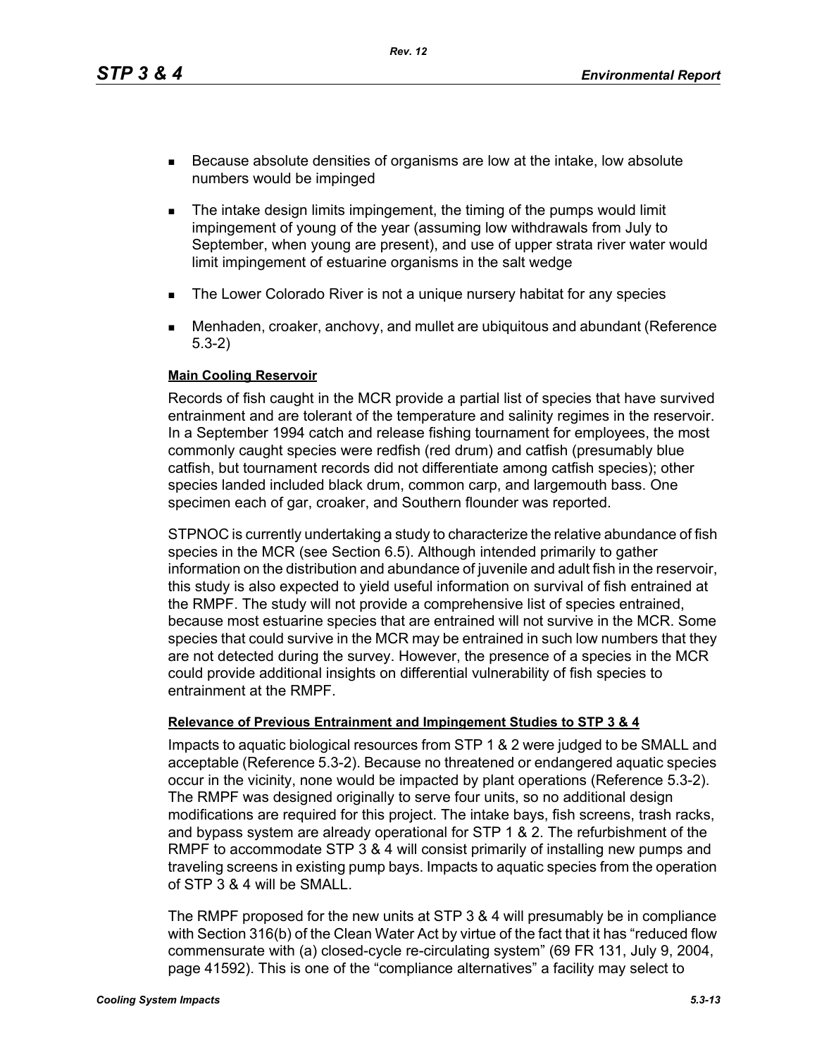- Because absolute densities of organisms are low at the intake, low absolute numbers would be impinged
- The intake design limits impingement, the timing of the pumps would limit impingement of young of the year (assuming low withdrawals from July to September, when young are present), and use of upper strata river water would limit impingement of estuarine organisms in the salt wedge
- The Lower Colorado River is not a unique nursery habitat for any species
- Menhaden, croaker, anchovy, and mullet are ubiquitous and abundant (Reference 5.3-2)

**Main Cooling Reservoir**

Records of fish caught in the MCR provide a partial list of species that have survived entrainment and are tolerant of the temperature and salinity regimes in the reservoir. In a September 1994 catch and release fishing tournament for employees, the most commonly caught species were redfish (red drum) and catfish (presumably blue catfish, but tournament records did not differentiate among catfish species); other species landed included black drum, common carp, and largemouth bass. One specimen each of gar, croaker, and Southern flounder was reported.

STPNOC is currently undertaking a study to characterize the relative abundance of fish species in the MCR (see Section 6.5). Although intended primarily to gather information on the distribution and abundance of juvenile and adult fish in the reservoir, this study is also expected to yield useful information on survival of fish entrained at the RMPF. The study will not provide a comprehensive list of species entrained, because most estuarine species that are entrained will not survive in the MCR. Some species that could survive in the MCR may be entrained in such low numbers that they are not detected during the survey. However, the presence of a species in the MCR could provide additional insights on differential vulnerability of fish species to entrainment at the RMPF.

**Relevance of Previous Entrainment and Impingement Studies to STP 3 & 4**

Impacts to aquatic biological resources from STP 1 & 2 were judged to be SMALL and acceptable (Reference 5.3-2). Because no threatened or endangered aquatic species occur in the vicinity, none would be impacted by plant operations (Reference 5.3-2). The RMPF was designed originally to serve four units, so no additional design modifications are required for this project. The intake bays, fish screens, trash racks, and bypass system are already operational for STP 1 & 2. The refurbishment of the RMPF to accommodate STP 3 & 4 will consist primarily of installing new pumps and traveling screens in existing pump bays. Impacts to aquatic species from the operation of STP 3 & 4 will be SMALL.

The RMPF proposed for the new units at STP 3 & 4 will presumably be in compliance with Section 316(b) of the Clean Water Act by virtue of the fact that it has "reduced flow commensurate with (a) closed-cycle re-circulating system" (69 FR 131, July 9, 2004, page 41592). This is one of the "compliance alternatives" a facility may select to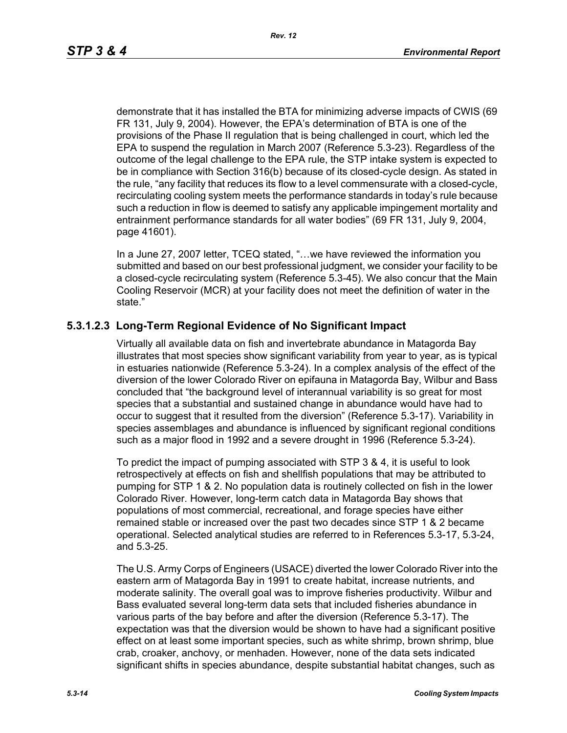demonstrate that it has installed the BTA for minimizing adverse impacts of CWIS (69 FR 131, July 9, 2004). However, the EPA's determination of BTA is one of the provisions of the Phase II regulation that is being challenged in court, which led the EPA to suspend the regulation in March 2007 (Reference 5.3-23). Regardless of the outcome of the legal challenge to the EPA rule, the STP intake system is expected to be in compliance with Section 316(b) because of its closed-cycle design. As stated in the rule, "any facility that reduces its flow to a level commensurate with a closed-cycle, recirculating cooling system meets the performance standards in today's rule because such a reduction in flow is deemed to satisfy any applicable impingement mortality and entrainment performance standards for all water bodies" (69 FR 131, July 9, 2004, page 41601).

In a June 27, 2007 letter, TCEQ stated, "…we have reviewed the information you submitted and based on our best professional judgment, we consider your facility to be a closed-cycle recirculating system (Reference 5.3-45). We also concur that the Main Cooling Reservoir (MCR) at your facility does not meet the definition of water in the state."

### 5.3.1.2.3 Long-Term Regional Evidence of No Significant Impact

Virtually all available data on fish and invertebrate abundance in Matagorda Bay illustrates that most species show significant variability from year to year, as is typical in estuaries nationwide (Reference 5.3-24). In a complex analysis of the effect of the diversion of the lower Colorado River on epifauna in Matagorda Bay, Wilbur and Bass concluded that "the background level of interannual variability is so great for most species that a substantial and sustained change in abundance would have had to occur to suggest that it resulted from the diversion" (Reference 5.3-17). Variability in species assemblages and abundance is influenced by significant regional conditions such as a major flood in 1992 and a severe drought in 1996 (Reference 5.3-24).

To predict the impact of pumping associated with STP 3 & 4, it is useful to look retrospectively at effects on fish and shellfish populations that may be attributed to pumping for STP 1 & 2. No population data is routinely collected on fish in the lower Colorado River. However, long-term catch data in Matagorda Bay shows that populations of most commercial, recreational, and forage species have either remained stable or increased over the past two decades since STP 1 & 2 became operational. Selected analytical studies are referred to in References 5.3-17, 5.3-24, and 5.3-25.

The U.S. Army Corps of Engineers (USACE) diverted the lower Colorado River into the eastern arm of Matagorda Bay in 1991 to create habitat, increase nutrients, and moderate salinity. The overall goal was to improve fisheries productivity. Wilbur and Bass evaluated several long-term data sets that included fisheries abundance in various parts of the bay before and after the diversion (Reference 5.3-17). The expectation was that the diversion would be shown to have had a significant positive effect on at least some important species, such as white shrimp, brown shrimp, blue crab, croaker, anchovy, or menhaden. However, none of the data sets indicated significant shifts in species abundance, despite substantial habitat changes, such as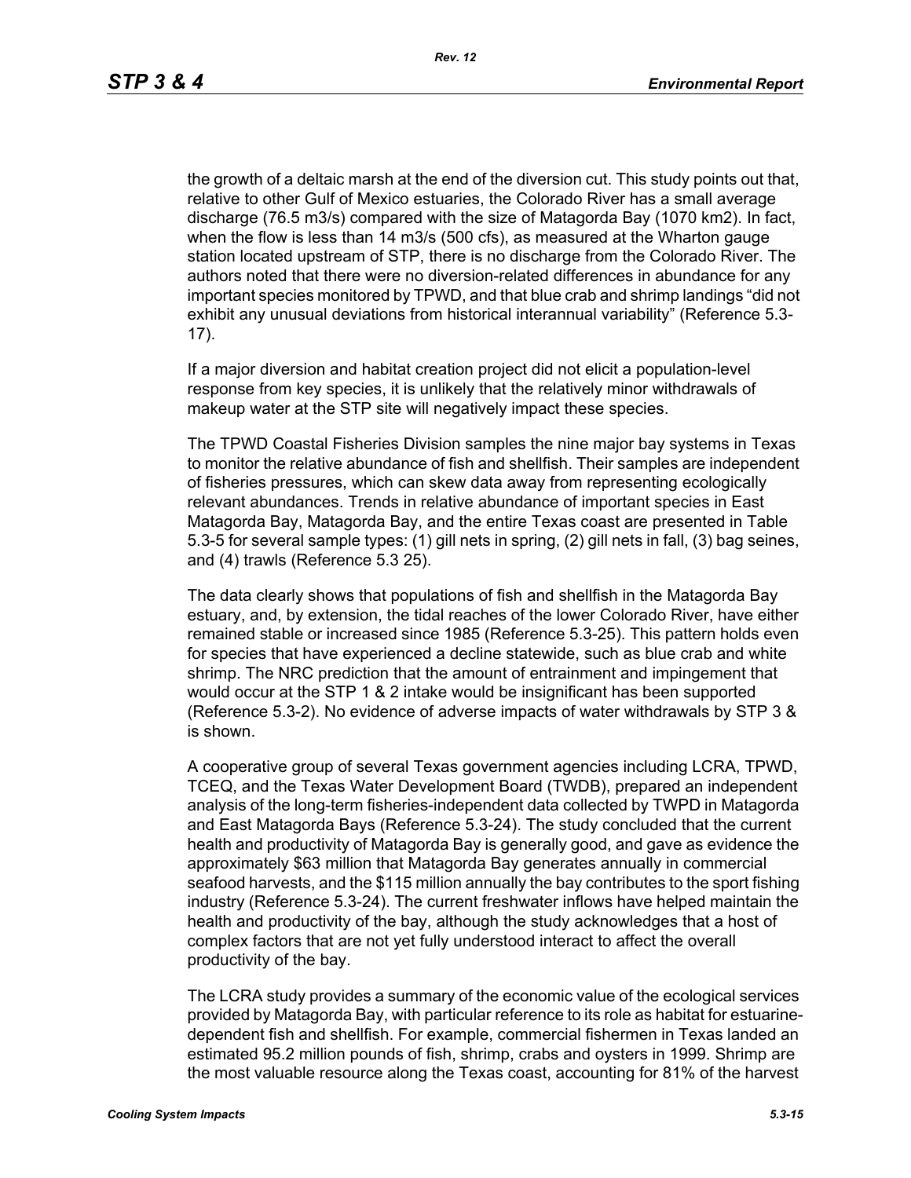the growth of a deltaic marsh at the end of the diversion cut. This study points out that, relative to other Gulf of Mexico estuaries, the Colorado River has a small average discharge (76.5 m3/s) compared with the size of Matagorda Bay (1070 km2). In fact, when the flow is less than 14 m3/s (500 cfs), as measured at the Wharton gauge station located upstream of STP, there is no discharge from the Colorado River. The authors noted that there were no diversion-related differences in abundance for any important species monitored by TPWD, and that blue crab and shrimp landings "did not exhibit any unusual deviations from historical interannual variability" (Reference 5.3-17).

If a major diversion and habitat creation project did not elicit a population-level response from key species, it is unlikely that the relatively minor withdrawals of makeup water at the STP site will negatively impact these species.

The TPWD Coastal Fisheries Division samples the nine major bay systems in Texas to monitor the relative abundance of fish and shellfish. Their samples are independent of fisheries pressures, which can skew data away from representing ecologically relevant abundances. Trends in relative abundance of important species in East Matagorda Bay, Matagorda Bay, and the entire Texas coast are presented in Table 5.3-5 for several sample types: (1) gill nets in spring, (2) gill nets in fall, (3) bag seines, and (4) trawls (Reference 5.3 25).

The data clearly shows that populations of fish and shellfish in the Matagorda Bay estuary, and, by extension, the tidal reaches of the lower Colorado River, have either remained stable or increased since 1985 (Reference 5.3-25). This pattern holds even for species that have experienced a decline statewide, such as blue crab and white shrimp. The NRC prediction that the amount of entrainment and impingement that would occur at the STP 1 & 2 intake would be insignificant has been supported (Reference 5.3-2). No evidence of adverse impacts of water withdrawals by STP 3 & is shown.

A cooperative group of several Texas government agencies including LCRA, TPWD, TCEQ, and the Texas Water Development Board (TWDB), prepared an independent analysis of the long-term fisheries-independent data collected by TWPD in Matagorda and East Matagorda Bays (Reference 5.3-24). The study concluded that the current health and productivity of Matagorda Bay is generally good, and gave as evidence the approximately $63 million that Matagorda Bay generates annually in commercial seafood harvests, and the $115 million annually the bay contributes to the sport fishing industry (Reference 5.3-24). The current freshwater inflows have helped maintain the health and productivity of the bay, although the study acknowledges that a host of complex factors that are not yet fully understood interact to affect the overall productivity of the bay.

The LCRA study provides a summary of the economic value of the ecological services provided by Matagorda Bay, with particular reference to its role as habitat for estuarine-dependent fish and shellfish. For example, commercial fishermen in Texas landed an estimated 95.2 million pounds of fish, shrimp, crabs and oysters in 1999. Shrimp are the most valuable resource along the Texas coast, accounting for 81% of the harvest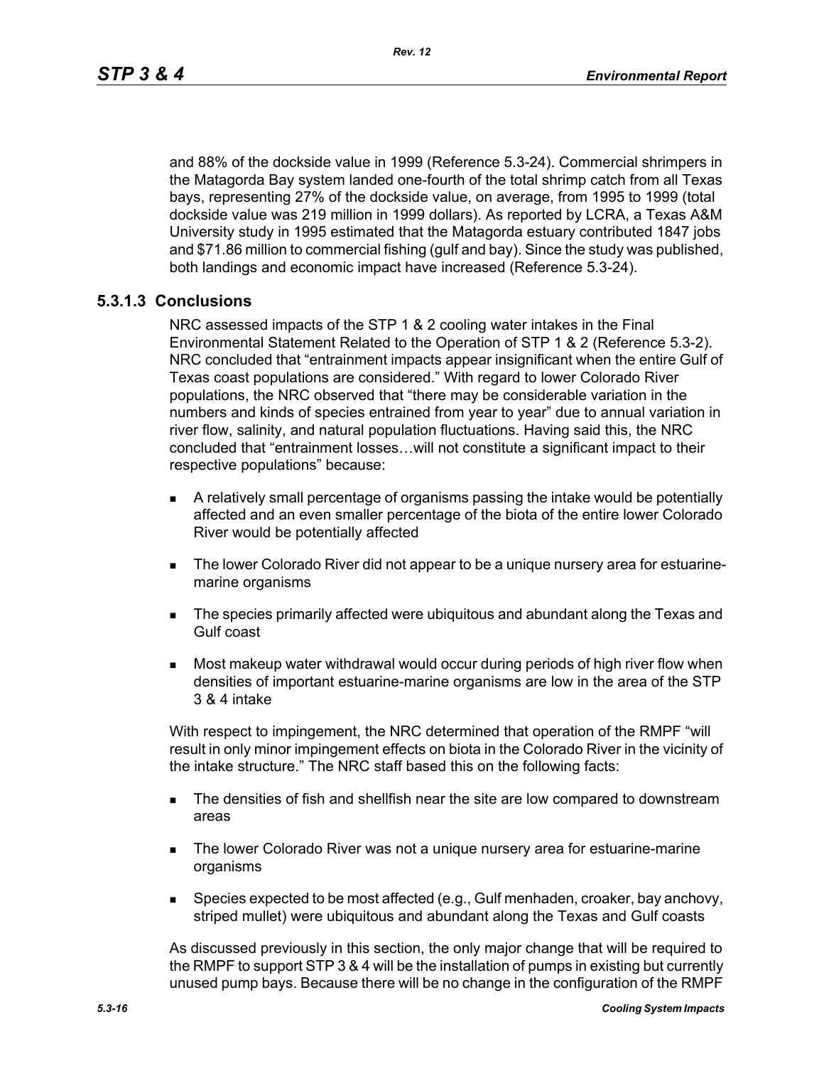and 88% of the dockside value in 1999 (Reference 5.3-24). Commercial shrimpers in the Matagorda Bay system landed one-fourth of the total shrimp catch from all Texas bays, representing 27% of the dockside value, on average, from 1995 to 1999 (total dockside value was 219 million in 1999 dollars). As reported by LCRA, a Texas A&M University study in 1995 estimated that the Matagorda estuary contributed 1847 jobs and $71.86 million to commercial fishing (gulf and bay). Since the study was published, both landings and economic impact have increased (Reference 5.3-24).

### 5.3.1.3 Conclusions

NRC assessed impacts of the STP 1 & 2 cooling water intakes in the Final Environmental Statement Related to the Operation of STP 1 & 2 (Reference 5.3-2). NRC concluded that “entrainment impacts appear insignificant when the entire Gulf of Texas coast populations are considered.” With regard to lower Colorado River populations, the NRC observed that “there may be considerable variation in the numbers and kinds of species entrained from year to year” due to annual variation in river flow, salinity, and natural population fluctuations. Having said this, the NRC concluded that “entrainment losses…will not constitute a significant impact to their respective populations” because:

- A relatively small percentage of organisms passing the intake would be potentially affected and an even smaller percentage of the biota of the entire lower Colorado River would be potentially affected
- The lower Colorado River did not appear to be a unique nursery area for estuarine-marine organisms
- The species primarily affected were ubiquitous and abundant along the Texas and Gulf coast
- Most makeup water withdrawal would occur during periods of high river flow when densities of important estuarine-marine organisms are low in the area of the STP 3 & 4 intake

With respect to impingement, the NRC determined that operation of the RMPF “will result in only minor impingement effects on biota in the Colorado River in the vicinity of the intake structure.” The NRC staff based this on the following facts:

- The densities of fish and shellfish near the site are low compared to downstream areas
- The lower Colorado River was not a unique nursery area for estuarine-marine organisms
- Species expected to be most affected (e.g., Gulf menhaden, croaker, bay anchovy, striped mullet) were ubiquitous and abundant along the Texas and Gulf coasts

As discussed previously in this section, the only major change that will be required to the RMPF to support STP 3 & 4 will be the installation of pumps in existing but currently unused pump bays. Because there will be no change in the configuration of the RMPF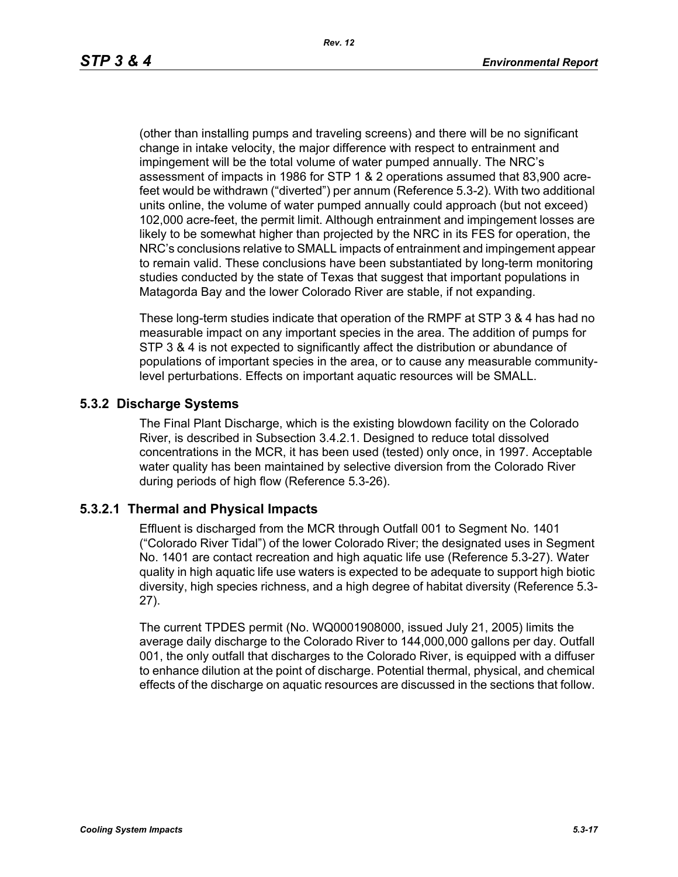(other than installing pumps and traveling screens) and there will be no significant change in intake velocity, the major difference with respect to entrainment and impingement will be the total volume of water pumped annually. The NRC's assessment of impacts in 1986 for STP 1 & 2 operations assumed that 83,900 acre-feet would be withdrawn ("diverted") per annum (Reference 5.3-2). With two additional units online, the volume of water pumped annually could approach (but not exceed) 102,000 acre-feet, the permit limit. Although entrainment and impingement losses are likely to be somewhat higher than projected by the NRC in its FES for operation, the NRC's conclusions relative to SMALL impacts of entrainment and impingement appear to remain valid. These conclusions have been substantiated by long-term monitoring studies conducted by the state of Texas that suggest that important populations in Matagorda Bay and the lower Colorado River are stable, if not expanding.

These long-term studies indicate that operation of the RMPF at STP 3 & 4 has had no measurable impact on any important species in the area. The addition of pumps for STP 3 & 4 is not expected to significantly affect the distribution or abundance of populations of important species in the area, or to cause any measurable community-level perturbations. Effects on important aquatic resources will be SMALL.

## 5.3.2 Discharge Systems

The Final Plant Discharge, which is the existing blowdown facility on the Colorado River, is described in Subsection 3.4.2.1. Designed to reduce total dissolved concentrations in the MCR, it has been used (tested) only once, in 1997. Acceptable water quality has been maintained by selective diversion from the Colorado River during periods of high flow (Reference 5.3-26).

### 5.3.2.1 Thermal and Physical Impacts

Effluent is discharged from the MCR through Outfall 001 to Segment No. 1401 ("Colorado River Tidal") of the lower Colorado River; the designated uses in Segment No. 1401 are contact recreation and high aquatic life use (Reference 5.3-27). Water quality in high aquatic life use waters is expected to be adequate to support high biotic diversity, high species richness, and a high degree of habitat diversity (Reference 5.3-27).

The current TPDES permit (No. WQ0001908000, issued July 21, 2005) limits the average daily discharge to the Colorado River to 144,000,000 gallons per day. Outfall 001, the only outfall that discharges to the Colorado River, is equipped with a diffuser to enhance dilution at the point of discharge. Potential thermal, physical, and chemical effects of the discharge on aquatic resources are discussed in the sections that follow.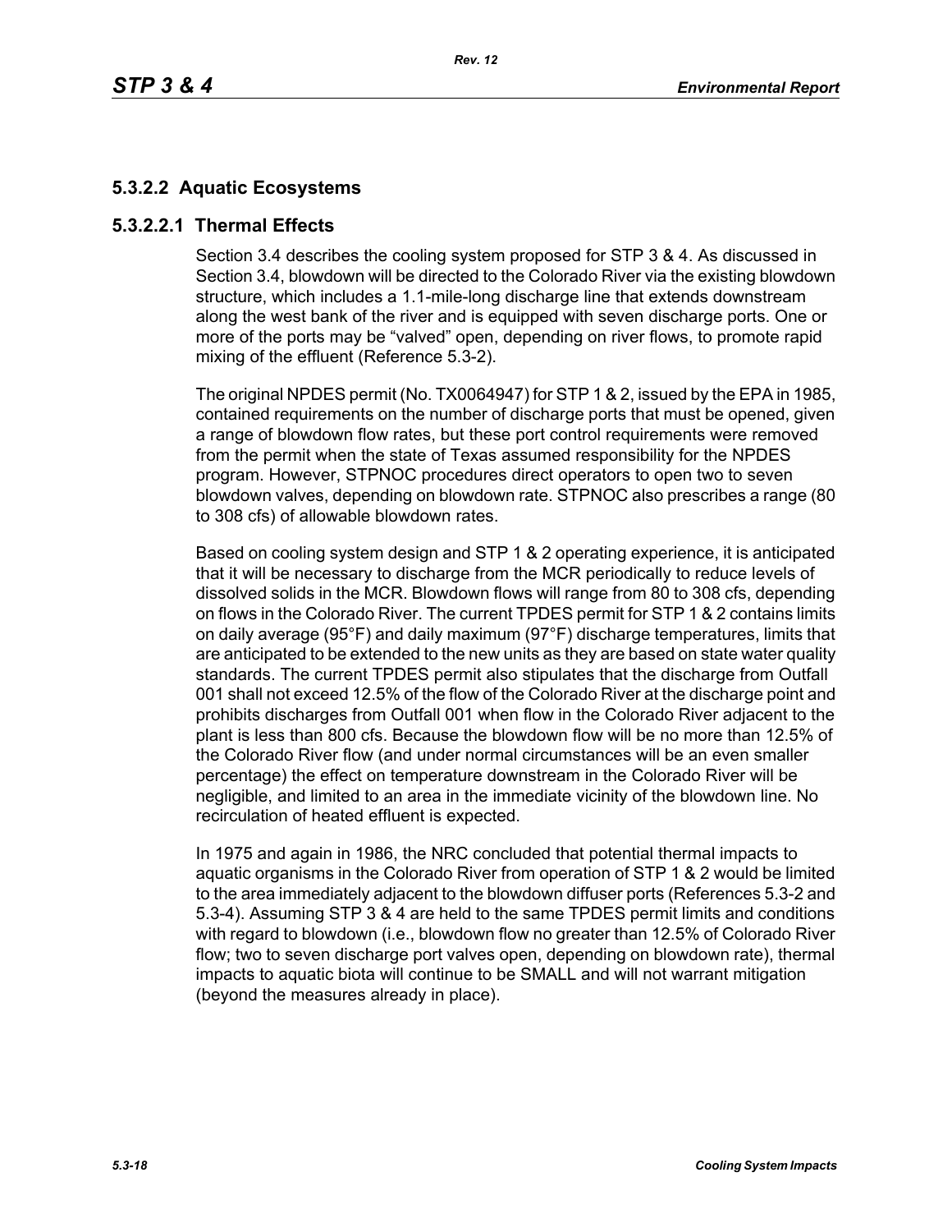## 5.3.2.2 Aquatic Ecosystems

### 5.3.2.2.1 Thermal Effects

Section 3.4 describes the cooling system proposed for STP 3 & 4. As discussed in Section 3.4, blowdown will be directed to the Colorado River via the existing blowdown structure, which includes a 1.1-mile-long discharge line that extends downstream along the west bank of the river and is equipped with seven discharge ports. One or more of the ports may be "valved" open, depending on river flows, to promote rapid mixing of the effluent (Reference 5.3-2).

The original NPDES permit (No. TX0064947) for STP 1 & 2, issued by the EPA in 1985, contained requirements on the number of discharge ports that must be opened, given a range of blowdown flow rates, but these port control requirements were removed from the permit when the state of Texas assumed responsibility for the NPDES program. However, STPNOC procedures direct operators to open two to seven blowdown valves, depending on blowdown rate. STPNOC also prescribes a range (80 to 308 cfs) of allowable blowdown rates.

Based on cooling system design and STP 1 & 2 operating experience, it is anticipated that it will be necessary to discharge from the MCR periodically to reduce levels of dissolved solids in the MCR. Blowdown flows will range from 80 to 308 cfs, depending on flows in the Colorado River. The current TPDES permit for STP 1 & 2 contains limits on daily average (95°F) and daily maximum (97°F) discharge temperatures, limits that are anticipated to be extended to the new units as they are based on state water quality standards. The current TPDES permit also stipulates that the discharge from Outfall 001 shall not exceed 12.5% of the flow of the Colorado River at the discharge point and prohibits discharges from Outfall 001 when flow in the Colorado River adjacent to the plant is less than 800 cfs. Because the blowdown flow will be no more than 12.5% of the Colorado River flow (and under normal circumstances will be an even smaller percentage) the effect on temperature downstream in the Colorado River will be negligible, and limited to an area in the immediate vicinity of the blowdown line. No recirculation of heated effluent is expected.

In 1975 and again in 1986, the NRC concluded that potential thermal impacts to aquatic organisms in the Colorado River from operation of STP 1 & 2 would be limited to the area immediately adjacent to the blowdown diffuser ports (References 5.3-2 and 5.3-4). Assuming STP 3 & 4 are held to the same TPDES permit limits and conditions with regard to blowdown (i.e., blowdown flow no greater than 12.5% of Colorado River flow; two to seven discharge port valves open, depending on blowdown rate), thermal impacts to aquatic biota will continue to be SMALL and will not warrant mitigation (beyond the measures already in place).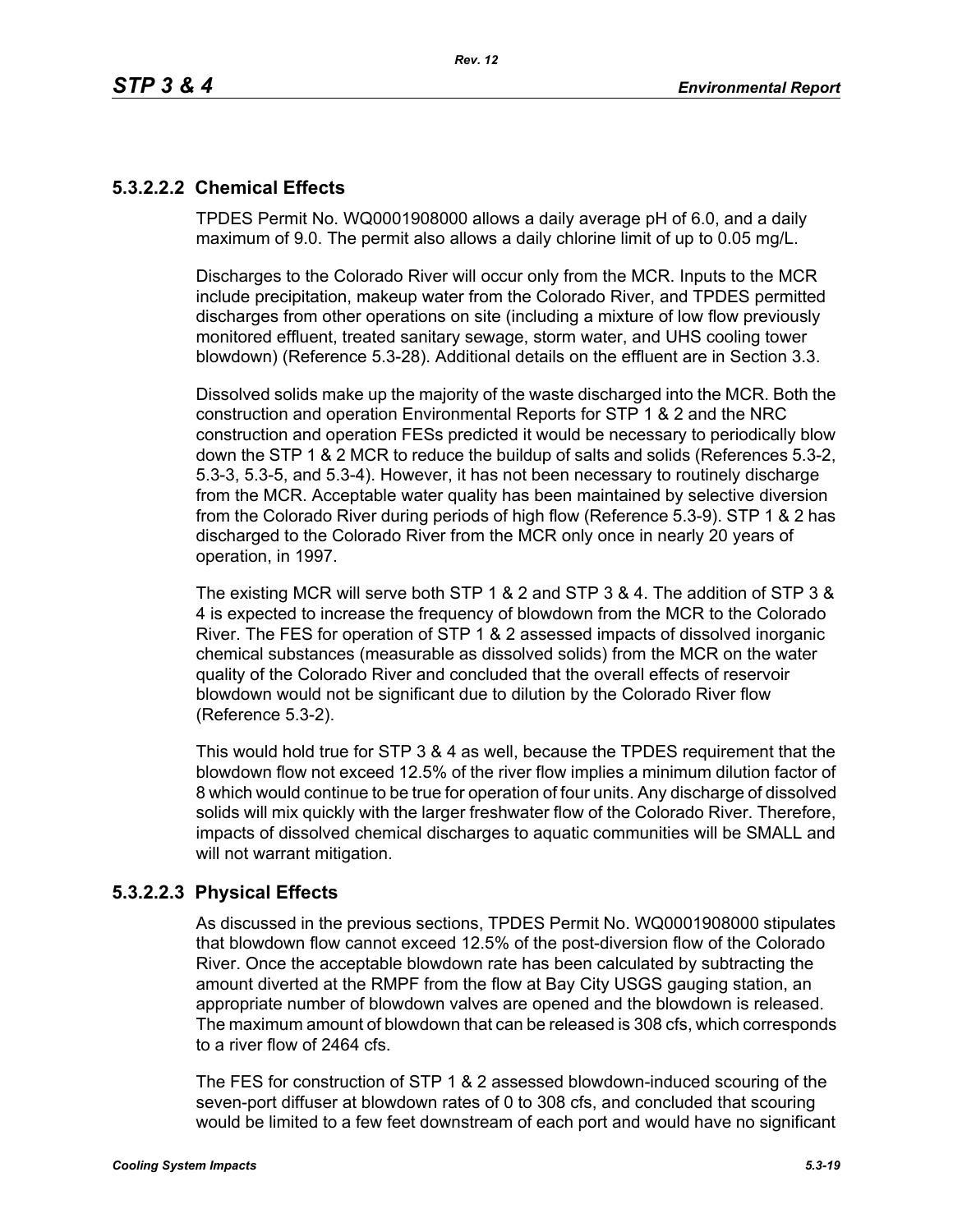#### 5.3.2.2.2 Chemical Effects

TPDES Permit No. WQ0001908000 allows a daily average pH of 6.0, and a daily maximum of 9.0. The permit also allows a daily chlorine limit of up to 0.05 mg/L.

Discharges to the Colorado River will occur only from the MCR. Inputs to the MCR include precipitation, makeup water from the Colorado River, and TPDES permitted discharges from other operations on site (including a mixture of low flow previously monitored effluent, treated sanitary sewage, storm water, and UHS cooling tower blowdown) (Reference 5.3-28). Additional details on the effluent are in Section 3.3.

Dissolved solids make up the majority of the waste discharged into the MCR. Both the construction and operation Environmental Reports for STP 1 & 2 and the NRC construction and operation FESs predicted it would be necessary to periodically blow down the STP 1 & 2 MCR to reduce the buildup of salts and solids (References 5.3-2, 5.3-3, 5.3-5, and 5.3-4). However, it has not been necessary to routinely discharge from the MCR. Acceptable water quality has been maintained by selective diversion from the Colorado River during periods of high flow (Reference 5.3-9). STP 1 & 2 has discharged to the Colorado River from the MCR only once in nearly 20 years of operation, in 1997.

The existing MCR will serve both STP 1 & 2 and STP 3 & 4. The addition of STP 3 & 4 is expected to increase the frequency of blowdown from the MCR to the Colorado River. The FES for operation of STP 1 & 2 assessed impacts of dissolved inorganic chemical substances (measurable as dissolved solids) from the MCR on the water quality of the Colorado River and concluded that the overall effects of reservoir blowdown would not be significant due to dilution by the Colorado River flow (Reference 5.3-2).

This would hold true for STP 3 & 4 as well, because the TPDES requirement that the blowdown flow not exceed 12.5% of the river flow implies a minimum dilution factor of 8 which would continue to be true for operation of four units. Any discharge of dissolved solids will mix quickly with the larger freshwater flow of the Colorado River. Therefore, impacts of dissolved chemical discharges to aquatic communities will be SMALL and will not warrant mitigation.

#### 5.3.2.2.3 Physical Effects

As discussed in the previous sections, TPDES Permit No. WQ0001908000 stipulates that blowdown flow cannot exceed 12.5% of the post-diversion flow of the Colorado River. Once the acceptable blowdown rate has been calculated by subtracting the amount diverted at the RMPF from the flow at Bay City USGS gauging station, an appropriate number of blowdown valves are opened and the blowdown is released. The maximum amount of blowdown that can be released is 308 cfs, which corresponds to a river flow of 2464 cfs.

The FES for construction of STP 1 & 2 assessed blowdown-induced scouring of the seven-port diffuser at blowdown rates of 0 to 308 cfs, and concluded that scouring would be limited to a few feet downstream of each port and would have no significant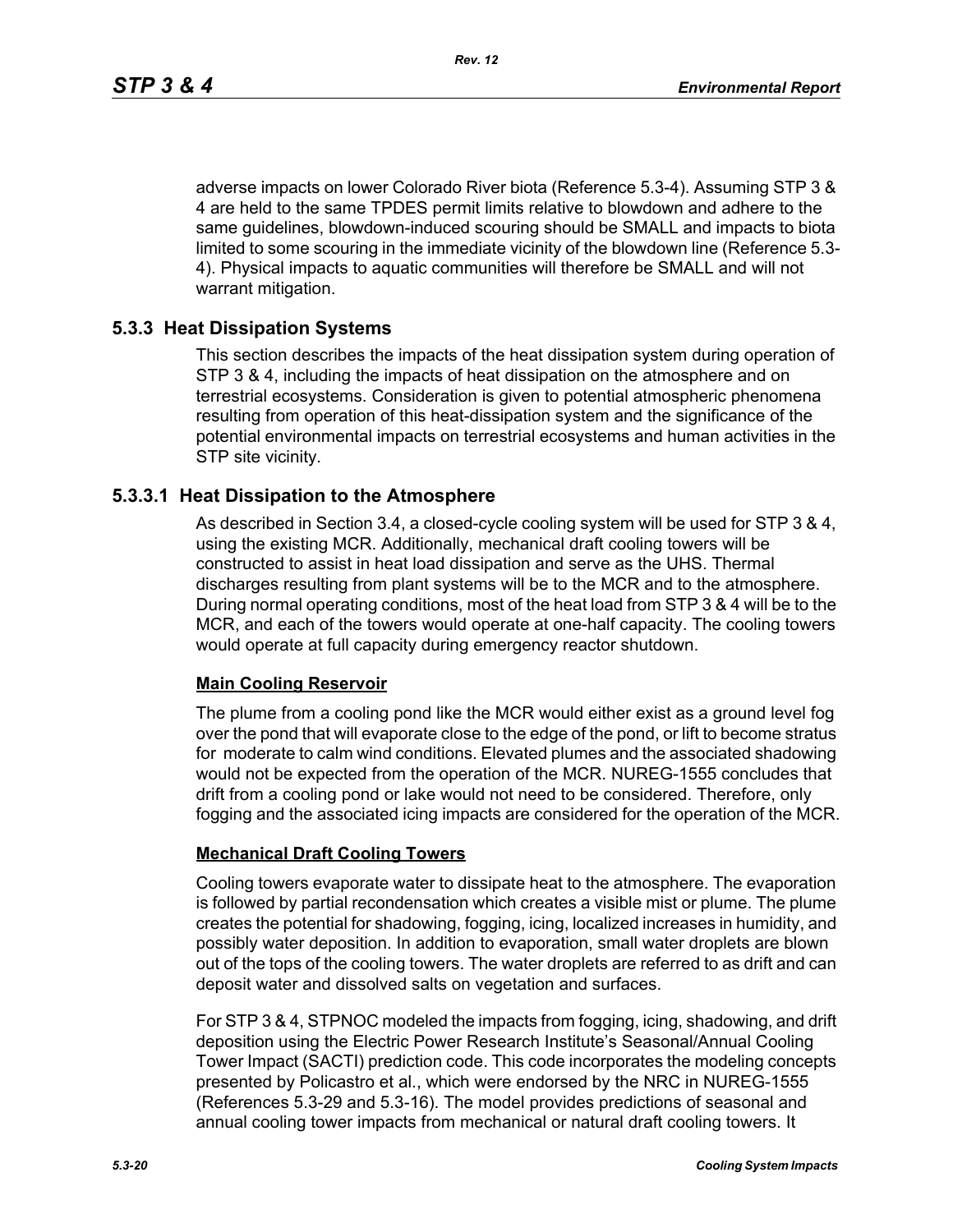adverse impacts on lower Colorado River biota (Reference 5.3-4). Assuming STP 3 & 4 are held to the same TPDES permit limits relative to blowdown and adhere to the same guidelines, blowdown-induced scouring should be SMALL and impacts to biota limited to some scouring in the immediate vicinity of the blowdown line (Reference 5.3-4). Physical impacts to aquatic communities will therefore be SMALL and will not warrant mitigation.

## 5.3.3 Heat Dissipation Systems

This section describes the impacts of the heat dissipation system during operation of STP 3 & 4, including the impacts of heat dissipation on the atmosphere and on terrestrial ecosystems. Consideration is given to potential atmospheric phenomena resulting from operation of this heat-dissipation system and the significance of the potential environmental impacts on terrestrial ecosystems and human activities in the STP site vicinity.

### 5.3.3.1 Heat Dissipation to the Atmosphere

As described in Section 3.4, a closed-cycle cooling system will be used for STP 3 & 4, using the existing MCR. Additionally, mechanical draft cooling towers will be constructed to assist in heat load dissipation and serve as the UHS. Thermal discharges resulting from plant systems will be to the MCR and to the atmosphere. During normal operating conditions, most of the heat load from STP 3 & 4 will be to the MCR, and each of the towers would operate at one-half capacity. The cooling towers would operate at full capacity during emergency reactor shutdown.

**Main Cooling Reservoir**

The plume from a cooling pond like the MCR would either exist as a ground level fog over the pond that will evaporate close to the edge of the pond, or lift to become stratus for moderate to calm wind conditions. Elevated plumes and the associated shadowing would not be expected from the operation of the MCR. NUREG-1555 concludes that drift from a cooling pond or lake would not need to be considered. Therefore, only fogging and the associated icing impacts are considered for the operation of the MCR.

**Mechanical Draft Cooling Towers**

Cooling towers evaporate water to dissipate heat to the atmosphere. The evaporation is followed by partial recondensation which creates a visible mist or plume. The plume creates the potential for shadowing, fogging, icing, localized increases in humidity, and possibly water deposition. In addition to evaporation, small water droplets are blown out of the tops of the cooling towers. The water droplets are referred to as drift and can deposit water and dissolved salts on vegetation and surfaces.

For STP 3 & 4, STPNOC modeled the impacts from fogging, icing, shadowing, and drift deposition using the Electric Power Research Institute's Seasonal/Annual Cooling Tower Impact (SACTI) prediction code. This code incorporates the modeling concepts presented by Policastro et al., which were endorsed by the NRC in NUREG-1555 (References 5.3-29 and 5.3-16). The model provides predictions of seasonal and annual cooling tower impacts from mechanical or natural draft cooling towers. It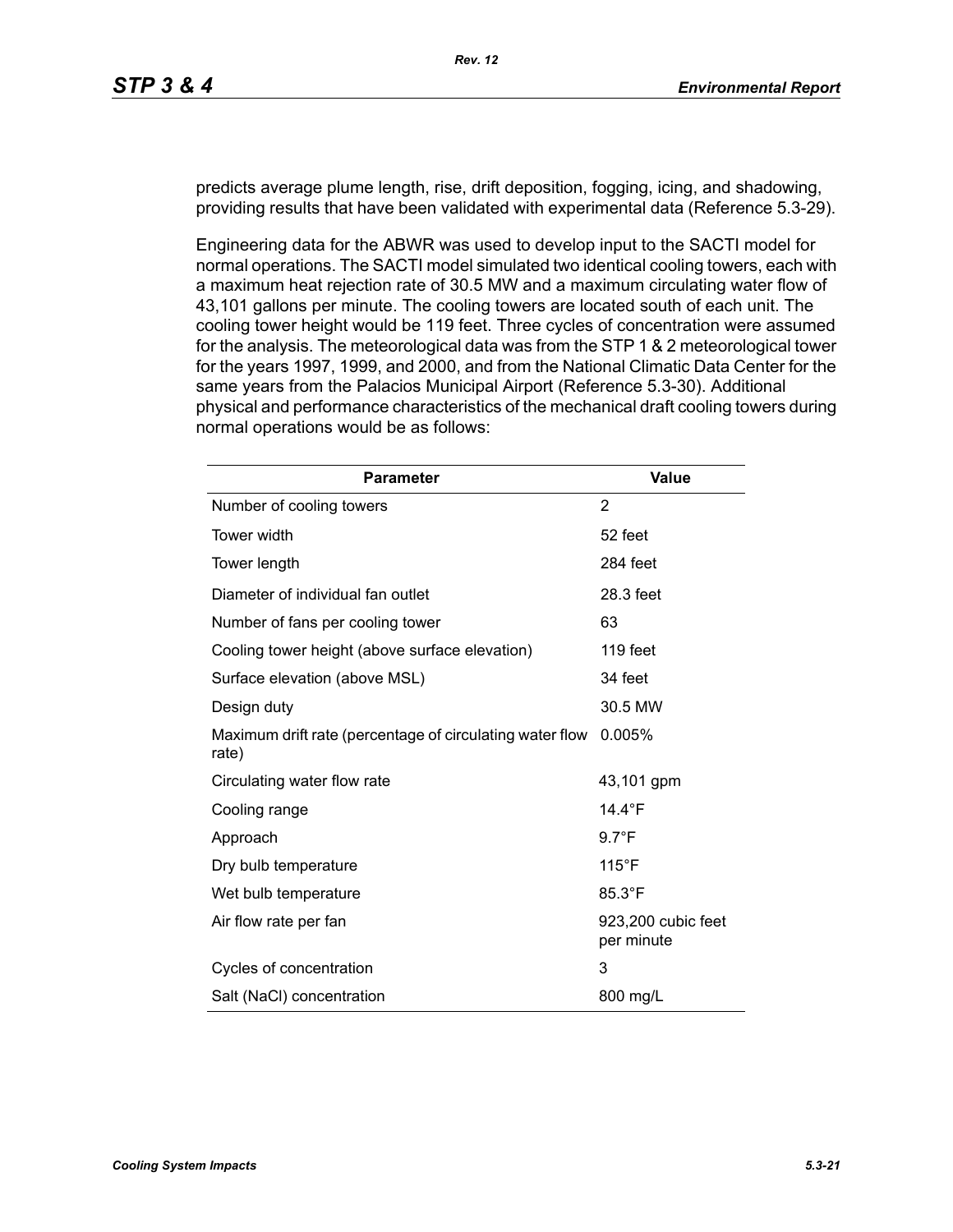predicts average plume length, rise, drift deposition, fogging, icing, and shadowing, providing results that have been validated with experimental data (Reference 5.3-29).

Engineering data for the ABWR was used to develop input to the SACTI model for normal operations. The SACTI model simulated two identical cooling towers, each with a maximum heat rejection rate of 30.5 MW and a maximum circulating water flow of 43,101 gallons per minute. The cooling towers are located south of each unit. The cooling tower height would be 119 feet. Three cycles of concentration were assumed for the analysis. The meteorological data was from the STP 1 & 2 meteorological tower for the years 1997, 1999, and 2000, and from the National Climatic Data Center for the same years from the Palacios Municipal Airport (Reference 5.3-30). Additional physical and performance characteristics of the mechanical draft cooling towers during normal operations would be as follows:

| Parameter | Value |
|---|---|
| Number of cooling towers | 2 |
| Tower width | 52 feet |
| Tower length | 284 feet |
| Diameter of individual fan outlet | 28.3 feet |
| Number of fans per cooling tower | 63 |
| Cooling tower height (above surface elevation) | 119 feet |
| Surface elevation (above MSL) | 34 feet |
| Design duty | 30.5 MW |
| Maximum drift rate (percentage of circulating water flow rate) | 0.005% |
| Circulating water flow rate | 43,101 gpm |
| Cooling range | 14.4°F |
| Approach | 9.7°F |
| Dry bulb temperature | 115°F |
| Wet bulb temperature | 85.3°F |
| Air flow rate per fan | 923,200 cubic feet per minute |
| Cycles of concentration | 3 |
| Salt (NaCl) concentration | 800 mg/L |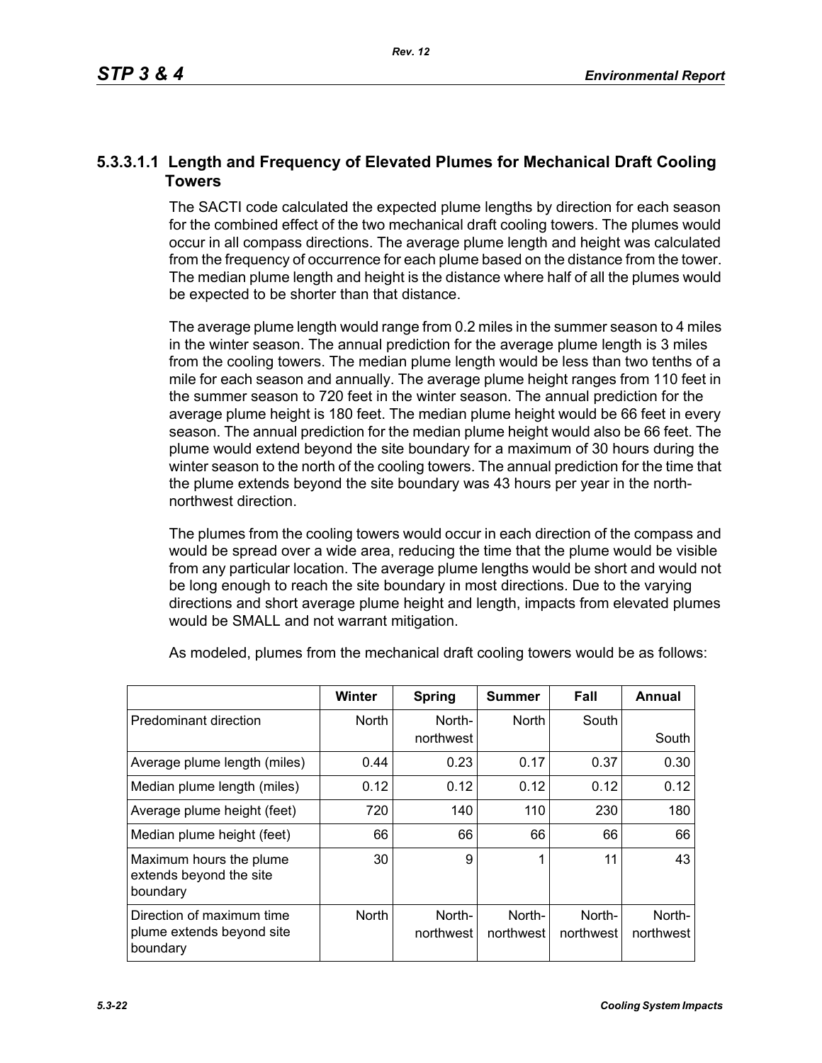#### 5.3.3.1.1 Length and Frequency of Elevated Plumes for Mechanical Draft Cooling Towers

The SACTI code calculated the expected plume lengths by direction for each season for the combined effect of the two mechanical draft cooling towers. The plumes would occur in all compass directions. The average plume length and height was calculated from the frequency of occurrence for each plume based on the distance from the tower. The median plume length and height is the distance where half of all the plumes would be expected to be shorter than that distance.

The average plume length would range from 0.2 miles in the summer season to 4 miles in the winter season. The annual prediction for the average plume length is 3 miles from the cooling towers. The median plume length would be less than two tenths of a mile for each season and annually. The average plume height ranges from 110 feet in the summer season to 720 feet in the winter season. The annual prediction for the average plume height is 180 feet. The median plume height would be 66 feet in every season. The annual prediction for the median plume height would also be 66 feet. The plume would extend beyond the site boundary for a maximum of 30 hours during the winter season to the north of the cooling towers. The annual prediction for the time that the plume extends beyond the site boundary was 43 hours per year in the north-northwest direction.

The plumes from the cooling towers would occur in each direction of the compass and would be spread over a wide area, reducing the time that the plume would be visible from any particular location. The average plume lengths would be short and would not be long enough to reach the site boundary in most directions. Due to the varying directions and short average plume height and length, impacts from elevated plumes would be SMALL and not warrant mitigation.

As modeled, plumes from the mechanical draft cooling towers would be as follows:

| | Winter | Spring | Summer | Fall | Annual |
|---|---|---|---|---|---|
| Predominant direction | North | North-northwest | North | South | South |
| Average plume length (miles) | 0.44 | 0.23 | 0.17 | 0.37 | 0.30 |
| Median plume length (miles) | 0.12 | 0.12 | 0.12 | 0.12 | 0.12 |
| Average plume height (feet) | 720 | 140 | 110 | 230 | 180 |
| Median plume height (feet) | 66 | 66 | 66 | 66 | 66 |
| Maximum hours the plume extends beyond the site boundary | 30 | 9 | 1 | 11 | 43 |
| Direction of maximum time plume extends beyond site boundary | North | North-northwest | North-northwest | North-northwest | North-northwest |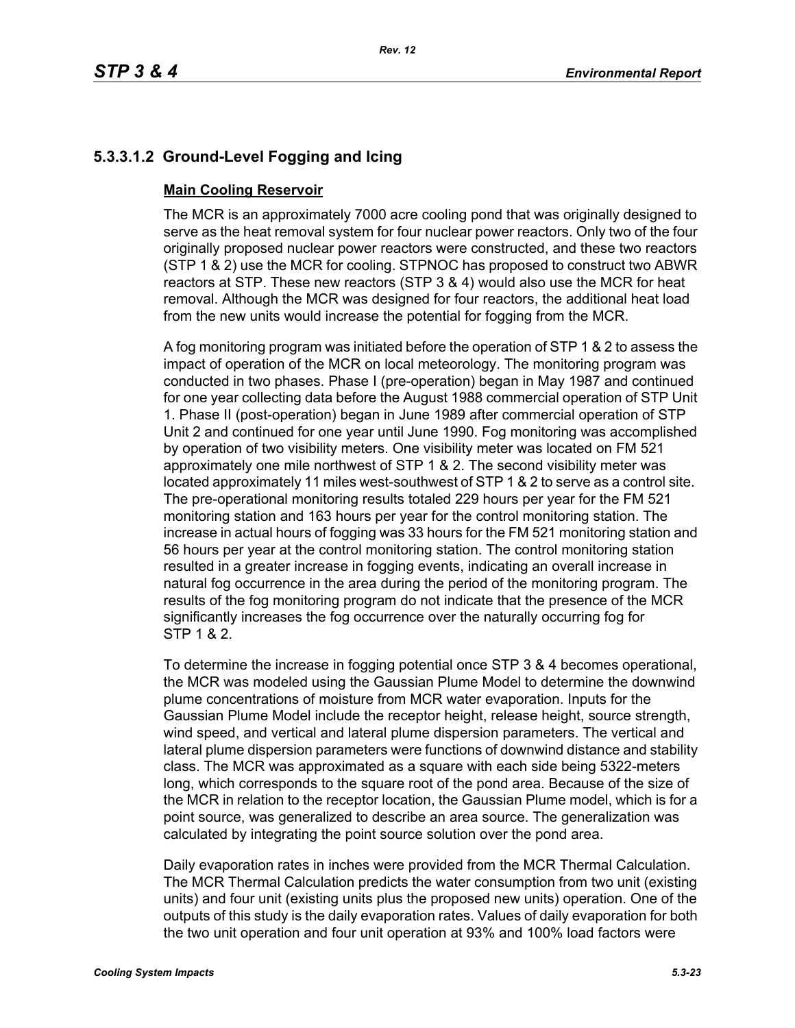### 5.3.3.1.2 Ground-Level Fogging and Icing

**Main Cooling Reservoir**

The MCR is an approximately 7000 acre cooling pond that was originally designed to serve as the heat removal system for four nuclear power reactors. Only two of the four originally proposed nuclear power reactors were constructed, and these two reactors (STP 1 & 2) use the MCR for cooling. STPNOC has proposed to construct two ABWR reactors at STP. These new reactors (STP 3 & 4) would also use the MCR for heat removal. Although the MCR was designed for four reactors, the additional heat load from the new units would increase the potential for fogging from the MCR.

A fog monitoring program was initiated before the operation of STP 1 & 2 to assess the impact of operation of the MCR on local meteorology. The monitoring program was conducted in two phases. Phase I (pre-operation) began in May 1987 and continued for one year collecting data before the August 1988 commercial operation of STP Unit 1. Phase II (post-operation) began in June 1989 after commercial operation of STP Unit 2 and continued for one year until June 1990. Fog monitoring was accomplished by operation of two visibility meters. One visibility meter was located on FM 521 approximately one mile northwest of STP 1 & 2. The second visibility meter was located approximately 11 miles west-southwest of STP 1 & 2 to serve as a control site. The pre-operational monitoring results totaled 229 hours per year for the FM 521 monitoring station and 163 hours per year for the control monitoring station. The increase in actual hours of fogging was 33 hours for the FM 521 monitoring station and 56 hours per year at the control monitoring station. The control monitoring station resulted in a greater increase in fogging events, indicating an overall increase in natural fog occurrence in the area during the period of the monitoring program. The results of the fog monitoring program do not indicate that the presence of the MCR significantly increases the fog occurrence over the naturally occurring fog for STP 1 & 2.

To determine the increase in fogging potential once STP 3 & 4 becomes operational, the MCR was modeled using the Gaussian Plume Model to determine the downwind plume concentrations of moisture from MCR water evaporation. Inputs for the Gaussian Plume Model include the receptor height, release height, source strength, wind speed, and vertical and lateral plume dispersion parameters. The vertical and lateral plume dispersion parameters were functions of downwind distance and stability class. The MCR was approximated as a square with each side being 5322-meters long, which corresponds to the square root of the pond area. Because of the size of the MCR in relation to the receptor location, the Gaussian Plume model, which is for a point source, was generalized to describe an area source. The generalization was calculated by integrating the point source solution over the pond area.

Daily evaporation rates in inches were provided from the MCR Thermal Calculation. The MCR Thermal Calculation predicts the water consumption from two unit (existing units) and four unit (existing units plus the proposed new units) operation. One of the outputs of this study is the daily evaporation rates. Values of daily evaporation for both the two unit operation and four unit operation at 93% and 100% load factors were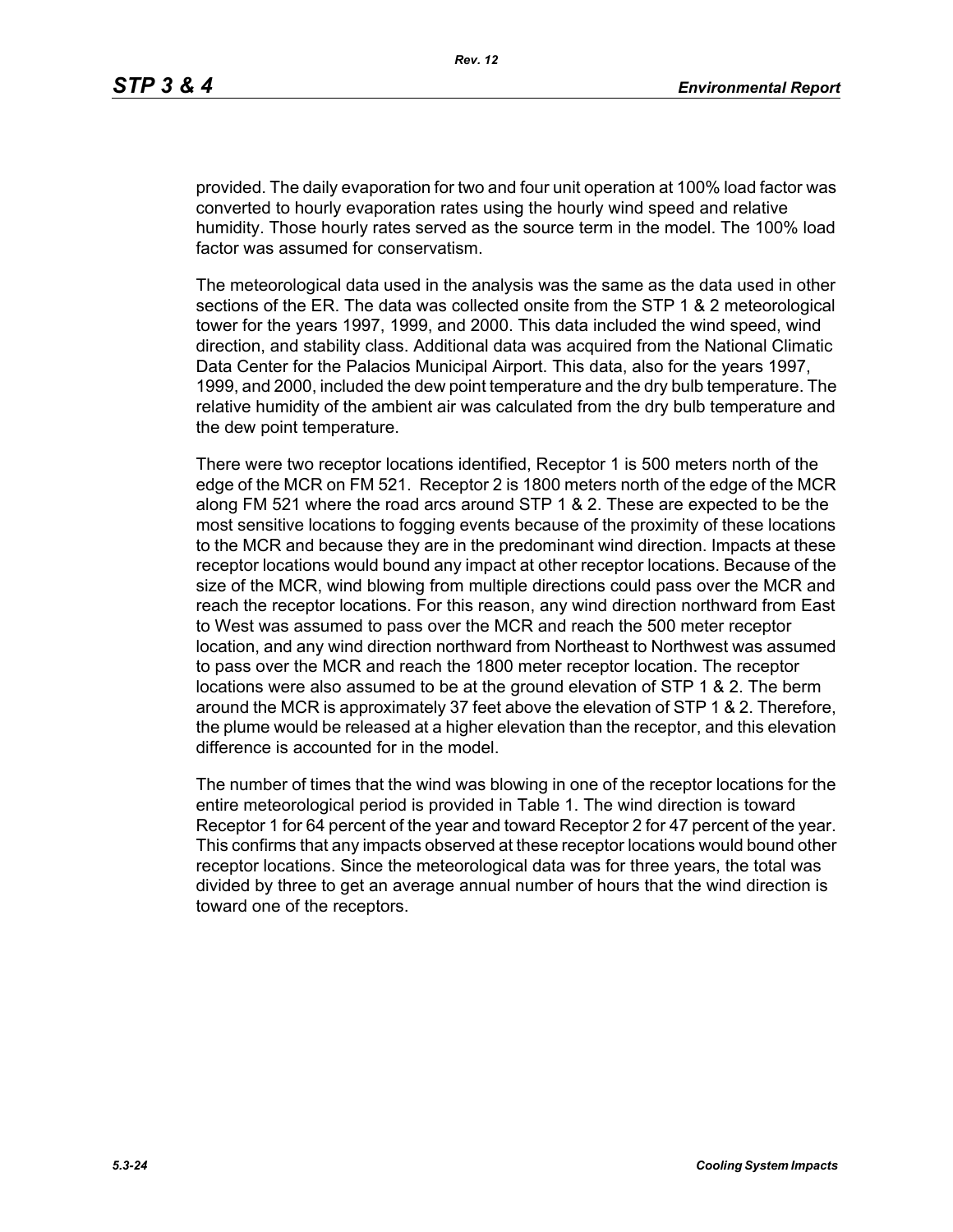provided. The daily evaporation for two and four unit operation at 100% load factor was converted to hourly evaporation rates using the hourly wind speed and relative humidity. Those hourly rates served as the source term in the model. The 100% load factor was assumed for conservatism.

The meteorological data used in the analysis was the same as the data used in other sections of the ER. The data was collected onsite from the STP 1 & 2 meteorological tower for the years 1997, 1999, and 2000. This data included the wind speed, wind direction, and stability class. Additional data was acquired from the National Climatic Data Center for the Palacios Municipal Airport. This data, also for the years 1997, 1999, and 2000, included the dew point temperature and the dry bulb temperature. The relative humidity of the ambient air was calculated from the dry bulb temperature and the dew point temperature.

There were two receptor locations identified, Receptor 1 is 500 meters north of the edge of the MCR on FM 521. Receptor 2 is 1800 meters north of the edge of the MCR along FM 521 where the road arcs around STP 1 & 2. These are expected to be the most sensitive locations to fogging events because of the proximity of these locations to the MCR and because they are in the predominant wind direction. Impacts at these receptor locations would bound any impact at other receptor locations. Because of the size of the MCR, wind blowing from multiple directions could pass over the MCR and reach the receptor locations. For this reason, any wind direction northward from East to West was assumed to pass over the MCR and reach the 500 meter receptor location, and any wind direction northward from Northeast to Northwest was assumed to pass over the MCR and reach the 1800 meter receptor location. The receptor locations were also assumed to be at the ground elevation of STP 1 & 2. The berm around the MCR is approximately 37 feet above the elevation of STP 1 & 2. Therefore, the plume would be released at a higher elevation than the receptor, and this elevation difference is accounted for in the model.

The number of times that the wind was blowing in one of the receptor locations for the entire meteorological period is provided in Table 1. The wind direction is toward Receptor 1 for 64 percent of the year and toward Receptor 2 for 47 percent of the year. This confirms that any impacts observed at these receptor locations would bound other receptor locations. Since the meteorological data was for three years, the total was divided by three to get an average annual number of hours that the wind direction is toward one of the receptors.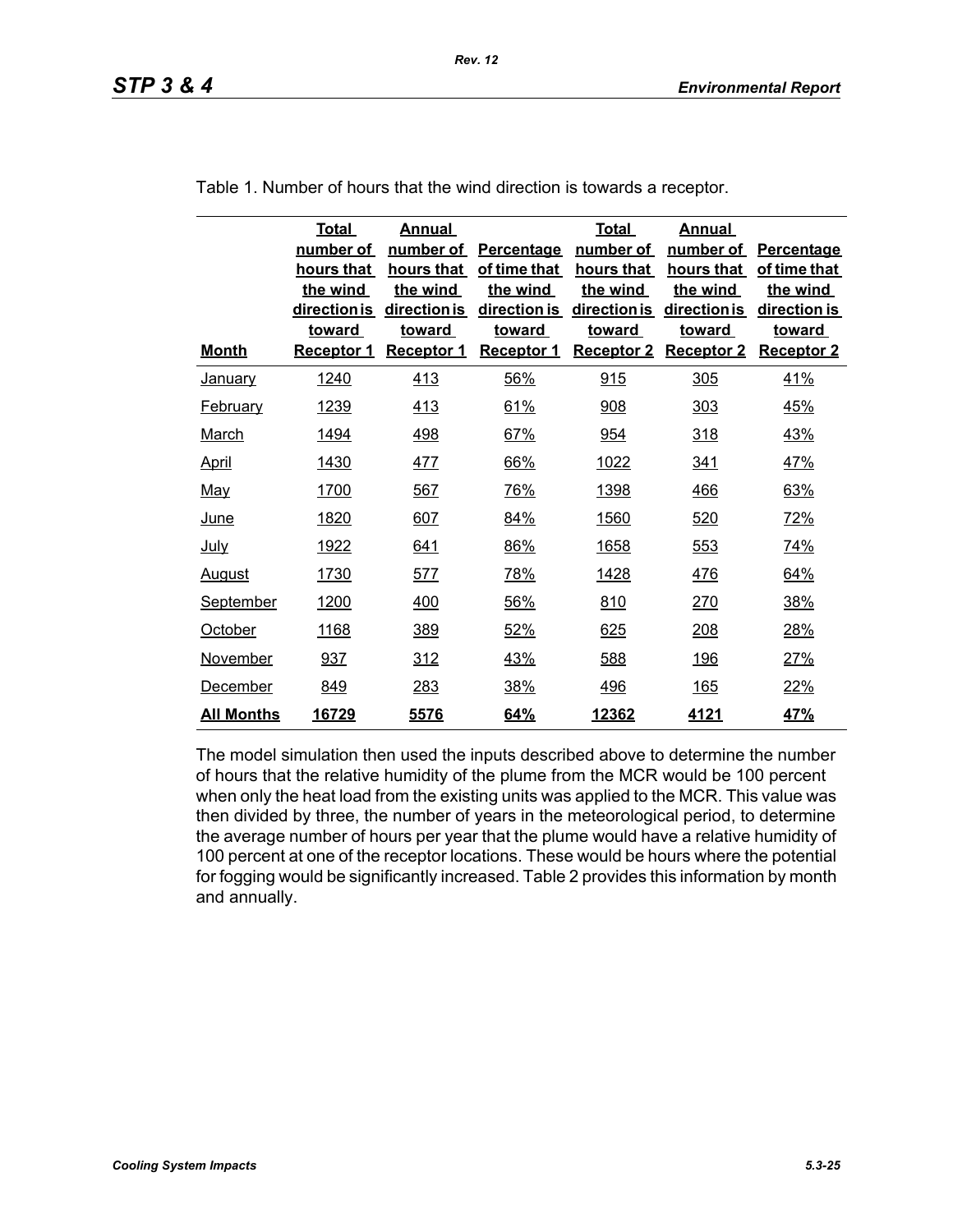Table 1. Number of hours that the wind direction is towards a receptor.

| Month | Total number of hours that the wind direction is toward Receptor 1 | Annual number of hours that the wind direction is toward Receptor 1 | Percentage of time that the wind direction is toward Receptor 1 | Total number of hours that the wind direction is toward Receptor 2 | Annual number of hours that the wind direction is toward Receptor 2 | Percentage of time that the wind direction is toward Receptor 2 |
|---|---|---|---|---|---|---|
| January | 1240 | 413 | 56% | 915 | 305 | 41% |
| February | 1239 | 413 | 61% | 908 | 303 | 45% |
| March | 1494 | 498 | 67% | 954 | 318 | 43% |
| April | 1430 | 477 | 66% | 1022 | 341 | 47% |
| May | 1700 | 567 | 76% | 1398 | 466 | 63% |
| June | 1820 | 607 | 84% | 1560 | 520 | 72% |
| July | 1922 | 641 | 86% | 1658 | 553 | 74% |
| August | 1730 | 577 | 78% | 1428 | 476 | 64% |
| September | 1200 | 400 | 56% | 810 | 270 | 38% |
| October | 1168 | 389 | 52% | 625 | 208 | 28% |
| November | 937 | 312 | 43% | 588 | 196 | 27% |
| December | 849 | 283 | 38% | 496 | 165 | 22% |
| **All Months** | **16729** | **5576** | **64%** | **12362** | **4121** | **47%** |

The model simulation then used the inputs described above to determine the number of hours that the relative humidity of the plume from the MCR would be 100 percent when only the heat load from the existing units was applied to the MCR. This value was then divided by three, the number of years in the meteorological period, to determine the average number of hours per year that the plume would have a relative humidity of 100 percent at one of the receptor locations. These would be hours where the potential for fogging would be significantly increased. Table 2 provides this information by month and annually.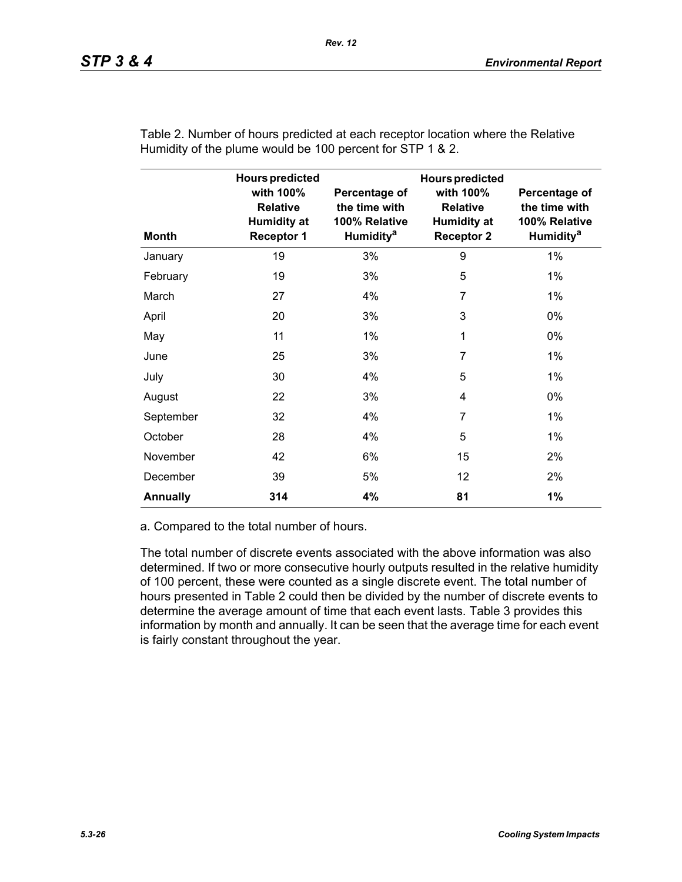Table 2. Number of hours predicted at each receptor location where the Relative Humidity of the plume would be 100 percent for STP 1 & 2.

| Month | Hours predicted with 100% Relative Humidity at Receptor 1 | Percentage of the time with 100% Relative Humidity[a] | Hours predicted with 100% Relative Humidity at Receptor 2 | Percentage of the time with 100% Relative Humidity[a] |
|---|---|---|---|---|
| January | 19 | 3% | 9 | 1% |
| February | 19 | 3% | 5 | 1% |
| March | 27 | 4% | 7 | 1% |
| April | 20 | 3% | 3 | 0% |
| May | 11 | 1% | 1 | 0% |
| June | 25 | 3% | 7 | 1% |
| July | 30 | 4% | 5 | 1% |
| August | 22 | 3% | 4 | 0% |
| September | 32 | 4% | 7 | 1% |
| October | 28 | 4% | 5 | 1% |
| November | 42 | 6% | 15 | 2% |
| December | 39 | 5% | 12 | 2% |
| **Annually** | **314** | **4%** | **81** | **1%** |

a. Compared to the total number of hours.

The total number of discrete events associated with the above information was also determined. If two or more consecutive hourly outputs resulted in the relative humidity of 100 percent, these were counted as a single discrete event. The total number of hours presented in Table 2 could then be divided by the number of discrete events to determine the average amount of time that each event lasts. Table 3 provides this information by month and annually. It can be seen that the average time for each event is fairly constant throughout the year.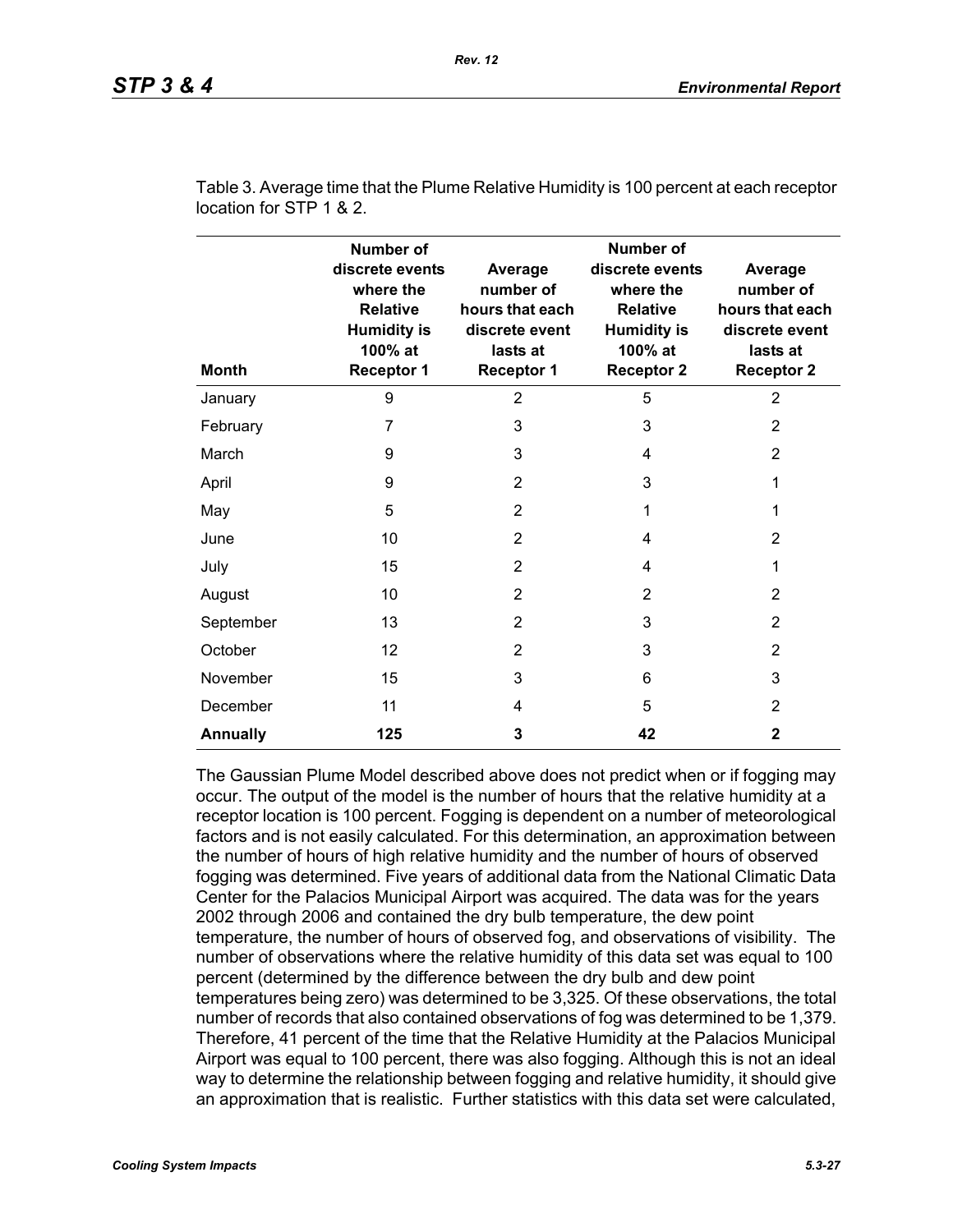Table 3. Average time that the Plume Relative Humidity is 100 percent at each receptor location for STP 1 & 2.

| Month | Number of discrete events where the Relative Humidity is 100% at Receptor 1 | Average number of hours that each discrete event lasts at Receptor 1 | Number of discrete events where the Relative Humidity is 100% at Receptor 2 | Average number of hours that each discrete event lasts at Receptor 2 |
|---|---|---|---|---|
| January | 9 | 2 | 5 | 2 |
| February | 7 | 3 | 3 | 2 |
| March | 9 | 3 | 4 | 2 |
| April | 9 | 2 | 3 | 1 |
| May | 5 | 2 | 1 | 1 |
| June | 10 | 2 | 4 | 2 |
| July | 15 | 2 | 4 | 1 |
| August | 10 | 2 | 2 | 2 |
| September | 13 | 2 | 3 | 2 |
| October | 12 | 2 | 3 | 2 |
| November | 15 | 3 | 6 | 3 |
| December | 11 | 4 | 5 | 2 |
| **Annually** | **125** | **3** | **42** | **2** |

The Gaussian Plume Model described above does not predict when or if fogging may occur. The output of the model is the number of hours that the relative humidity at a receptor location is 100 percent. Fogging is dependent on a number of meteorological factors and is not easily calculated. For this determination, an approximation between the number of hours of high relative humidity and the number of hours of observed fogging was determined. Five years of additional data from the National Climatic Data Center for the Palacios Municipal Airport was acquired. The data was for the years 2002 through 2006 and contained the dry bulb temperature, the dew point temperature, the number of hours of observed fog, and observations of visibility. The number of observations where the relative humidity of this data set was equal to 100 percent (determined by the difference between the dry bulb and dew point temperatures being zero) was determined to be 3,325. Of these observations, the total number of records that also contained observations of fog was determined to be 1,379. Therefore, 41 percent of the time that the Relative Humidity at the Palacios Municipal Airport was equal to 100 percent, there was also fogging. Although this is not an ideal way to determine the relationship between fogging and relative humidity, it should give an approximation that is realistic. Further statistics with this data set were calculated,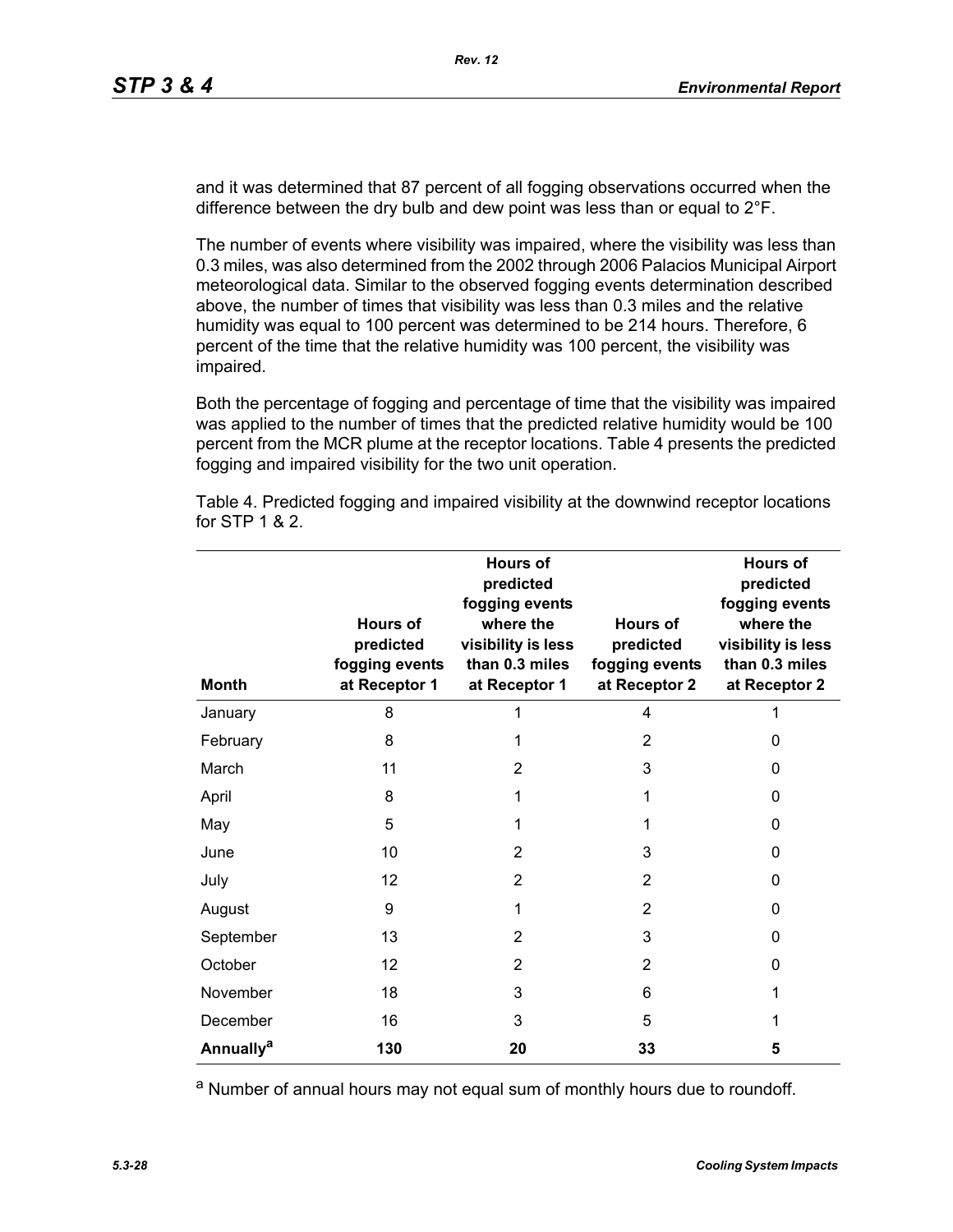and it was determined that 87 percent of all fogging observations occurred when the difference between the dry bulb and dew point was less than or equal to 2°F.

The number of events where visibility was impaired, where the visibility was less than 0.3 miles, was also determined from the 2002 through 2006 Palacios Municipal Airport meteorological data. Similar to the observed fogging events determination described above, the number of times that visibility was less than 0.3 miles and the relative humidity was equal to 100 percent was determined to be 214 hours. Therefore, 6 percent of the time that the relative humidity was 100 percent, the visibility was impaired.

Both the percentage of fogging and percentage of time that the visibility was impaired was applied to the number of times that the predicted relative humidity would be 100 percent from the MCR plume at the receptor locations. Table 4 presents the predicted fogging and impaired visibility for the two unit operation.

Table 4. Predicted fogging and impaired visibility at the downwind receptor locations for STP 1 & 2.

| Month | Hours of predicted fogging events at Receptor 1 | Hours of predicted fogging events where the visibility is less than 0.3 miles at Receptor 1 | Hours of predicted fogging events at Receptor 2 | Hours of predicted fogging events where the visibility is less than 0.3 miles at Receptor 2 |
|---|---|---|---|---|
| January | 8 | 1 | 4 | 1 |
| February | 8 | 1 | 2 | 0 |
| March | 11 | 2 | 3 | 0 |
| April | 8 | 1 | 1 | 0 |
| May | 5 | 1 | 1 | 0 |
| June | 10 | 2 | 3 | 0 |
| July | 12 | 2 | 2 | 0 |
| August | 9 | 1 | 2 | 0 |
| September | 13 | 2 | 3 | 0 |
| October | 12 | 2 | 2 | 0 |
| November | 18 | 3 | 6 | 1 |
| December | 16 | 3 | 5 | 1 |
| **Annually[a]** | **130** | **20** | **33** | **5** |

[a] Number of annual hours may not equal sum of monthly hours due to roundoff.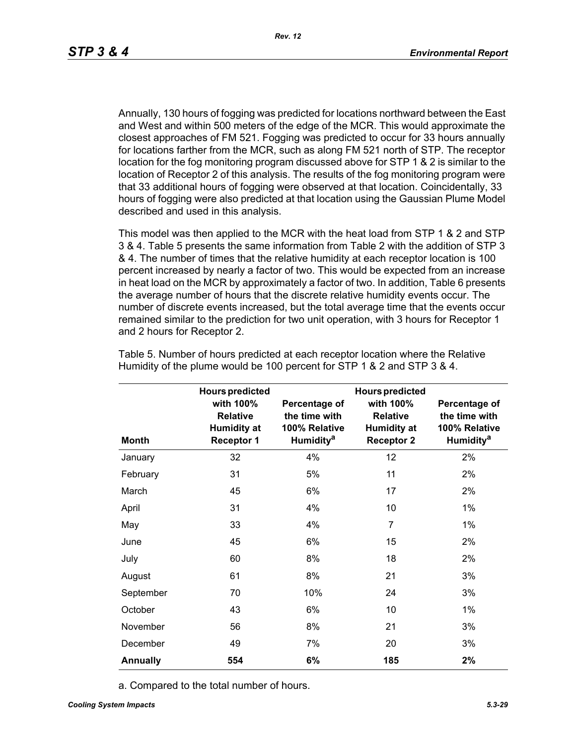Annually, 130 hours of fogging was predicted for locations northward between the East and West and within 500 meters of the edge of the MCR. This would approximate the closest approaches of FM 521. Fogging was predicted to occur for 33 hours annually for locations farther from the MCR, such as along FM 521 north of STP. The receptor location for the fog monitoring program discussed above for STP 1 & 2 is similar to the location of Receptor 2 of this analysis. The results of the fog monitoring program were that 33 additional hours of fogging were observed at that location. Coincidentally, 33 hours of fogging were also predicted at that location using the Gaussian Plume Model described and used in this analysis.

This model was then applied to the MCR with the heat load from STP 1 & 2 and STP 3 & 4. Table 5 presents the same information from Table 2 with the addition of STP 3 & 4. The number of times that the relative humidity at each receptor location is 100 percent increased by nearly a factor of two. This would be expected from an increase in heat load on the MCR by approximately a factor of two. In addition, Table 6 presents the average number of hours that the discrete relative humidity events occur. The number of discrete events increased, but the total average time that the events occur remained similar to the prediction for two unit operation, with 3 hours for Receptor 1 and 2 hours for Receptor 2.

Table 5. Number of hours predicted at each receptor location where the Relative Humidity of the plume would be 100 percent for STP 1 & 2 and STP 3 & 4.

| Month | Hours predicted with 100% Relative Humidity at Receptor 1 | Percentage of the time with 100% Relative Humidity[a] | Hours predicted with 100% Relative Humidity at Receptor 2 | Percentage of the time with 100% Relative Humidity[a] |
|---|---|---|---|---|
| January | 32 | 4% | 12 | 2% |
| February | 31 | 5% | 11 | 2% |
| March | 45 | 6% | 17 | 2% |
| April | 31 | 4% | 10 | 1% |
| May | 33 | 4% | 7 | 1% |
| June | 45 | 6% | 15 | 2% |
| July | 60 | 8% | 18 | 2% |
| August | 61 | 8% | 21 | 3% |
| September | 70 | 10% | 24 | 3% |
| October | 43 | 6% | 10 | 1% |
| November | 56 | 8% | 21 | 3% |
| December | 49 | 7% | 20 | 3% |
| **Annually** | **554** | **6%** | **185** | **2%** |

a. Compared to the total number of hours.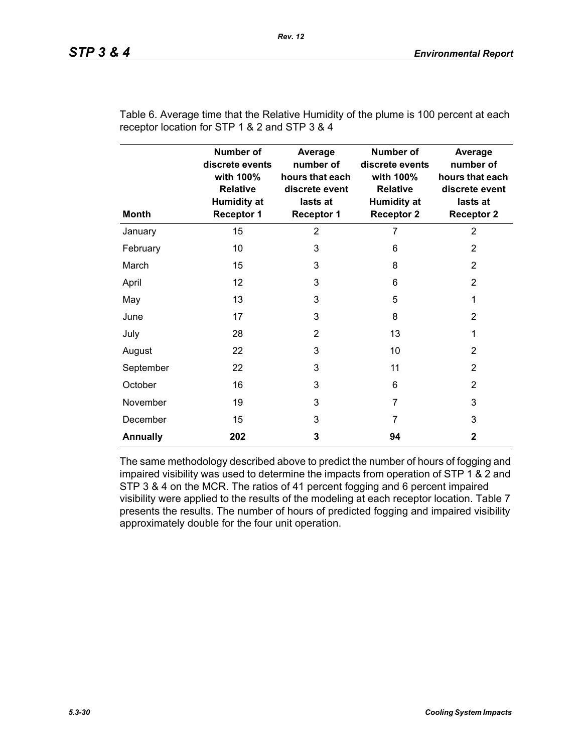Table 6. Average time that the Relative Humidity of the plume is 100 percent at each receptor location for STP 1 & 2 and STP 3 & 4

| Month | Number of discrete events with 100% Relative Humidity at Receptor 1 | Average number of hours that each discrete event lasts at Receptor 1 | Number of discrete events with 100% Relative Humidity at Receptor 2 | Average number of hours that each discrete event lasts at Receptor 2 |
|---|---|---|---|---|
| January | 15 | 2 | 7 | 2 |
| February | 10 | 3 | 6 | 2 |
| March | 15 | 3 | 8 | 2 |
| April | 12 | 3 | 6 | 2 |
| May | 13 | 3 | 5 | 1 |
| June | 17 | 3 | 8 | 2 |
| July | 28 | 2 | 13 | 1 |
| August | 22 | 3 | 10 | 2 |
| September | 22 | 3 | 11 | 2 |
| October | 16 | 3 | 6 | 2 |
| November | 19 | 3 | 7 | 3 |
| December | 15 | 3 | 7 | 3 |
| **Annually** | **202** | **3** | **94** | **2** |

The same methodology described above to predict the number of hours of fogging and impaired visibility was used to determine the impacts from operation of STP 1 & 2 and STP 3 & 4 on the MCR. The ratios of 41 percent fogging and 6 percent impaired visibility were applied to the results of the modeling at each receptor location. Table 7 presents the results. The number of hours of predicted fogging and impaired visibility approximately double for the four unit operation.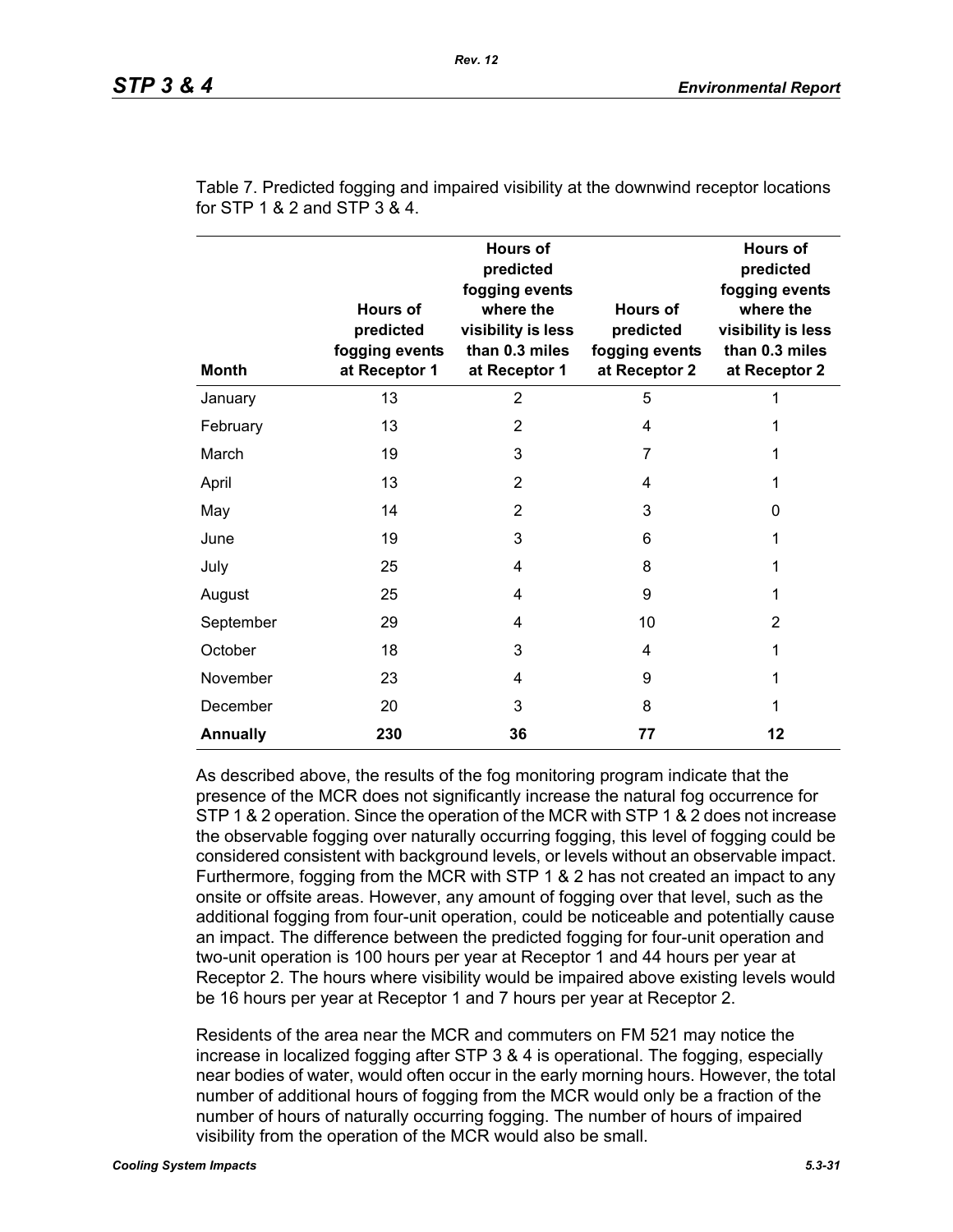Table 7. Predicted fogging and impaired visibility at the downwind receptor locations for STP 1 & 2 and STP 3 & 4.

| Month | Hours of predicted fogging events at Receptor 1 | Hours of predicted fogging events where the visibility is less than 0.3 miles at Receptor 1 | Hours of predicted fogging events at Receptor 2 | Hours of predicted fogging events where the visibility is less than 0.3 miles at Receptor 2 |
|---|---|---|---|---|
| January | 13 | 2 | 5 | 1 |
| February | 13 | 2 | 4 | 1 |
| March | 19 | 3 | 7 | 1 |
| April | 13 | 2 | 4 | 1 |
| May | 14 | 2 | 3 | 0 |
| June | 19 | 3 | 6 | 1 |
| July | 25 | 4 | 8 | 1 |
| August | 25 | 4 | 9 | 1 |
| September | 29 | 4 | 10 | 2 |
| October | 18 | 3 | 4 | 1 |
| November | 23 | 4 | 9 | 1 |
| December | 20 | 3 | 8 | 1 |
| **Annually** | **230** | **36** | **77** | **12** |

As described above, the results of the fog monitoring program indicate that the presence of the MCR does not significantly increase the natural fog occurrence for STP 1 & 2 operation. Since the operation of the MCR with STP 1 & 2 does not increase the observable fogging over naturally occurring fogging, this level of fogging could be considered consistent with background levels, or levels without an observable impact. Furthermore, fogging from the MCR with STP 1 & 2 has not created an impact to any onsite or offsite areas. However, any amount of fogging over that level, such as the additional fogging from four-unit operation, could be noticeable and potentially cause an impact. The difference between the predicted fogging for four-unit operation and two-unit operation is 100 hours per year at Receptor 1 and 44 hours per year at Receptor 2. The hours where visibility would be impaired above existing levels would be 16 hours per year at Receptor 1 and 7 hours per year at Receptor 2.

Residents of the area near the MCR and commuters on FM 521 may notice the increase in localized fogging after STP 3 & 4 is operational. The fogging, especially near bodies of water, would often occur in the early morning hours. However, the total number of additional hours of fogging from the MCR would only be a fraction of the number of hours of naturally occurring fogging. The number of hours of impaired visibility from the operation of the MCR would also be small.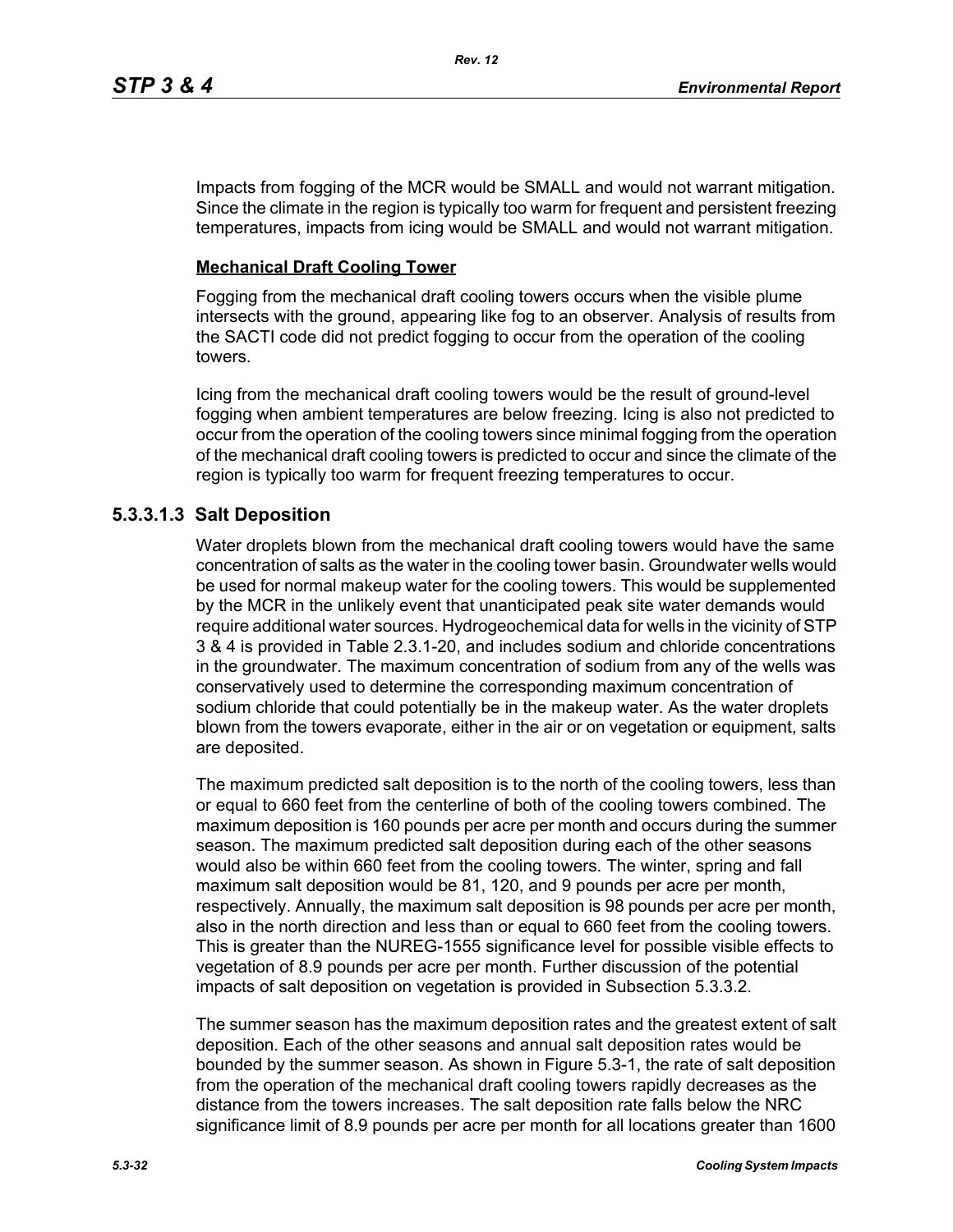Impacts from fogging of the MCR would be SMALL and would not warrant mitigation. Since the climate in the region is typically too warm for frequent and persistent freezing temperatures, impacts from icing would be SMALL and would not warrant mitigation.

**Mechanical Draft Cooling Tower**

Fogging from the mechanical draft cooling towers occurs when the visible plume intersects with the ground, appearing like fog to an observer. Analysis of results from the SACTI code did not predict fogging to occur from the operation of the cooling towers.

Icing from the mechanical draft cooling towers would be the result of ground-level fogging when ambient temperatures are below freezing. Icing is also not predicted to occur from the operation of the cooling towers since minimal fogging from the operation of the mechanical draft cooling towers is predicted to occur and since the climate of the region is typically too warm for frequent freezing temperatures to occur.

### 5.3.3.1.3 Salt Deposition

Water droplets blown from the mechanical draft cooling towers would have the same concentration of salts as the water in the cooling tower basin. Groundwater wells would be used for normal makeup water for the cooling towers. This would be supplemented by the MCR in the unlikely event that unanticipated peak site water demands would require additional water sources. Hydrogeochemical data for wells in the vicinity of STP 3 & 4 is provided in Table 2.3.1-20, and includes sodium and chloride concentrations in the groundwater. The maximum concentration of sodium from any of the wells was conservatively used to determine the corresponding maximum concentration of sodium chloride that could potentially be in the makeup water. As the water droplets blown from the towers evaporate, either in the air or on vegetation or equipment, salts are deposited.

The maximum predicted salt deposition is to the north of the cooling towers, less than or equal to 660 feet from the centerline of both of the cooling towers combined. The maximum deposition is 160 pounds per acre per month and occurs during the summer season. The maximum predicted salt deposition during each of the other seasons would also be within 660 feet from the cooling towers. The winter, spring and fall maximum salt deposition would be 81, 120, and 9 pounds per acre per month, respectively. Annually, the maximum salt deposition is 98 pounds per acre per month, also in the north direction and less than or equal to 660 feet from the cooling towers. This is greater than the NUREG-1555 significance level for possible visible effects to vegetation of 8.9 pounds per acre per month. Further discussion of the potential impacts of salt deposition on vegetation is provided in Subsection 5.3.3.2.

The summer season has the maximum deposition rates and the greatest extent of salt deposition. Each of the other seasons and annual salt deposition rates would be bounded by the summer season. As shown in Figure 5.3-1, the rate of salt deposition from the operation of the mechanical draft cooling towers rapidly decreases as the distance from the towers increases. The salt deposition rate falls below the NRC significance limit of 8.9 pounds per acre per month for all locations greater than 1600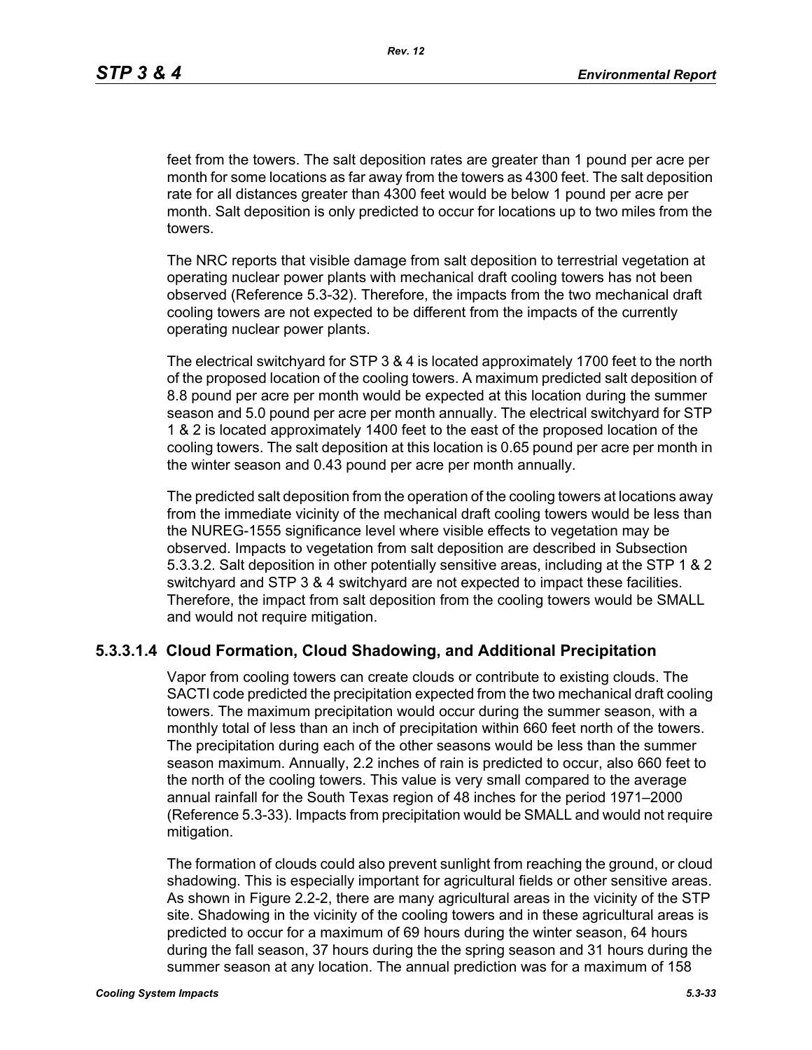feet from the towers. The salt deposition rates are greater than 1 pound per acre per month for some locations as far away from the towers as 4300 feet. The salt deposition rate for all distances greater than 4300 feet would be below 1 pound per acre per month. Salt deposition is only predicted to occur for locations up to two miles from the towers.

The NRC reports that visible damage from salt deposition to terrestrial vegetation at operating nuclear power plants with mechanical draft cooling towers has not been observed (Reference 5.3-32). Therefore, the impacts from the two mechanical draft cooling towers are not expected to be different from the impacts of the currently operating nuclear power plants.

The electrical switchyard for STP 3 & 4 is located approximately 1700 feet to the north of the proposed location of the cooling towers. A maximum predicted salt deposition of 8.8 pound per acre per month would be expected at this location during the summer season and 5.0 pound per acre per month annually. The electrical switchyard for STP 1 & 2 is located approximately 1400 feet to the east of the proposed location of the cooling towers. The salt deposition at this location is 0.65 pound per acre per month in the winter season and 0.43 pound per acre per month annually.

The predicted salt deposition from the operation of the cooling towers at locations away from the immediate vicinity of the mechanical draft cooling towers would be less than the NUREG-1555 significance level where visible effects to vegetation may be observed. Impacts to vegetation from salt deposition are described in Subsection 5.3.3.2. Salt deposition in other potentially sensitive areas, including at the STP 1 & 2 switchyard and STP 3 & 4 switchyard are not expected to impact these facilities. Therefore, the impact from salt deposition from the cooling towers would be SMALL and would not require mitigation.

#### 5.3.3.1.4 Cloud Formation, Cloud Shadowing, and Additional Precipitation

Vapor from cooling towers can create clouds or contribute to existing clouds. The SACTI code predicted the precipitation expected from the two mechanical draft cooling towers. The maximum precipitation would occur during the summer season, with a monthly total of less than an inch of precipitation within 660 feet north of the towers. The precipitation during each of the other seasons would be less than the summer season maximum. Annually, 2.2 inches of rain is predicted to occur, also 660 feet to the north of the cooling towers. This value is very small compared to the average annual rainfall for the South Texas region of 48 inches for the period 1971–2000 (Reference 5.3-33). Impacts from precipitation would be SMALL and would not require mitigation.

The formation of clouds could also prevent sunlight from reaching the ground, or cloud shadowing. This is especially important for agricultural fields or other sensitive areas. As shown in Figure 2.2-2, there are many agricultural areas in the vicinity of the STP site. Shadowing in the vicinity of the cooling towers and in these agricultural areas is predicted to occur for a maximum of 69 hours during the winter season, 64 hours during the fall season, 37 hours during the the spring season and 31 hours during the summer season at any location. The annual prediction was for a maximum of 158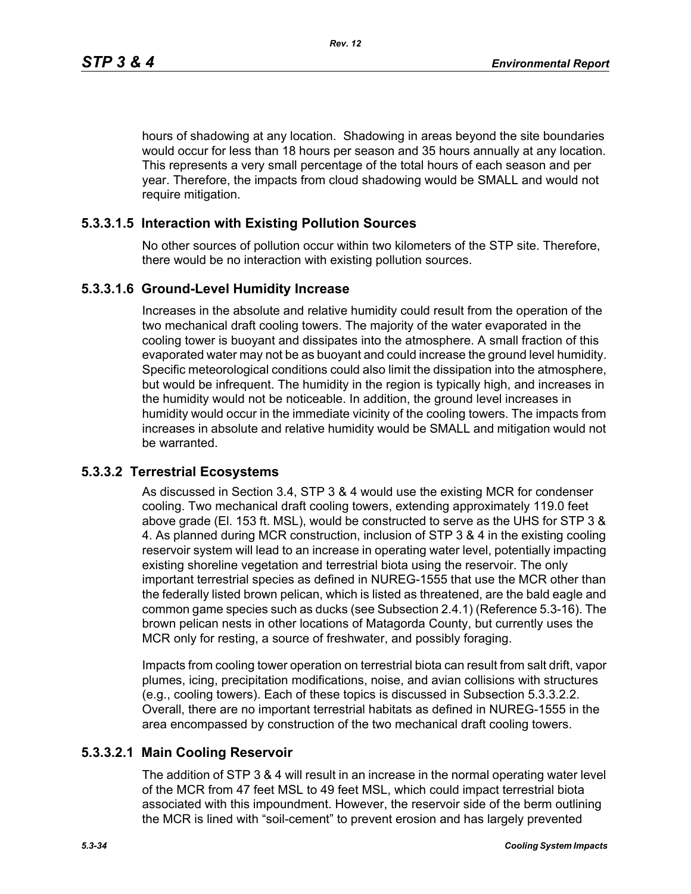hours of shadowing at any location. Shadowing in areas beyond the site boundaries would occur for less than 18 hours per season and 35 hours annually at any location. This represents a very small percentage of the total hours of each season and per year. Therefore, the impacts from cloud shadowing would be SMALL and would not require mitigation.

#### 5.3.3.1.5 Interaction with Existing Pollution Sources

No other sources of pollution occur within two kilometers of the STP site. Therefore, there would be no interaction with existing pollution sources.

#### 5.3.3.1.6 Ground-Level Humidity Increase

Increases in the absolute and relative humidity could result from the operation of the two mechanical draft cooling towers. The majority of the water evaporated in the cooling tower is buoyant and dissipates into the atmosphere. A small fraction of this evaporated water may not be as buoyant and could increase the ground level humidity. Specific meteorological conditions could also limit the dissipation into the atmosphere, but would be infrequent. The humidity in the region is typically high, and increases in the humidity would not be noticeable. In addition, the ground level increases in humidity would occur in the immediate vicinity of the cooling towers. The impacts from increases in absolute and relative humidity would be SMALL and mitigation would not be warranted.

### 5.3.3.2 Terrestrial Ecosystems

As discussed in Section 3.4, STP 3 & 4 would use the existing MCR for condenser cooling. Two mechanical draft cooling towers, extending approximately 119.0 feet above grade (El. 153 ft. MSL), would be constructed to serve as the UHS for STP 3 & 4. As planned during MCR construction, inclusion of STP 3 & 4 in the existing cooling reservoir system will lead to an increase in operating water level, potentially impacting existing shoreline vegetation and terrestrial biota using the reservoir. The only important terrestrial species as defined in NUREG-1555 that use the MCR other than the federally listed brown pelican, which is listed as threatened, are the bald eagle and common game species such as ducks (see Subsection 2.4.1) (Reference 5.3-16). The brown pelican nests in other locations of Matagorda County, but currently uses the MCR only for resting, a source of freshwater, and possibly foraging.

Impacts from cooling tower operation on terrestrial biota can result from salt drift, vapor plumes, icing, precipitation modifications, noise, and avian collisions with structures (e.g., cooling towers). Each of these topics is discussed in Subsection 5.3.3.2.2. Overall, there are no important terrestrial habitats as defined in NUREG-1555 in the area encompassed by construction of the two mechanical draft cooling towers.

#### 5.3.3.2.1 Main Cooling Reservoir

The addition of STP 3 & 4 will result in an increase in the normal operating water level of the MCR from 47 feet MSL to 49 feet MSL, which could impact terrestrial biota associated with this impoundment. However, the reservoir side of the berm outlining the MCR is lined with “soil-cement” to prevent erosion and has largely prevented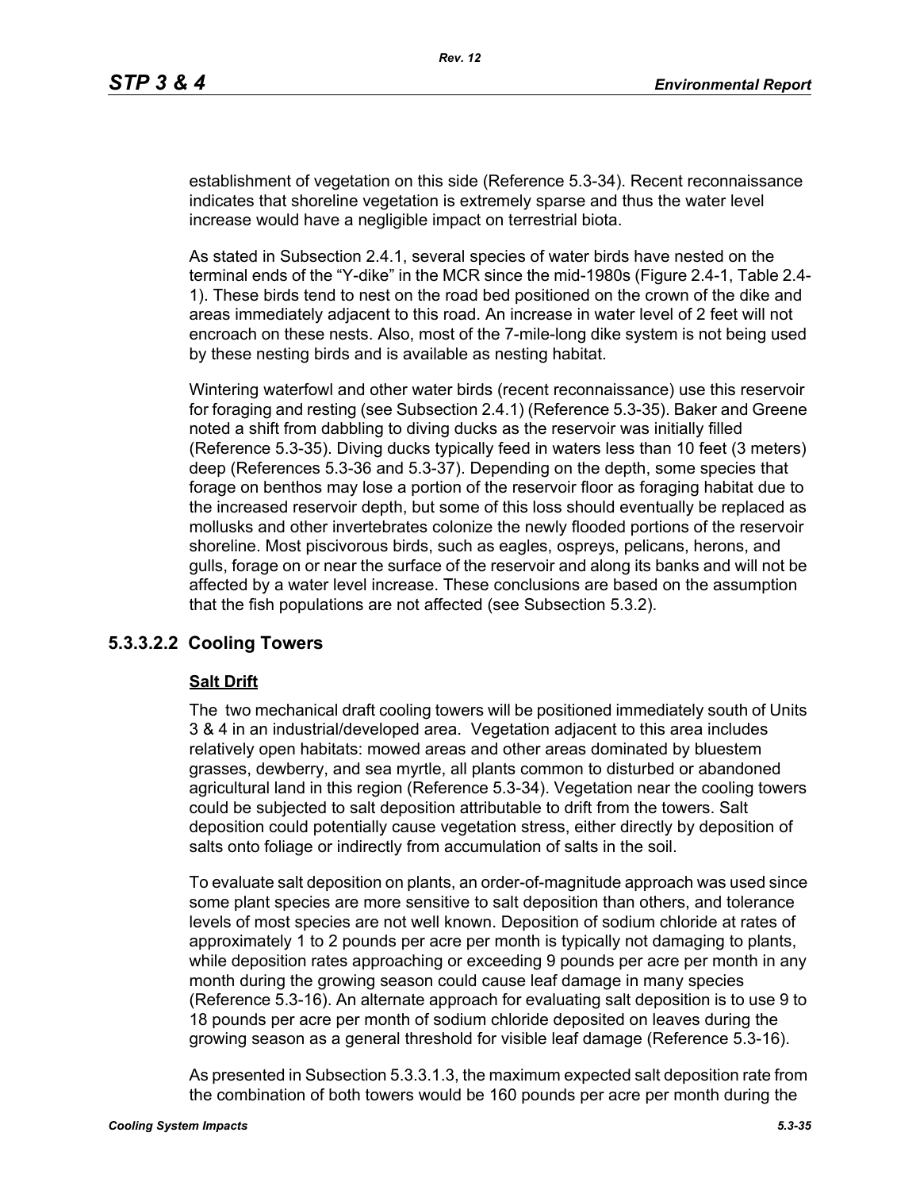establishment of vegetation on this side (Reference 5.3-34). Recent reconnaissance indicates that shoreline vegetation is extremely sparse and thus the water level increase would have a negligible impact on terrestrial biota.

As stated in Subsection 2.4.1, several species of water birds have nested on the terminal ends of the "Y-dike" in the MCR since the mid-1980s (Figure 2.4-1, Table 2.4-1). These birds tend to nest on the road bed positioned on the crown of the dike and areas immediately adjacent to this road. An increase in water level of 2 feet will not encroach on these nests. Also, most of the 7-mile-long dike system is not being used by these nesting birds and is available as nesting habitat.

Wintering waterfowl and other water birds (recent reconnaissance) use this reservoir for foraging and resting (see Subsection 2.4.1) (Reference 5.3-35). Baker and Greene noted a shift from dabbling to diving ducks as the reservoir was initially filled (Reference 5.3-35). Diving ducks typically feed in waters less than 10 feet (3 meters) deep (References 5.3-36 and 5.3-37). Depending on the depth, some species that forage on benthos may lose a portion of the reservoir floor as foraging habitat due to the increased reservoir depth, but some of this loss should eventually be replaced as mollusks and other invertebrates colonize the newly flooded portions of the reservoir shoreline. Most piscivorous birds, such as eagles, ospreys, pelicans, herons, and gulls, forage on or near the surface of the reservoir and along its banks and will not be affected by a water level increase. These conclusions are based on the assumption that the fish populations are not affected (see Subsection 5.3.2).

### 5.3.3.2.2 Cooling Towers

**Salt Drift**

The two mechanical draft cooling towers will be positioned immediately south of Units 3 & 4 in an industrial/developed area. Vegetation adjacent to this area includes relatively open habitats: mowed areas and other areas dominated by bluestem grasses, dewberry, and sea myrtle, all plants common to disturbed or abandoned agricultural land in this region (Reference 5.3-34). Vegetation near the cooling towers could be subjected to salt deposition attributable to drift from the towers. Salt deposition could potentially cause vegetation stress, either directly by deposition of salts onto foliage or indirectly from accumulation of salts in the soil.

To evaluate salt deposition on plants, an order-of-magnitude approach was used since some plant species are more sensitive to salt deposition than others, and tolerance levels of most species are not well known. Deposition of sodium chloride at rates of approximately 1 to 2 pounds per acre per month is typically not damaging to plants, while deposition rates approaching or exceeding 9 pounds per acre per month in any month during the growing season could cause leaf damage in many species (Reference 5.3-16). An alternate approach for evaluating salt deposition is to use 9 to 18 pounds per acre per month of sodium chloride deposited on leaves during the growing season as a general threshold for visible leaf damage (Reference 5.3-16).

As presented in Subsection 5.3.3.1.3, the maximum expected salt deposition rate from the combination of both towers would be 160 pounds per acre per month during the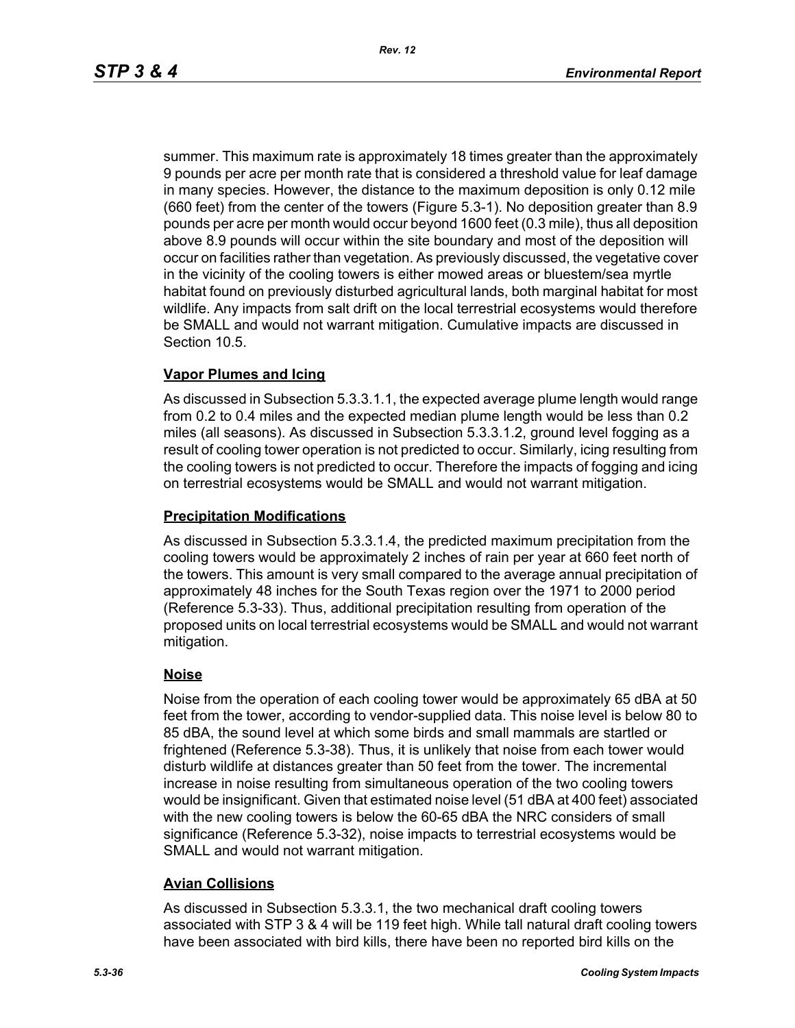summer. This maximum rate is approximately 18 times greater than the approximately 9 pounds per acre per month rate that is considered a threshold value for leaf damage in many species. However, the distance to the maximum deposition is only 0.12 mile (660 feet) from the center of the towers (Figure 5.3-1). No deposition greater than 8.9 pounds per acre per month would occur beyond 1600 feet (0.3 mile), thus all deposition above 8.9 pounds will occur within the site boundary and most of the deposition will occur on facilities rather than vegetation. As previously discussed, the vegetative cover in the vicinity of the cooling towers is either mowed areas or bluestem/sea myrtle habitat found on previously disturbed agricultural lands, both marginal habitat for most wildlife. Any impacts from salt drift on the local terrestrial ecosystems would therefore be SMALL and would not warrant mitigation. Cumulative impacts are discussed in Section 10.5.

**Vapor Plumes and Icing**

As discussed in Subsection 5.3.3.1.1, the expected average plume length would range from 0.2 to 0.4 miles and the expected median plume length would be less than 0.2 miles (all seasons). As discussed in Subsection 5.3.3.1.2, ground level fogging as a result of cooling tower operation is not predicted to occur. Similarly, icing resulting from the cooling towers is not predicted to occur. Therefore the impacts of fogging and icing on terrestrial ecosystems would be SMALL and would not warrant mitigation.

**Precipitation Modifications**

As discussed in Subsection 5.3.3.1.4, the predicted maximum precipitation from the cooling towers would be approximately 2 inches of rain per year at 660 feet north of the towers. This amount is very small compared to the average annual precipitation of approximately 48 inches for the South Texas region over the 1971 to 2000 period (Reference 5.3-33). Thus, additional precipitation resulting from operation of the proposed units on local terrestrial ecosystems would be SMALL and would not warrant mitigation.

**Noise**

Noise from the operation of each cooling tower would be approximately 65 dBA at 50 feet from the tower, according to vendor-supplied data. This noise level is below 80 to 85 dBA, the sound level at which some birds and small mammals are startled or frightened (Reference 5.3-38). Thus, it is unlikely that noise from each tower would disturb wildlife at distances greater than 50 feet from the tower. The incremental increase in noise resulting from simultaneous operation of the two cooling towers would be insignificant. Given that estimated noise level (51 dBA at 400 feet) associated with the new cooling towers is below the 60-65 dBA the NRC considers of small significance (Reference 5.3-32), noise impacts to terrestrial ecosystems would be SMALL and would not warrant mitigation.

**Avian Collisions**

As discussed in Subsection 5.3.3.1, the two mechanical draft cooling towers associated with STP 3 & 4 will be 119 feet high. While tall natural draft cooling towers have been associated with bird kills, there have been no reported bird kills on the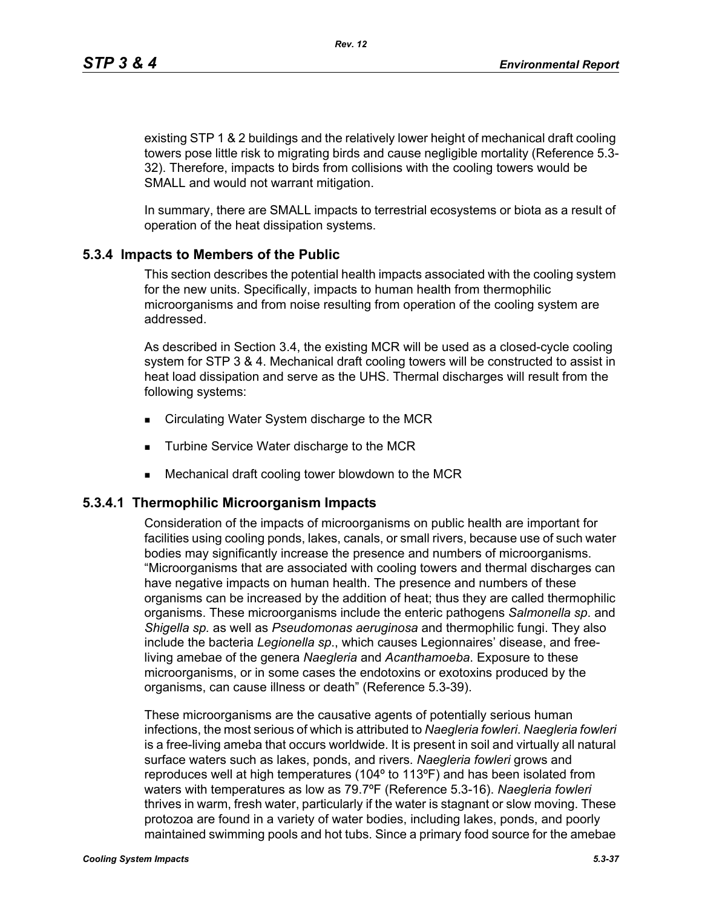existing STP 1 & 2 buildings and the relatively lower height of mechanical draft cooling towers pose little risk to migrating birds and cause negligible mortality (Reference 5.3-32). Therefore, impacts to birds from collisions with the cooling towers would be SMALL and would not warrant mitigation.

In summary, there are SMALL impacts to terrestrial ecosystems or biota as a result of operation of the heat dissipation systems.

### 5.3.4 Impacts to Members of the Public

This section describes the potential health impacts associated with the cooling system for the new units. Specifically, impacts to human health from thermophilic microorganisms and from noise resulting from operation of the cooling system are addressed.

As described in Section 3.4, the existing MCR will be used as a closed-cycle cooling system for STP 3 & 4. Mechanical draft cooling towers will be constructed to assist in heat load dissipation and serve as the UHS. Thermal discharges will result from the following systems:

- Circulating Water System discharge to the MCR
- Turbine Service Water discharge to the MCR
- Mechanical draft cooling tower blowdown to the MCR

#### 5.3.4.1 Thermophilic Microorganism Impacts

Consideration of the impacts of microorganisms on public health are important for facilities using cooling ponds, lakes, canals, or small rivers, because use of such water bodies may significantly increase the presence and numbers of microorganisms. "Microorganisms that are associated with cooling towers and thermal discharges can have negative impacts on human health. The presence and numbers of these organisms can be increased by the addition of heat; thus they are called thermophilic organisms. These microorganisms include the enteric pathogens *Salmonella sp*. and *Shigella sp.* as well as *Pseudomonas aeruginosa* and thermophilic fungi. They also include the bacteria *Legionella sp*., which causes Legionnaires' disease, and free-living amebae of the genera *Naegleria* and *Acanthamoeba*. Exposure to these microorganisms, or in some cases the endotoxins or exotoxins produced by the organisms, can cause illness or death" (Reference 5.3-39).

These microorganisms are the causative agents of potentially serious human infections, the most serious of which is attributed to *Naegleria fowleri*. *Naegleria fowleri* is a free-living ameba that occurs worldwide. It is present in soil and virtually all natural surface waters such as lakes, ponds, and rivers. *Naegleria fowleri* grows and reproduces well at high temperatures (104º to 113ºF) and has been isolated from waters with temperatures as low as 79.7ºF (Reference 5.3-16). *Naegleria fowleri* thrives in warm, fresh water, particularly if the water is stagnant or slow moving. These protozoa are found in a variety of water bodies, including lakes, ponds, and poorly maintained swimming pools and hot tubs. Since a primary food source for the amebae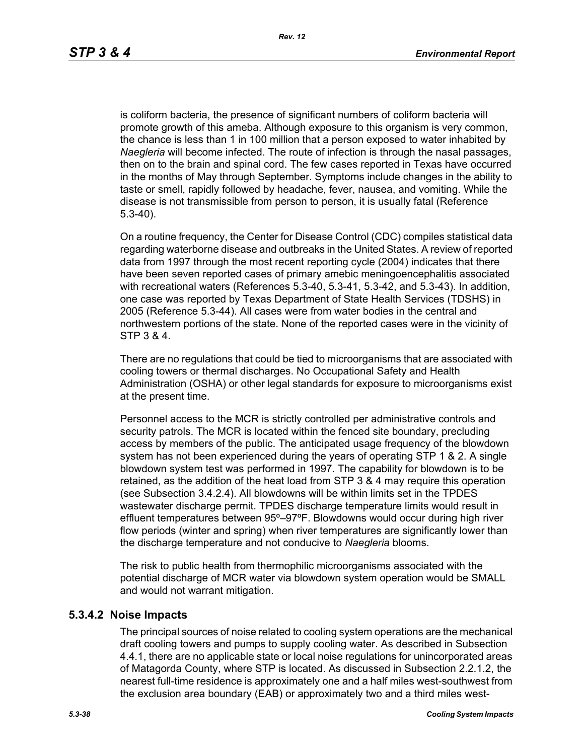is coliform bacteria, the presence of significant numbers of coliform bacteria will promote growth of this ameba. Although exposure to this organism is very common, the chance is less than 1 in 100 million that a person exposed to water inhabited by *Naegleria* will become infected. The route of infection is through the nasal passages, then on to the brain and spinal cord. The few cases reported in Texas have occurred in the months of May through September. Symptoms include changes in the ability to taste or smell, rapidly followed by headache, fever, nausea, and vomiting. While the disease is not transmissible from person to person, it is usually fatal (Reference 5.3-40).

On a routine frequency, the Center for Disease Control (CDC) compiles statistical data regarding waterborne disease and outbreaks in the United States. A review of reported data from 1997 through the most recent reporting cycle (2004) indicates that there have been seven reported cases of primary amebic meningoencephalitis associated with recreational waters (References 5.3-40, 5.3-41, 5.3-42, and 5.3-43). In addition, one case was reported by Texas Department of State Health Services (TDSHS) in 2005 (Reference 5.3-44). All cases were from water bodies in the central and northwestern portions of the state. None of the reported cases were in the vicinity of STP 3 & 4.

There are no regulations that could be tied to microorganisms that are associated with cooling towers or thermal discharges. No Occupational Safety and Health Administration (OSHA) or other legal standards for exposure to microorganisms exist at the present time.

Personnel access to the MCR is strictly controlled per administrative controls and security patrols. The MCR is located within the fenced site boundary, precluding access by members of the public. The anticipated usage frequency of the blowdown system has not been experienced during the years of operating STP 1 & 2. A single blowdown system test was performed in 1997. The capability for blowdown is to be retained, as the addition of the heat load from STP 3 & 4 may require this operation (see Subsection 3.4.2.4). All blowdowns will be within limits set in the TPDES wastewater discharge permit. TPDES discharge temperature limits would result in effluent temperatures between 95º–97ºF. Blowdowns would occur during high river flow periods (winter and spring) when river temperatures are significantly lower than the discharge temperature and not conducive to *Naegleria* blooms.

The risk to public health from thermophilic microorganisms associated with the potential discharge of MCR water via blowdown system operation would be SMALL and would not warrant mitigation.

### 5.3.4.2 Noise Impacts

The principal sources of noise related to cooling system operations are the mechanical draft cooling towers and pumps to supply cooling water. As described in Subsection 4.4.1, there are no applicable state or local noise regulations for unincorporated areas of Matagorda County, where STP is located. As discussed in Subsection 2.2.1.2, the nearest full-time residence is approximately one and a half miles west-southwest from the exclusion area boundary (EAB) or approximately two and a third miles west-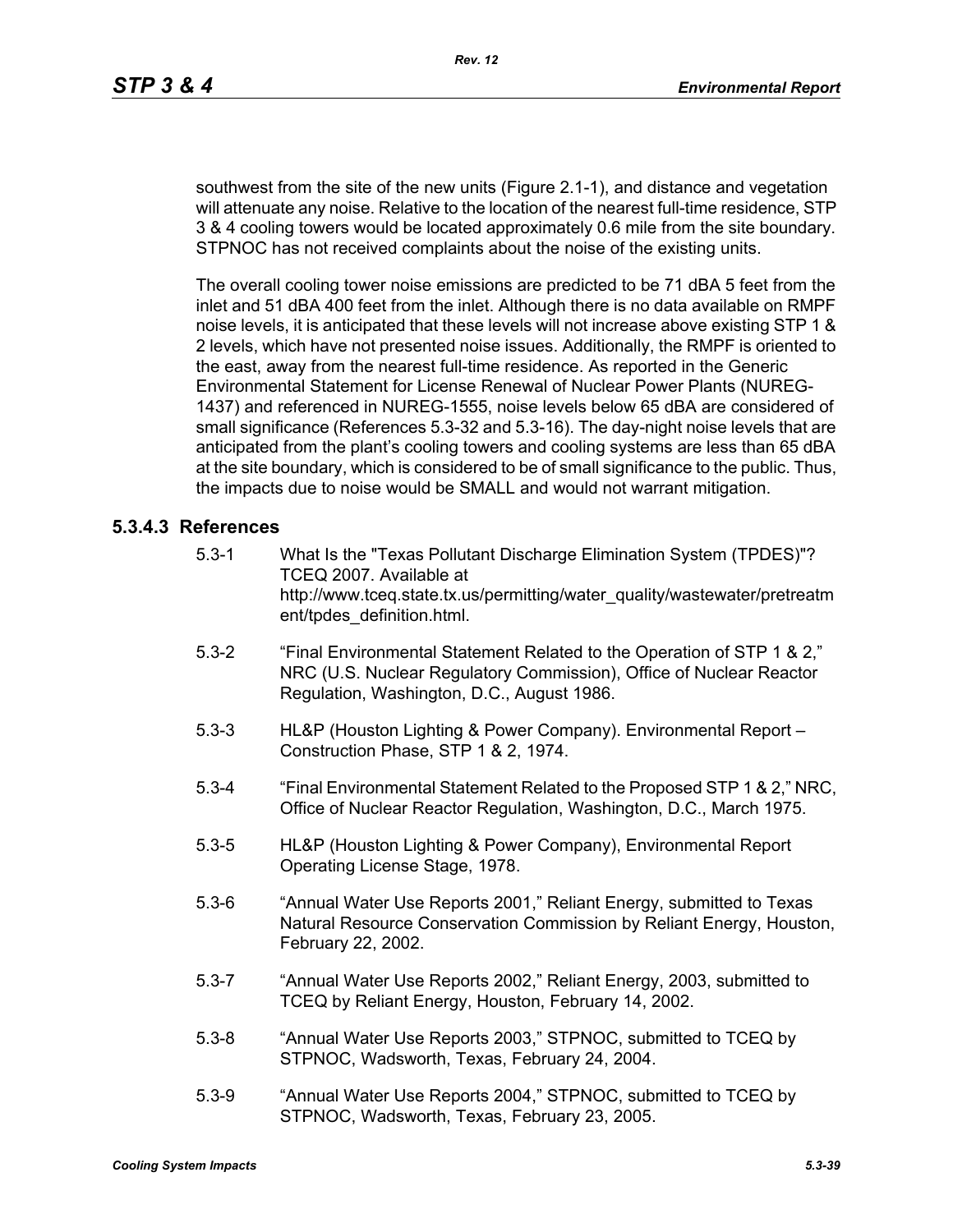southwest from the site of the new units (Figure 2.1-1), and distance and vegetation will attenuate any noise. Relative to the location of the nearest full-time residence, STP 3 & 4 cooling towers would be located approximately 0.6 mile from the site boundary. STPNOC has not received complaints about the noise of the existing units.

The overall cooling tower noise emissions are predicted to be 71 dBA 5 feet from the inlet and 51 dBA 400 feet from the inlet. Although there is no data available on RMPF noise levels, it is anticipated that these levels will not increase above existing STP 1 & 2 levels, which have not presented noise issues. Additionally, the RMPF is oriented to the east, away from the nearest full-time residence. As reported in the Generic Environmental Statement for License Renewal of Nuclear Power Plants (NUREG-1437) and referenced in NUREG-1555, noise levels below 65 dBA are considered of small significance (References 5.3-32 and 5.3-16). The day-night noise levels that are anticipated from the plant's cooling towers and cooling systems are less than 65 dBA at the site boundary, which is considered to be of small significance to the public. Thus, the impacts due to noise would be SMALL and would not warrant mitigation.

### 5.3.4.3 References

5.3-1 What Is the "Texas Pollutant Discharge Elimination System (TPDES)"? TCEQ 2007. Available at http://www.tceq.state.tx.us/permitting/water_quality/wastewater/pretreatment/tpdes_definition.html.

5.3-2 "Final Environmental Statement Related to the Operation of STP 1 & 2," NRC (U.S. Nuclear Regulatory Commission), Office of Nuclear Reactor Regulation, Washington, D.C., August 1986.

5.3-3 HL&P (Houston Lighting & Power Company). Environmental Report – Construction Phase, STP 1 & 2, 1974.

5.3-4 "Final Environmental Statement Related to the Proposed STP 1 & 2," NRC, Office of Nuclear Reactor Regulation, Washington, D.C., March 1975.

5.3-5 HL&P (Houston Lighting & Power Company), Environmental Report Operating License Stage, 1978.

5.3-6 "Annual Water Use Reports 2001," Reliant Energy, submitted to Texas Natural Resource Conservation Commission by Reliant Energy, Houston, February 22, 2002.

5.3-7 "Annual Water Use Reports 2002," Reliant Energy, 2003, submitted to TCEQ by Reliant Energy, Houston, February 14, 2002.

5.3-8 "Annual Water Use Reports 2003," STPNOC, submitted to TCEQ by STPNOC, Wadsworth, Texas, February 24, 2004.

5.3-9 "Annual Water Use Reports 2004," STPNOC, submitted to TCEQ by STPNOC, Wadsworth, Texas, February 23, 2005.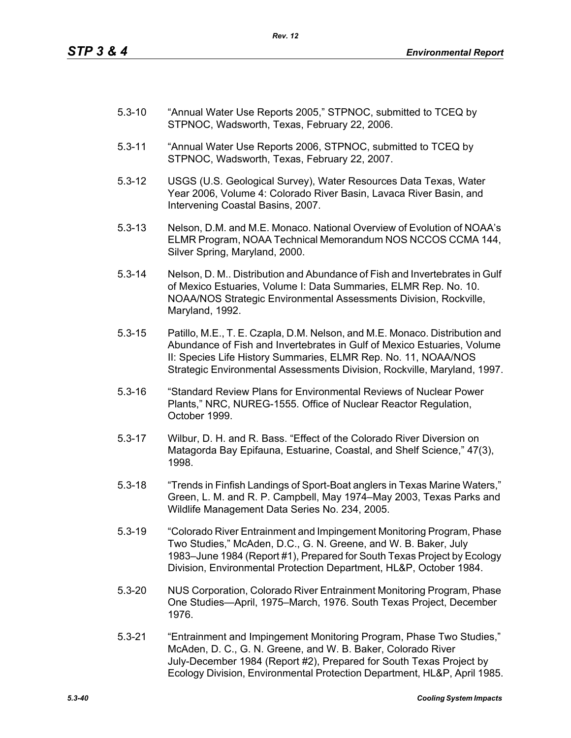5.3-10 "Annual Water Use Reports 2005," STPNOC, submitted to TCEQ by STPNOC, Wadsworth, Texas, February 22, 2006.

5.3-11 "Annual Water Use Reports 2006, STPNOC, submitted to TCEQ by STPNOC, Wadsworth, Texas, February 22, 2007.

5.3-12 USGS (U.S. Geological Survey), Water Resources Data Texas, Water Year 2006, Volume 4: Colorado River Basin, Lavaca River Basin, and Intervening Coastal Basins, 2007.

5.3-13 Nelson, D.M. and M.E. Monaco. National Overview of Evolution of NOAA's ELMR Program, NOAA Technical Memorandum NOS NCCOS CCMA 144, Silver Spring, Maryland, 2000.

5.3-14 Nelson, D. M.. Distribution and Abundance of Fish and Invertebrates in Gulf of Mexico Estuaries, Volume I: Data Summaries, ELMR Rep. No. 10. NOAA/NOS Strategic Environmental Assessments Division, Rockville, Maryland, 1992.

5.3-15 Patillo, M.E., T. E. Czapla, D.M. Nelson, and M.E. Monaco. Distribution and Abundance of Fish and Invertebrates in Gulf of Mexico Estuaries, Volume II: Species Life History Summaries, ELMR Rep. No. 11, NOAA/NOS Strategic Environmental Assessments Division, Rockville, Maryland, 1997.

5.3-16 "Standard Review Plans for Environmental Reviews of Nuclear Power Plants," NRC, NUREG-1555. Office of Nuclear Reactor Regulation, October 1999.

5.3-17 Wilbur, D. H. and R. Bass. "Effect of the Colorado River Diversion on Matagorda Bay Epifauna, Estuarine, Coastal, and Shelf Science," 47(3), 1998.

5.3-18 "Trends in Finfish Landings of Sport-Boat anglers in Texas Marine Waters," Green, L. M. and R. P. Campbell, May 1974–May 2003, Texas Parks and Wildlife Management Data Series No. 234, 2005.

5.3-19 "Colorado River Entrainment and Impingement Monitoring Program, Phase Two Studies," McAden, D.C., G. N. Greene, and W. B. Baker, July 1983–June 1984 (Report #1), Prepared for South Texas Project by Ecology Division, Environmental Protection Department, HL&P, October 1984.

5.3-20 NUS Corporation, Colorado River Entrainment Monitoring Program, Phase One Studies—April, 1975–March, 1976. South Texas Project, December 1976.

5.3-21 "Entrainment and Impingement Monitoring Program, Phase Two Studies," McAden, D. C., G. N. Greene, and W. B. Baker, Colorado River July-December 1984 (Report #2), Prepared for South Texas Project by Ecology Division, Environmental Protection Department, HL&P, April 1985.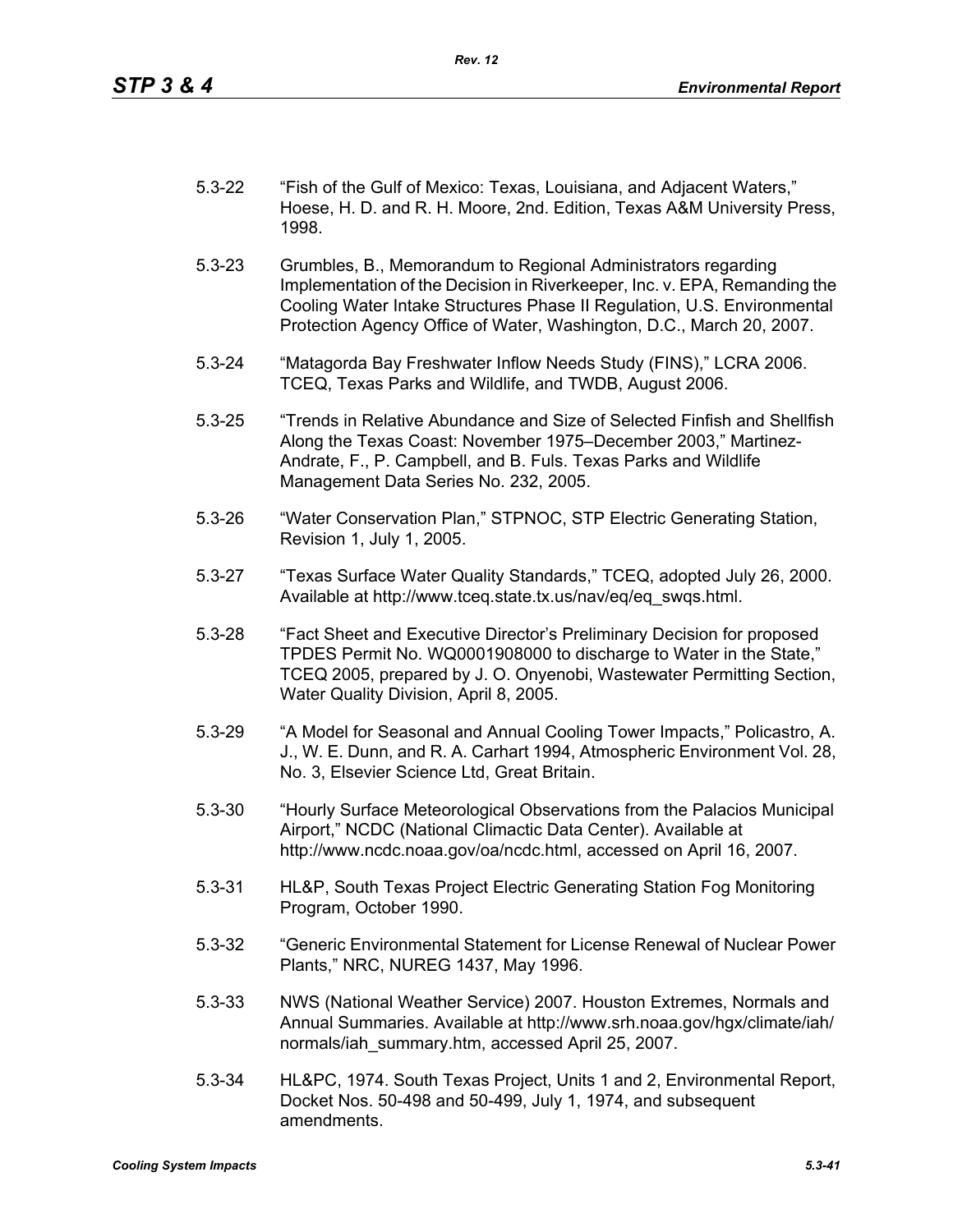5.3-22 "Fish of the Gulf of Mexico: Texas, Louisiana, and Adjacent Waters," Hoese, H. D. and R. H. Moore, 2nd. Edition, Texas A&M University Press, 1998.

5.3-23 Grumbles, B., Memorandum to Regional Administrators regarding Implementation of the Decision in Riverkeeper, Inc. v. EPA, Remanding the Cooling Water Intake Structures Phase II Regulation, U.S. Environmental Protection Agency Office of Water, Washington, D.C., March 20, 2007.

5.3-24 "Matagorda Bay Freshwater Inflow Needs Study (FINS)," LCRA 2006. TCEQ, Texas Parks and Wildlife, and TWDB, August 2006.

5.3-25 "Trends in Relative Abundance and Size of Selected Finfish and Shellfish Along the Texas Coast: November 1975–December 2003," Martinez-Andrate, F., P. Campbell, and B. Fuls. Texas Parks and Wildlife Management Data Series No. 232, 2005.

5.3-26 "Water Conservation Plan," STPNOC, STP Electric Generating Station, Revision 1, July 1, 2005.

5.3-27 "Texas Surface Water Quality Standards," TCEQ, adopted July 26, 2000. Available at http://www.tceq.state.tx.us/nav/eq/eq_swqs.html.

5.3-28 "Fact Sheet and Executive Director's Preliminary Decision for proposed TPDES Permit No. WQ0001908000 to discharge to Water in the State," TCEQ 2005, prepared by J. O. Onyenobi, Wastewater Permitting Section, Water Quality Division, April 8, 2005.

5.3-29 "A Model for Seasonal and Annual Cooling Tower Impacts," Policastro, A. J., W. E. Dunn, and R. A. Carhart 1994, Atmospheric Environment Vol. 28, No. 3, Elsevier Science Ltd, Great Britain.

5.3-30 "Hourly Surface Meteorological Observations from the Palacios Municipal Airport," NCDC (National Climactic Data Center). Available at http://www.ncdc.noaa.gov/oa/ncdc.html, accessed on April 16, 2007.

5.3-31 HL&P, South Texas Project Electric Generating Station Fog Monitoring Program, October 1990.

5.3-32 "Generic Environmental Statement for License Renewal of Nuclear Power Plants," NRC, NUREG 1437, May 1996.

5.3-33 NWS (National Weather Service) 2007. Houston Extremes, Normals and Annual Summaries. Available at http://www.srh.noaa.gov/hgx/climate/iah/normals/iah_summary.htm, accessed April 25, 2007.

5.3-34 HL&PC, 1974. South Texas Project, Units 1 and 2, Environmental Report, Docket Nos. 50-498 and 50-499, July 1, 1974, and subsequent amendments.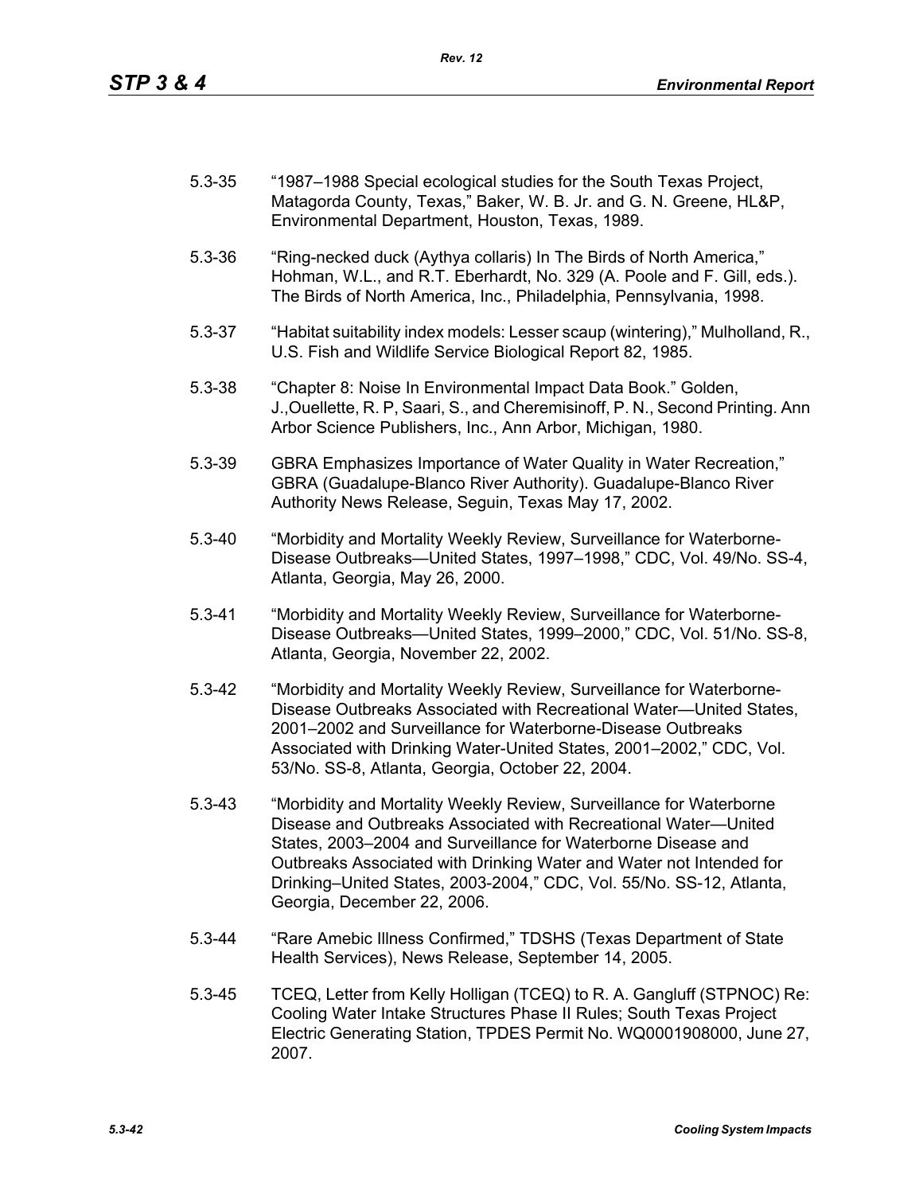5.3-35 "1987–1988 Special ecological studies for the South Texas Project, Matagorda County, Texas," Baker, W. B. Jr. and G. N. Greene, HL&P, Environmental Department, Houston, Texas, 1989.

5.3-36 "Ring-necked duck (Aythya collaris) In The Birds of North America," Hohman, W.L., and R.T. Eberhardt, No. 329 (A. Poole and F. Gill, eds.). The Birds of North America, Inc., Philadelphia, Pennsylvania, 1998.

5.3-37 "Habitat suitability index models: Lesser scaup (wintering)," Mulholland, R., U.S. Fish and Wildlife Service Biological Report 82, 1985.

5.3-38 "Chapter 8: Noise In Environmental Impact Data Book." Golden, J.,Ouellette, R. P, Saari, S., and Cheremisinoff, P. N., Second Printing. Ann Arbor Science Publishers, Inc., Ann Arbor, Michigan, 1980.

5.3-39 GBRA Emphasizes Importance of Water Quality in Water Recreation," GBRA (Guadalupe-Blanco River Authority). Guadalupe-Blanco River Authority News Release, Seguin, Texas May 17, 2002.

5.3-40 "Morbidity and Mortality Weekly Review, Surveillance for Waterborne-Disease Outbreaks—United States, 1997–1998," CDC, Vol. 49/No. SS-4, Atlanta, Georgia, May 26, 2000.

5.3-41 "Morbidity and Mortality Weekly Review, Surveillance for Waterborne-Disease Outbreaks—United States, 1999–2000," CDC, Vol. 51/No. SS-8, Atlanta, Georgia, November 22, 2002.

5.3-42 "Morbidity and Mortality Weekly Review, Surveillance for Waterborne-Disease Outbreaks Associated with Recreational Water—United States, 2001–2002 and Surveillance for Waterborne-Disease Outbreaks Associated with Drinking Water-United States, 2001–2002," CDC, Vol. 53/No. SS-8, Atlanta, Georgia, October 22, 2004.

5.3-43 "Morbidity and Mortality Weekly Review, Surveillance for Waterborne Disease and Outbreaks Associated with Recreational Water—United States, 2003–2004 and Surveillance for Waterborne Disease and Outbreaks Associated with Drinking Water and Water not Intended for Drinking–United States, 2003-2004," CDC, Vol. 55/No. SS-12, Atlanta, Georgia, December 22, 2006.

5.3-44 "Rare Amebic Illness Confirmed," TDSHS (Texas Department of State Health Services), News Release, September 14, 2005.

5.3-45 TCEQ, Letter from Kelly Holligan (TCEQ) to R. A. Gangluff (STPNOC) Re: Cooling Water Intake Structures Phase II Rules; South Texas Project Electric Generating Station, TPDES Permit No. WQ0001908000, June 27, 2007.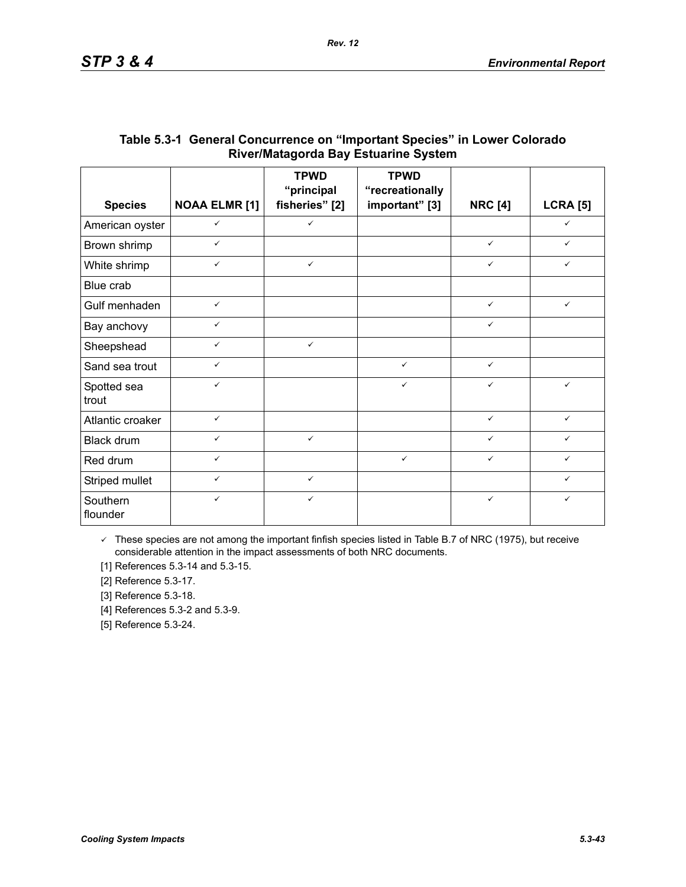## Table 5.3-1 General Concurrence on "Important Species" in Lower Colorado River/Matagorda Bay Estuarine System

| Species | NOAA ELMR [1] | TPWD "principal fisheries" [2] | TPWD "recreationally important" [3] | NRC [4] | LCRA [5] |
|---|---|---|---|---|---|
| American oyster | ✓ | ✓ | | | ✓ |
| Brown shrimp | ✓ | | | ✓ | ✓ |
| White shrimp | ✓ | ✓ | | ✓ | ✓ |
| Blue crab | | | | | |
| Gulf menhaden | ✓ | | | ✓ | ✓ |
| Bay anchovy | ✓ | | | ✓ | |
| Sheepshead | ✓ | ✓ | | | |
| Sand sea trout | ✓ | | ✓ | ✓ | |
| Spotted sea trout | ✓ | | ✓ | ✓ | ✓ |
| Atlantic croaker | ✓ | | | ✓ | ✓ |
| Black drum | ✓ | ✓ | | ✓ | ✓ |
| Red drum | ✓ | | ✓ | ✓ | ✓ |
| Striped mullet | ✓ | ✓ | | | ✓ |
| Southern flounder | ✓ | ✓ | | ✓ | ✓ |

✓ These species are not among the important finfish species listed in Table B.7 of NRC (1975), but receive considerable attention in the impact assessments of both NRC documents.

[1] References 5.3-14 and 5.3-15.

[2] Reference 5.3-17.

[3] Reference 5.3-18.

[4] References 5.3-2 and 5.3-9.

[5] Reference 5.3-24.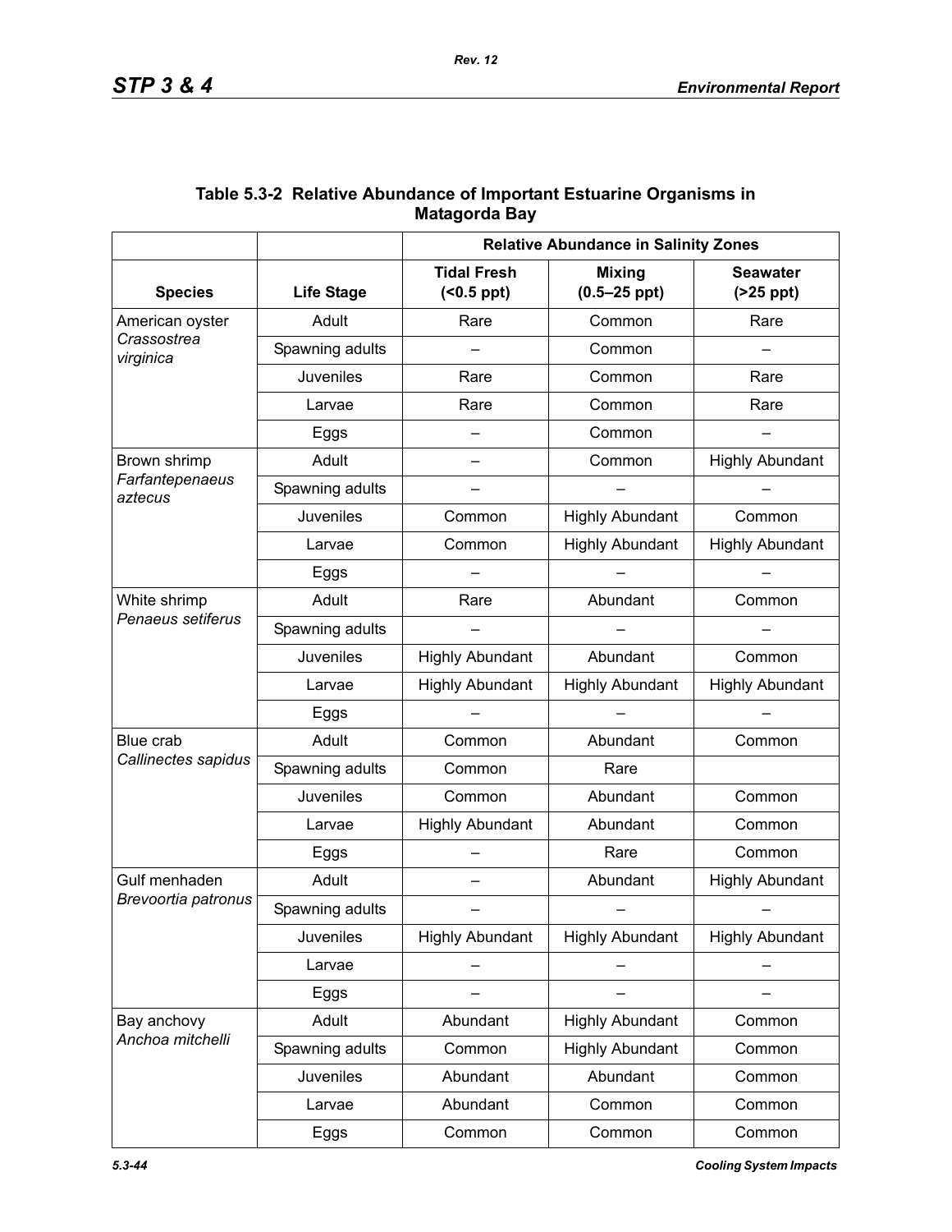**Table 5.3-2 Relative Abundance of Important Estuarine Organisms in Matagorda Bay**

| | | Relative Abundance in Salinity Zones | | |
|---|---|---|---|---|
| **Species** | **Life Stage** | **Tidal Fresh (<0.5 ppt)** | **Mixing (0.5–25 ppt)** | **Seawater (>25 ppt)** |
| American oyster *Crassostrea virginica* | Adult | Rare | Common | Rare |
| | Spawning adults | – | Common | – |
| | Juveniles | Rare | Common | Rare |
| | Larvae | Rare | Common | Rare |
| | Eggs | – | Common | – |
| Brown shrimp *Farfantepenaeus aztecus* | Adult | – | Common | Highly Abundant |
| | Spawning adults | – | – | – |
| | Juveniles | Common | Highly Abundant | Common |
| | Larvae | Common | Highly Abundant | Highly Abundant |
| | Eggs | – | – | – |
| White shrimp *Penaeus setiferus* | Adult | Rare | Abundant | Common |
| | Spawning adults | – | – | – |
| | Juveniles | Highly Abundant | Abundant | Common |
| | Larvae | Highly Abundant | Highly Abundant | Highly Abundant |
| | Eggs | – | – | – |
| Blue crab *Callinectes sapidus* | Adult | Common | Abundant | Common |
| | Spawning adults | Common | Rare | |
| | Juveniles | Common | Abundant | Common |
| | Larvae | Highly Abundant | Abundant | Common |
| | Eggs | – | Rare | Common |
| Gulf menhaden *Brevoortia patronus* | Adult | – | Abundant | Highly Abundant |
| | Spawning adults | – | – | – |
| | Juveniles | Highly Abundant | Highly Abundant | Highly Abundant |
| | Larvae | – | – | – |
| | Eggs | – | – | – |
| Bay anchovy *Anchoa mitchelli* | Adult | Abundant | Highly Abundant | Common |
| | Spawning adults | Common | Highly Abundant | Common |
| | Juveniles | Abundant | Abundant | Common |
| | Larvae | Abundant | Common | Common |
| | Eggs | Common | Common | Common |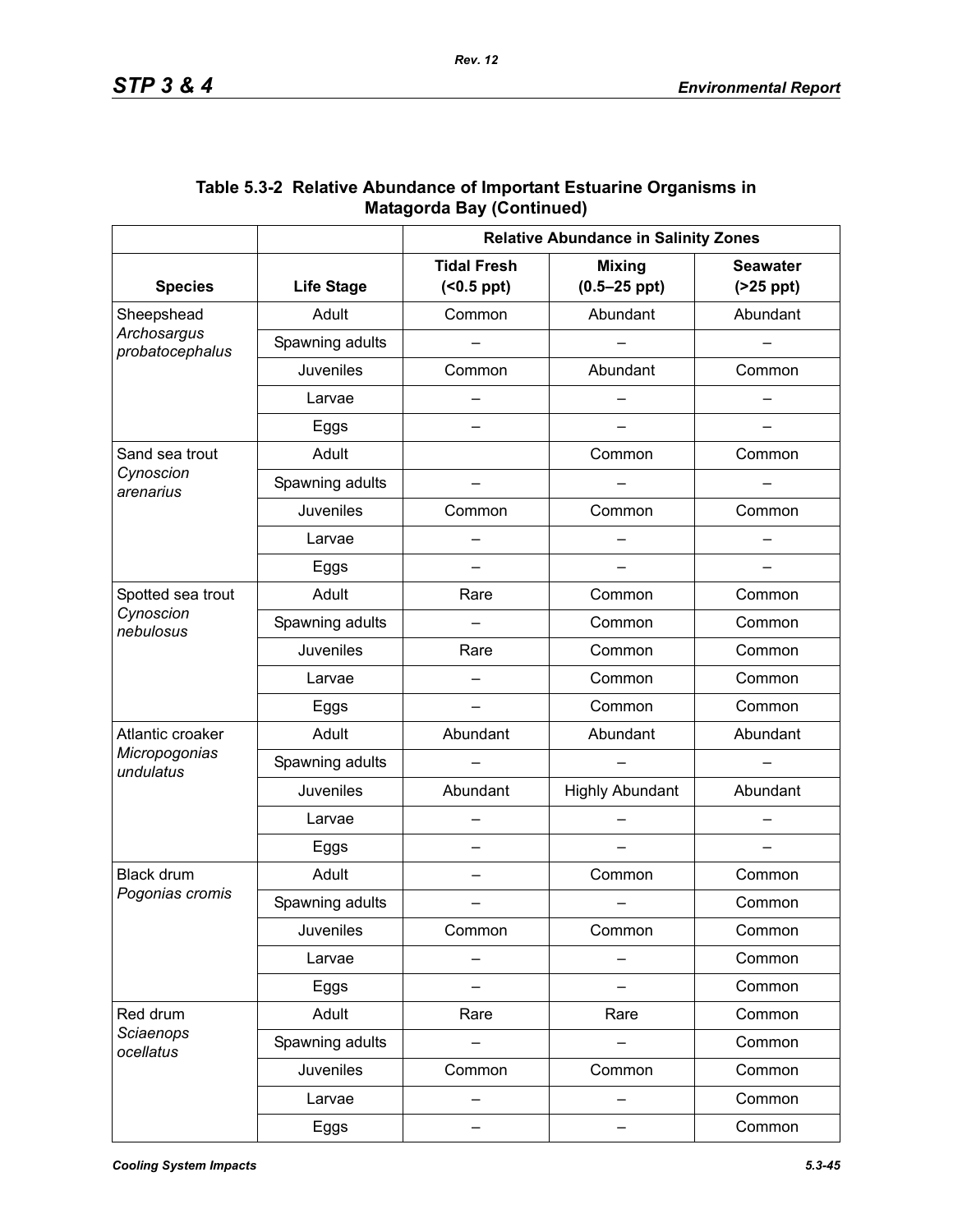**Table 5.3-2 Relative Abundance of Important Estuarine Organisms in Matagorda Bay (Continued)**

| | | Relative Abundance in Salinity Zones | | |
|---|---|---|---|---|
| **Species** | **Life Stage** | **Tidal Fresh (<0.5 ppt)** | **Mixing (0.5–25 ppt)** | **Seawater (>25 ppt)** |
| Sheepshead *Archosargus probatocephalus* | Adult | Common | Abundant | Abundant |
| | Spawning adults | – | – | – |
| | Juveniles | Common | Abundant | Common |
| | Larvae | – | – | – |
| | Eggs | – | – | – |
| Sand sea trout *Cynoscion arenarius* | Adult | | Common | Common |
| | Spawning adults | – | – | – |
| | Juveniles | Common | Common | Common |
| | Larvae | – | – | – |
| | Eggs | – | – | – |
| Spotted sea trout *Cynoscion nebulosus* | Adult | Rare | Common | Common |
| | Spawning adults | – | Common | Common |
| | Juveniles | Rare | Common | Common |
| | Larvae | – | Common | Common |
| | Eggs | – | Common | Common |
| Atlantic croaker *Micropogonias undulatus* | Adult | Abundant | Abundant | Abundant |
| | Spawning adults | – | – | – |
| | Juveniles | Abundant | Highly Abundant | Abundant |
| | Larvae | – | – | – |
| | Eggs | – | – | – |
| Black drum *Pogonias cromis* | Adult | – | Common | Common |
| | Spawning adults | – | – | Common |
| | Juveniles | Common | Common | Common |
| | Larvae | – | – | Common |
| | Eggs | – | – | Common |
| Red drum *Sciaenops ocellatus* | Adult | Rare | Rare | Common |
| | Spawning adults | – | – | Common |
| | Juveniles | Common | Common | Common |
| | Larvae | – | – | Common |
| | Eggs | – | – | Common |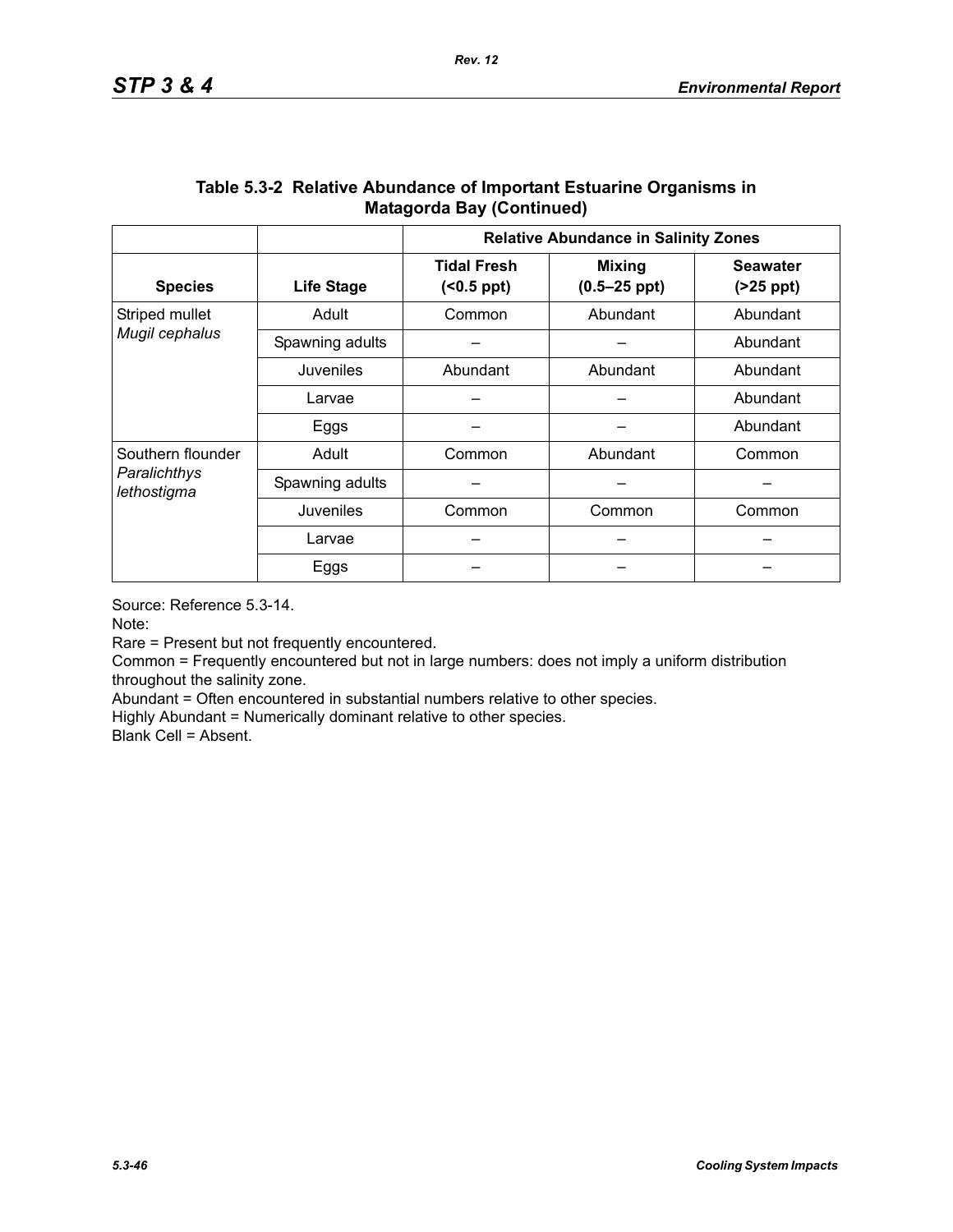**Table 5.3-2 Relative Abundance of Important Estuarine Organisms in Matagorda Bay (Continued)**

| | | Relative Abundance in Salinity Zones | | |
|---|---|---|---|---|
| **Species** | **Life Stage** | **Tidal Fresh (<0.5 ppt)** | **Mixing (0.5–25 ppt)** | **Seawater (>25 ppt)** |
| Striped mullet *Mugil cephalus* | Adult | Common | Abundant | Abundant |
| | Spawning adults | – | – | Abundant |
| | Juveniles | Abundant | Abundant | Abundant |
| | Larvae | – | – | Abundant |
| | Eggs | – | – | Abundant |
| Southern flounder *Paralichthys lethostigma* | Adult | Common | Abundant | Common |
| | Spawning adults | – | – | – |
| | Juveniles | Common | Common | Common |
| | Larvae | – | – | – |
| | Eggs | – | – | – |

Source: Reference 5.3-14.

Note:

Rare = Present but not frequently encountered.

Common = Frequently encountered but not in large numbers: does not imply a uniform distribution throughout the salinity zone.

Abundant = Often encountered in substantial numbers relative to other species.

Highly Abundant = Numerically dominant relative to other species.

Blank Cell = Absent.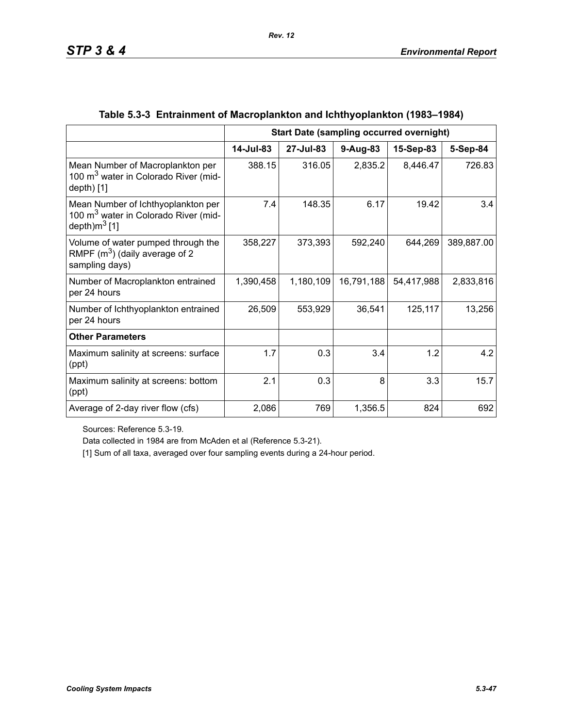**Table 5.3-3 Entrainment of Macroplankton and Ichthyoplankton (1983–1984)**

| | Start Date (sampling occurred overnight) | | | | |
|---|---|---|---|---|---|
| | 14-Jul-83 | 27-Jul-83 | 9-Aug-83 | 15-Sep-83 | 5-Sep-84 |
| Mean Number of Macroplankton per 100 $m^3$ water in Colorado River (mid-depth) [1] | 388.15 | 316.05 | 2,835.2 | 8,446.47 | 726.83 |
| Mean Number of Ichthyoplankton per 100 $m^3$ water in Colorado River (mid-depth)$m^3$ [1] | 7.4 | 148.35 | 6.17 | 19.42 | 3.4 |
| Volume of water pumped through the RMPF ($m^3$) (daily average of 2 sampling days) | 358,227 | 373,393 | 592,240 | 644,269 | 389,887.00 |
| Number of Macroplankton entrained per 24 hours | 1,390,458 | 1,180,109 | 16,791,188 | 54,417,988 | 2,833,816 |
| Number of Ichthyoplankton entrained per 24 hours | 26,509 | 553,929 | 36,541 | 125,117 | 13,256 |
| **Other Parameters** | | | | | |
| Maximum salinity at screens: surface (ppt) | 1.7 | 0.3 | 3.4 | 1.2 | 4.2 |
| Maximum salinity at screens: bottom (ppt) | 2.1 | 0.3 | 8 | 3.3 | 15.7 |
| Average of 2-day river flow (cfs) | 2,086 | 769 | 1,356.5 | 824 | 692 |

Sources: Reference 5.3-19.

Data collected in 1984 are from McAden et al (Reference 5.3-21).

[1] Sum of all taxa, averaged over four sampling events during a 24-hour period.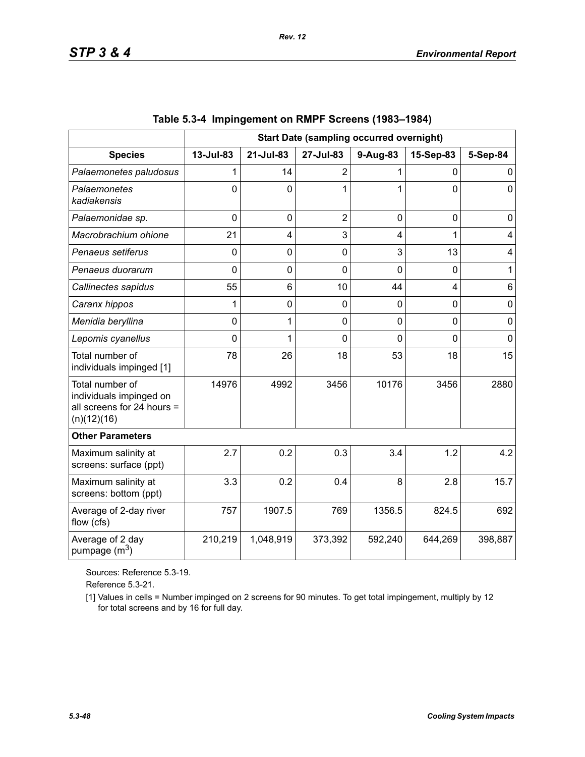**Table 5.3-4 Impingement on RMPF Screens (1983–1984)**

| | Start Date (sampling occurred overnight) | | | | | |
|---|---|---|---|---|---|---|
| **Species** | **13-Jul-83** | **21-Jul-83** | **27-Jul-83** | **9-Aug-83** | **15-Sep-83** | **5-Sep-84** |
| *Palaemonetes paludosus* | 1 | 14 | 2 | 1 | 0 | 0 |
| *Palaemonetes kadiakensis* | 0 | 0 | 1 | 1 | 0 | 0 |
| *Palaemonidae sp.* | 0 | 0 | 2 | 0 | 0 | 0 |
| *Macrobrachium ohione* | 21 | 4 | 3 | 4 | 1 | 4 |
| *Penaeus setiferus* | 0 | 0 | 0 | 3 | 13 | 4 |
| *Penaeus duorarum* | 0 | 0 | 0 | 0 | 0 | 1 |
| *Callinectes sapidus* | 55 | 6 | 10 | 44 | 4 | 6 |
| *Caranx hippos* | 1 | 0 | 0 | 0 | 0 | 0 |
| *Menidia beryllina* | 0 | 1 | 0 | 0 | 0 | 0 |
| *Lepomis cyanellus* | 0 | 1 | 0 | 0 | 0 | 0 |
| Total number of individuals impinged [1] | 78 | 26 | 18 | 53 | 18 | 15 |
| Total number of individuals impinged on all screens for 24 hours = (n)(12)(16) | 14976 | 4992 | 3456 | 10176 | 3456 | 2880 |
| **Other Parameters** | | | | | | |
| Maximum salinity at screens: surface (ppt) | 2.7 | 0.2 | 0.3 | 3.4 | 1.2 | 4.2 |
| Maximum salinity at screens: bottom (ppt) | 3.3 | 0.2 | 0.4 | 8 | 2.8 | 15.7 |
| Average of 2-day river flow (cfs) | 757 | 1907.5 | 769 | 1356.5 | 824.5 | 692 |
| Average of 2 day pumpage ($m^3$) | 210,219 | 1,048,919 | 373,392 | 592,240 | 644,269 | 398,887 |

Sources: Reference 5.3-19.

Reference 5.3-21.

[1] Values in cells = Number impinged on 2 screens for 90 minutes. To get total impingement, multiply by 12 for total screens and by 16 for full day.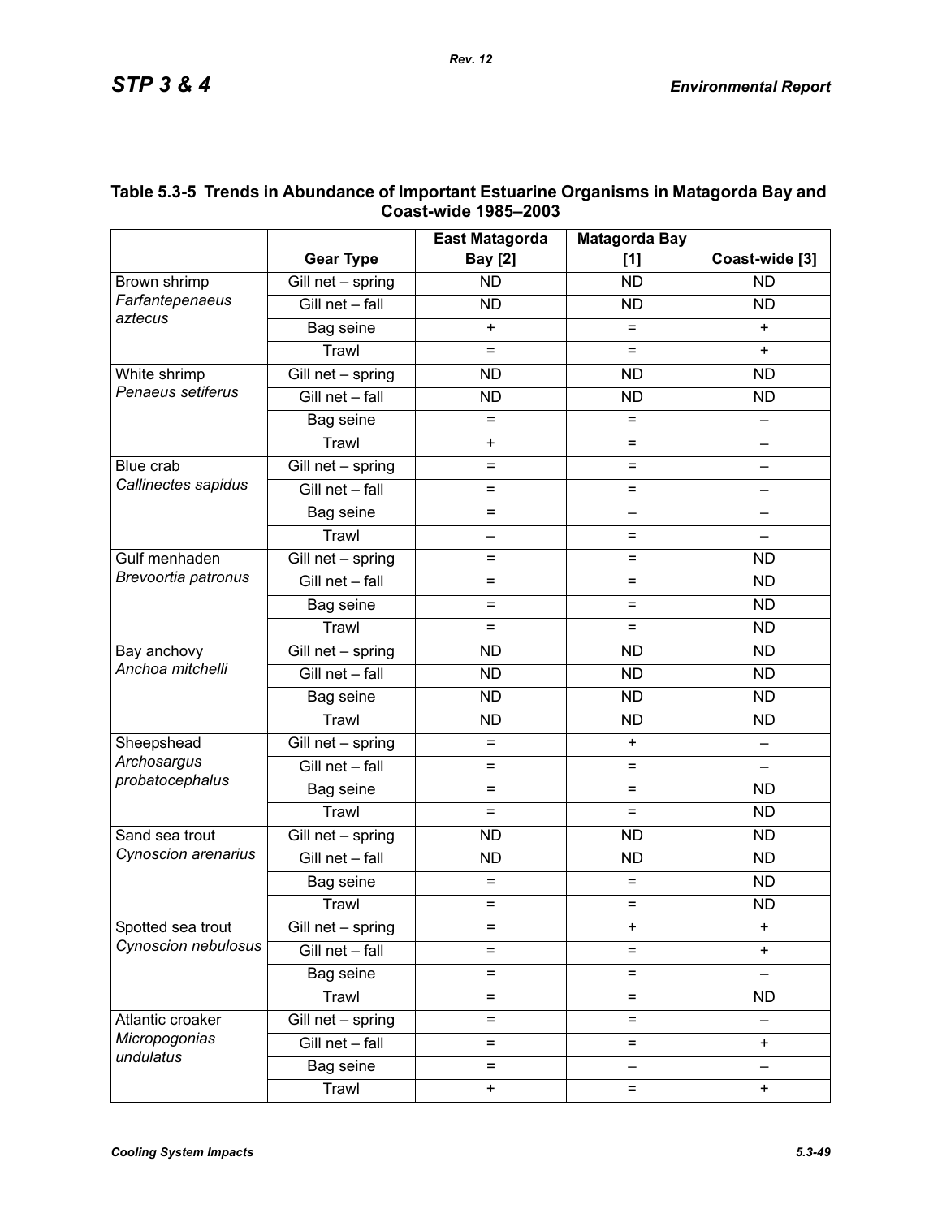**Table 5.3-5 Trends in Abundance of Important Estuarine Organisms in Matagorda Bay and Coast-wide 1985–2003**

| | Gear Type | East Matagorda Bay [2] | Matagorda Bay [1] | Coast-wide [3] |
|---|---|---|---|---|
| Brown shrimp *Farfantepenaeus aztecus* | Gill net – spring | ND | ND | ND |
| | Gill net – fall | ND | ND | ND |
| | Bag seine | + | = | + |
| | Trawl | = | = | + |
| White shrimp *Penaeus setiferus* | Gill net – spring | ND | ND | ND |
| | Gill net – fall | ND | ND | ND |
| | Bag seine | = | = | – |
| | Trawl | + | = | – |
| Blue crab *Callinectes sapidus* | Gill net – spring | = | = | – |
| | Gill net – fall | = | = | – |
| | Bag seine | = | – | – |
| | Trawl | – | = | – |
| Gulf menhaden *Brevoortia patronus* | Gill net – spring | = | = | ND |
| | Gill net – fall | = | = | ND |
| | Bag seine | = | = | ND |
| | Trawl | = | = | ND |
| Bay anchovy *Anchoa mitchelli* | Gill net – spring | ND | ND | ND |
| | Gill net – fall | ND | ND | ND |
| | Bag seine | ND | ND | ND |
| | Trawl | ND | ND | ND |
| Sheepshead *Archosargus probatocephalus* | Gill net – spring | = | + | – |
| | Gill net – fall | = | = | – |
| | Bag seine | = | = | ND |
| | Trawl | = | = | ND |
| Sand sea trout *Cynoscion arenarius* | Gill net – spring | ND | ND | ND |
| | Gill net – fall | ND | ND | ND |
| | Bag seine | = | = | ND |
| | Trawl | = | = | ND |
| Spotted sea trout *Cynoscion nebulosus* | Gill net – spring | = | + | + |
| | Gill net – fall | = | = | + |
| | Bag seine | = | = | – |
| | Trawl | = | = | ND |
| Atlantic croaker *Micropogonias undulatus* | Gill net – spring | = | = | – |
| | Gill net – fall | = | = | + |
| | Bag seine | = | – | – |
| | Trawl | + | = | + |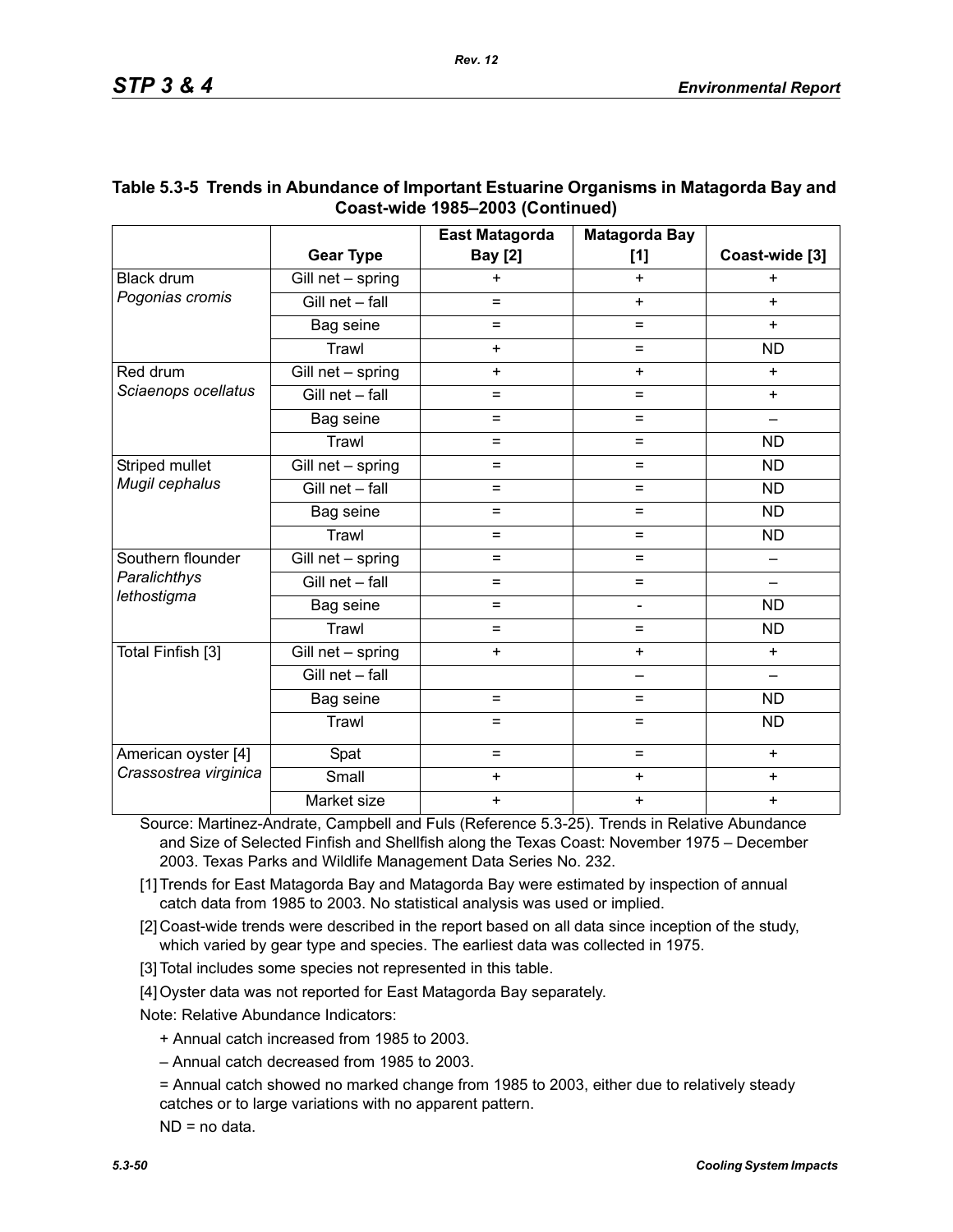## Table 5.3-5 Trends in Abundance of Important Estuarine Organisms in Matagorda Bay and Coast-wide 1985–2003 (Continued)

| | Gear Type | East Matagorda Bay [2] | Matagorda Bay [1] | Coast-wide [3] |
|---|---|---|---|---|
| Black drum *Pogonias cromis* | Gill net – spring | + | + | + |
| | Gill net – fall | = | + | + |
| | Bag seine | = | = | + |
| | Trawl | + | = | ND |
| Red drum *Sciaenops ocellatus* | Gill net – spring | + | + | + |
| | Gill net – fall | = | = | + |
| | Bag seine | = | = | – |
| | Trawl | = | = | ND |
| Striped mullet *Mugil cephalus* | Gill net – spring | = | = | ND |
| | Gill net – fall | = | = | ND |
| | Bag seine | = | = | ND |
| | Trawl | = | = | ND |
| Southern flounder *Paralichthys lethostigma* | Gill net – spring | = | = | – |
| | Gill net – fall | = | = | – |
| | Bag seine | = | - | ND |
| | Trawl | = | = | ND |
| Total Finfish [3] | Gill net – spring | + | + | + |
| | Gill net – fall | | – | – |
| | Bag seine | = | = | ND |
| | Trawl | = | = | ND |
| American oyster [4] *Crassostrea virginica* | Spat | = | = | + |
| | Small | + | + | + |
| | Market size | + | + | + |

Source: Martinez-Andrate, Campbell and Fuls (Reference 5.3-25). Trends in Relative Abundance and Size of Selected Finfish and Shellfish along the Texas Coast: November 1975 – December 2003. Texas Parks and Wildlife Management Data Series No. 232.

[1] Trends for East Matagorda Bay and Matagorda Bay were estimated by inspection of annual catch data from 1985 to 2003. No statistical analysis was used or implied.

[2] Coast-wide trends were described in the report based on all data since inception of the study, which varied by gear type and species. The earliest data was collected in 1975.

[3] Total includes some species not represented in this table.

[4] Oyster data was not reported for East Matagorda Bay separately.

Note: Relative Abundance Indicators:

+ Annual catch increased from 1985 to 2003.

– Annual catch decreased from 1985 to 2003.

= Annual catch showed no marked change from 1985 to 2003, either due to relatively steady catches or to large variations with no apparent pattern.

ND = no data.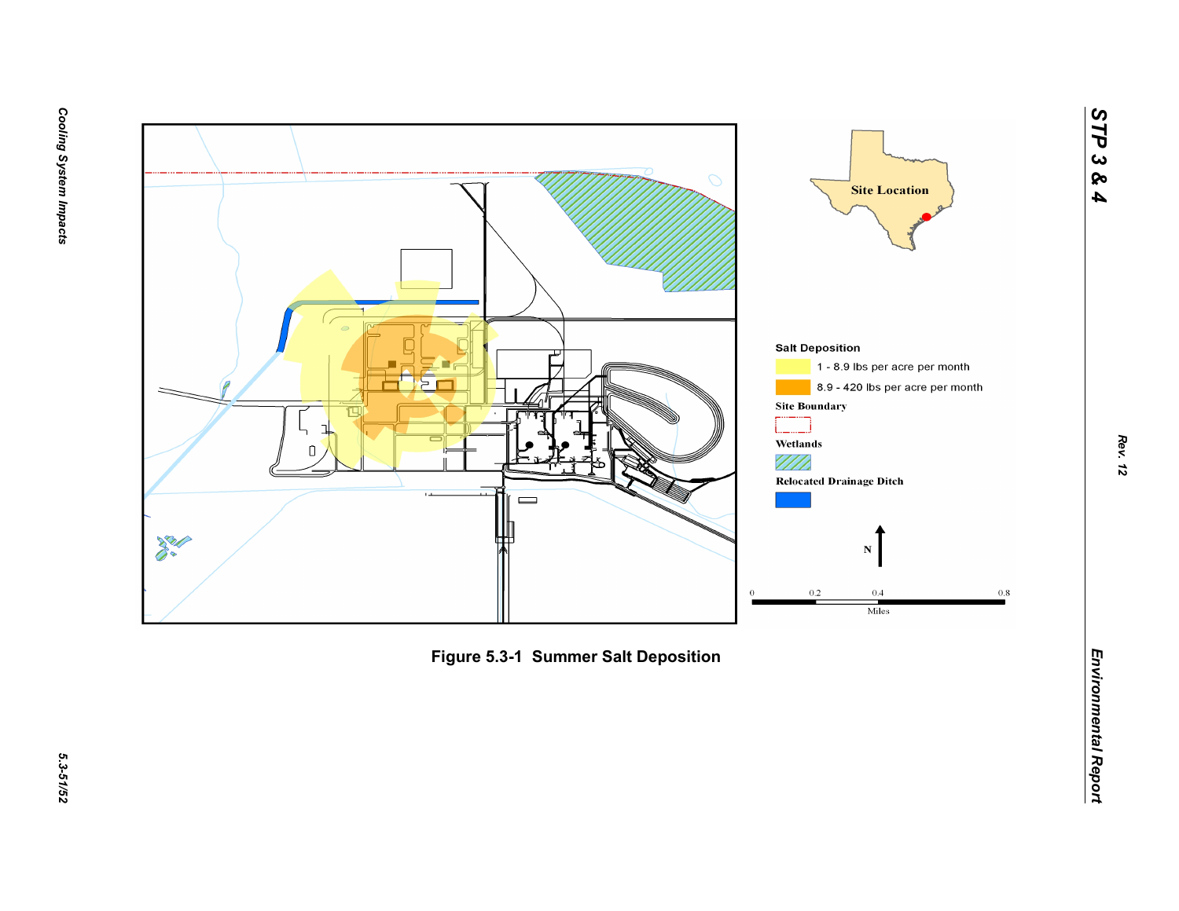Site Location

Salt Deposition

1 - 8.9 lbs per acre per month

8.9 - 420 lbs per acre per month

Site Boundary

Wetlands

Relocated Drainage Ditch

N

0 0.2 0.4 0.8

Miles

Figure 5.3-1 Summer Salt Deposition